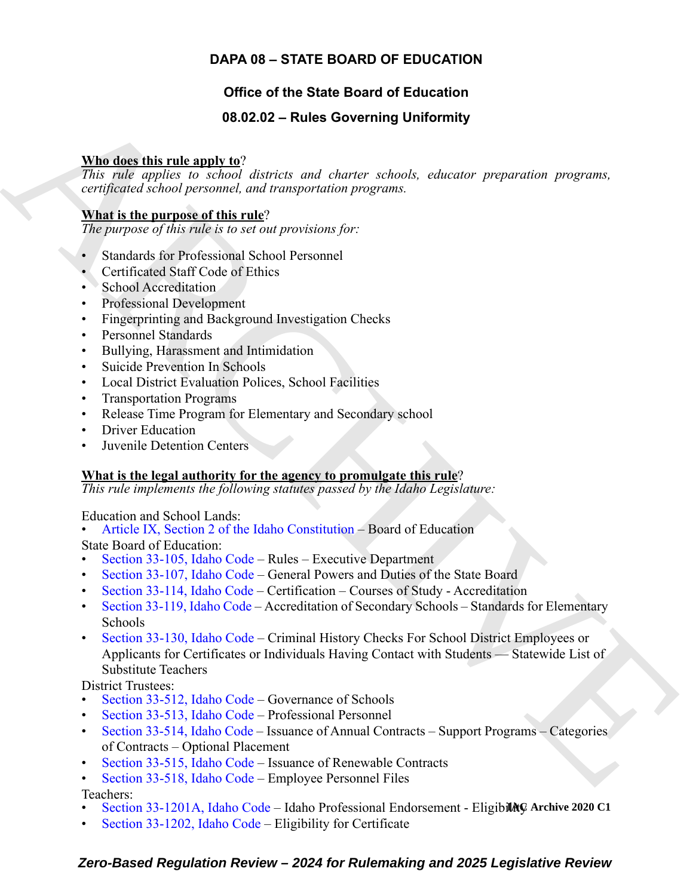# DAPA 08 – STATE BOARD OF EDUCATION

## Office of the State Board of Education

## 08.02.02 – Rules Governing Uniformity

**Who does this rule apply to?**
*This rule applies to school districts and charter schools, educator preparation programs, certificated school personnel, and transportation programs.*

**What is the purpose of this rule?**
*The purpose of this rule is to set out provisions for:*

- Standards for Professional School Personnel
- Certificated Staff Code of Ethics
- School Accreditation
- Professional Development
- Fingerprinting and Background Investigation Checks
- Personnel Standards
- Bullying, Harassment and Intimidation
- Suicide Prevention In Schools
- Local District Evaluation Polices, School Facilities
- Transportation Programs
- Release Time Program for Elementary and Secondary school
- Driver Education
- Juvenile Detention Centers

**What is the legal authority for the agency to promulgate this rule?**
*This rule implements the following statutes passed by the Idaho Legislature:*

Education and School Lands:
- Article IX, Section 2 of the Idaho Constitution – Board of Education

State Board of Education:
- Section 33-105, Idaho Code – Rules – Executive Department
- Section 33-107, Idaho Code – General Powers and Duties of the State Board
- Section 33-114, Idaho Code – Certification – Courses of Study - Accreditation
- Section 33-119, Idaho Code – Accreditation of Secondary Schools – Standards for Elementary Schools
- Section 33-130, Idaho Code – Criminal History Checks For School District Employees or Applicants for Certificates or Individuals Having Contact with Students — Statewide List of Substitute Teachers

District Trustees:
- Section 33-512, Idaho Code – Governance of Schools
- Section 33-513, Idaho Code – Professional Personnel
- Section 33-514, Idaho Code – Issuance of Annual Contracts – Support Programs – Categories of Contracts – Optional Placement
- Section 33-515, Idaho Code – Issuance of Renewable Contracts
- Section 33-518, Idaho Code – Employee Personnel Files

Teachers:
- Section 33-1201A, Idaho Code – Idaho Professional Endorsement - Eligibility
- Section 33-1202, Idaho Code – Eligibility for Certificate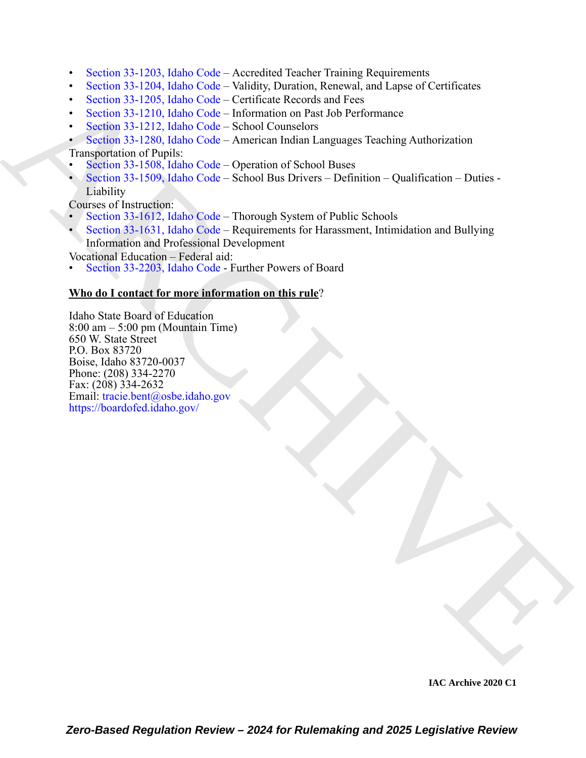- Section 33-1203, Idaho Code – Accredited Teacher Training Requirements
- Section 33-1204, Idaho Code – Validity, Duration, Renewal, and Lapse of Certificates
- Section 33-1205, Idaho Code – Certificate Records and Fees
- Section 33-1210, Idaho Code – Information on Past Job Performance
- Section 33-1212, Idaho Code – School Counselors
- Section 33-1280, Idaho Code – American Indian Languages Teaching Authorization

Transportation of Pupils:

- Section 33-1508, Idaho Code – Operation of School Buses
- Section 33-1509, Idaho Code – School Bus Drivers – Definition – Qualification – Duties - Liability

Courses of Instruction:

- Section 33-1612, Idaho Code – Thorough System of Public Schools
- Section 33-1631, Idaho Code – Requirements for Harassment, Intimidation and Bullying Information and Professional Development

Vocational Education – Federal aid:

- Section 33-2203, Idaho Code - Further Powers of Board

**Who do I contact for more information on this rule**?

Idaho State Board of Education
8:00 am – 5:00 pm (Mountain Time)
650 W. State Street
P.O. Box 83720
Boise, Idaho 83720-0037
Phone: (208) 334-2270
Fax: (208) 334-2632
Email: tracie.bent@osbe.idaho.gov
https://boardofed.idaho.gov/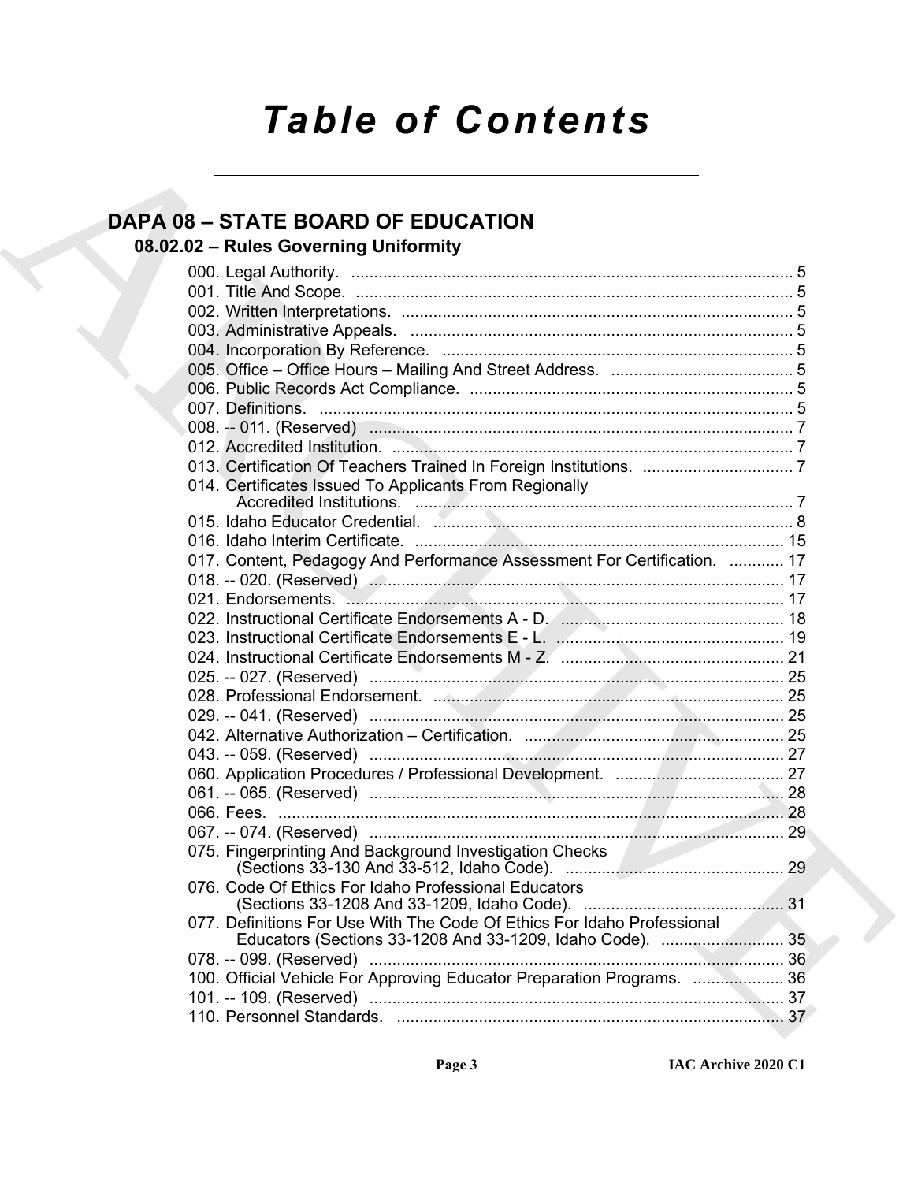# Table of Contents

## DAPA 08 – STATE BOARD OF EDUCATION

### 08.02.02 – Rules Governing Uniformity

000. Legal Authority. ..... 5
001. Title And Scope. ..... 5
002. Written Interpretations. ..... 5
003. Administrative Appeals. ..... 5
004. Incorporation By Reference. ..... 5
005. Office – Office Hours – Mailing And Street Address. ..... 5
006. Public Records Act Compliance. ..... 5
007. Definitions. ..... 5
008. -- 011. (Reserved) ..... 7
012. Accredited Institution. ..... 7
013. Certification Of Teachers Trained In Foreign Institutions. ..... 7
014. Certificates Issued To Applicants From Regionally Accredited Institutions. ..... 7
015. Idaho Educator Credential. ..... 8
016. Idaho Interim Certificate. ..... 15
017. Content, Pedagogy And Performance Assessment For Certification. ..... 17
018. -- 020. (Reserved) ..... 17
021. Endorsements. ..... 17
022. Instructional Certificate Endorsements A - D. ..... 18
023. Instructional Certificate Endorsements E - L. ..... 19
024. Instructional Certificate Endorsements M - Z. ..... 21
025. -- 027. (Reserved) ..... 25
028. Professional Endorsement. ..... 25
029. -- 041. (Reserved) ..... 25
042. Alternative Authorization – Certification. ..... 25
043. -- 059. (Reserved) ..... 27
060. Application Procedures / Professional Development. ..... 27
061. -- 065. (Reserved) ..... 28
066. Fees. ..... 28
067. -- 074. (Reserved) ..... 29
075. Fingerprinting And Background Investigation Checks (Sections 33-130 And 33-512, Idaho Code). ..... 29
076. Code Of Ethics For Idaho Professional Educators (Sections 33-1208 And 33-1209, Idaho Code). ..... 31
077. Definitions For Use With The Code Of Ethics For Idaho Professional Educators (Sections 33-1208 And 33-1209, Idaho Code). ..... 35
078. -- 099. (Reserved) ..... 36
100. Official Vehicle For Approving Educator Preparation Programs. ..... 36
101. -- 109. (Reserved) ..... 37
110. Personnel Standards. ..... 37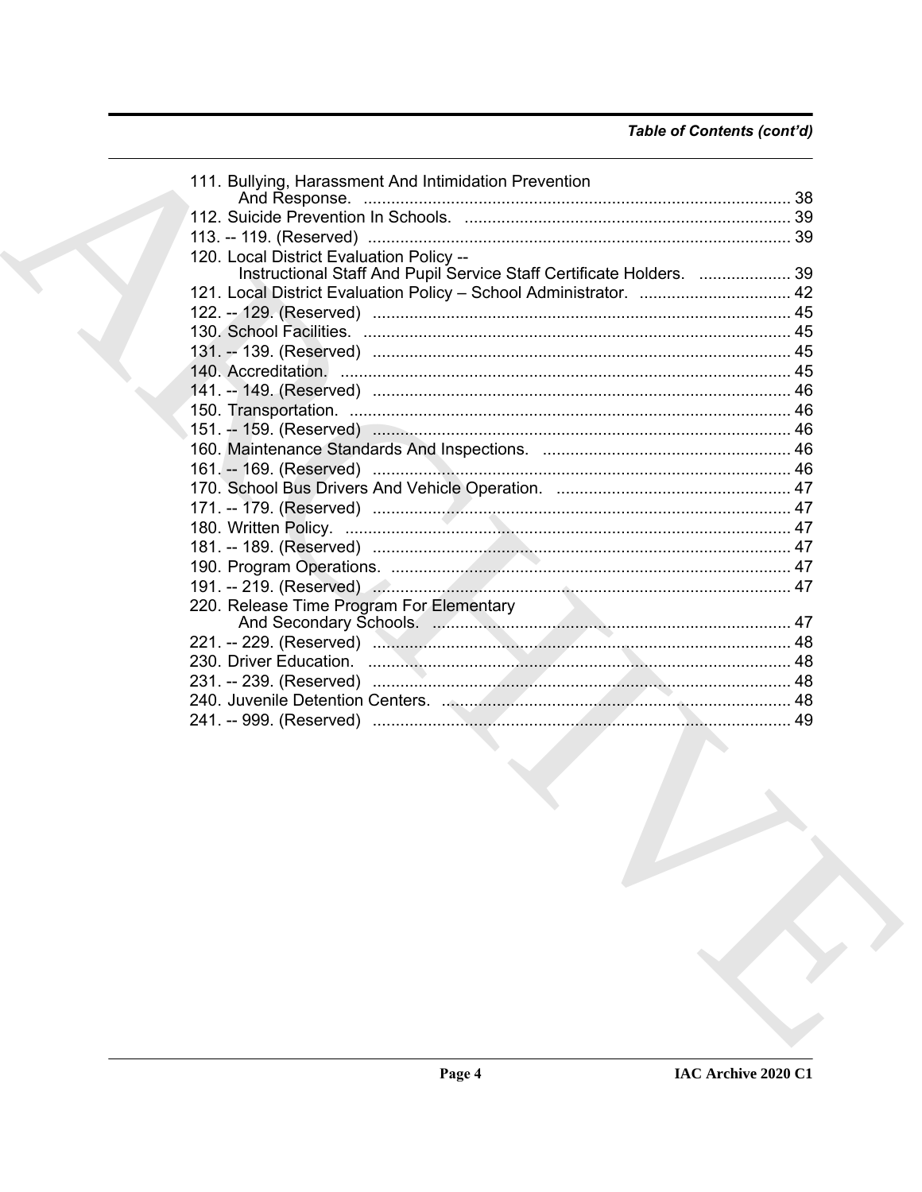*Table of Contents (cont'd)*

111. Bullying, Harassment And Intimidation Prevention And Response. ... 38
112. Suicide Prevention In Schools. ... 39
113. -- 119. (Reserved) ... 39
120. Local District Evaluation Policy -- Instructional Staff And Pupil Service Staff Certificate Holders. ... 39
121. Local District Evaluation Policy – School Administrator. ... 42
122. -- 129. (Reserved) ... 45
130. School Facilities. ... 45
131. -- 139. (Reserved) ... 45
140. Accreditation. ... 45
141. -- 149. (Reserved) ... 46
150. Transportation. ... 46
151. -- 159. (Reserved) ... 46
160. Maintenance Standards And Inspections. ... 46
161. -- 169. (Reserved) ... 46
170. School Bus Drivers And Vehicle Operation. ... 47
171. -- 179. (Reserved) ... 47
180. Written Policy. ... 47
181. -- 189. (Reserved) ... 47
190. Program Operations. ... 47
191. -- 219. (Reserved) ... 47
220. Release Time Program For Elementary And Secondary Schools. ... 47
221. -- 229. (Reserved) ... 48
230. Driver Education. ... 48
231. -- 239. (Reserved) ... 48
240. Juvenile Detention Centers. ... 48
241. -- 999. (Reserved) ... 49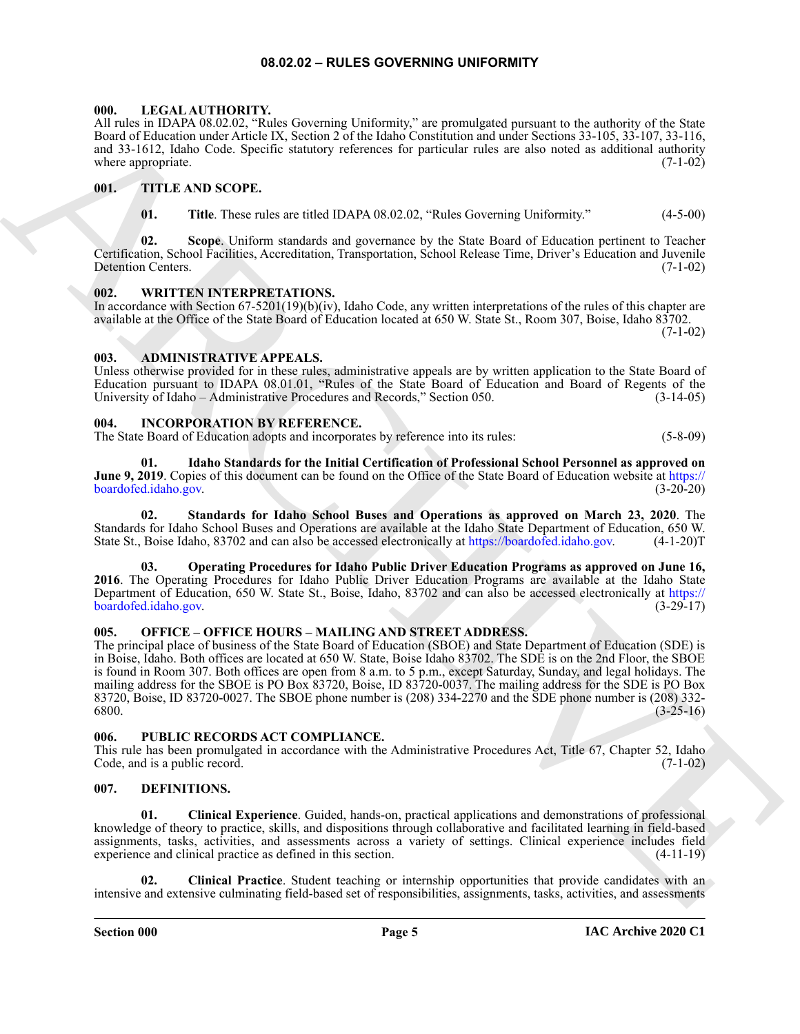# 08.02.02 – RULES GOVERNING UNIFORMITY

### 000. LEGAL AUTHORITY.

All rules in IDAPA 08.02.02, "Rules Governing Uniformity," are promulgated pursuant to the authority of the State Board of Education under Article IX, Section 2 of the Idaho Constitution and under Sections 33-105, 33-107, 33-116, and 33-1612, Idaho Code. Specific statutory references for particular rules are also noted as additional authority where appropriate. (7-1-02)

### 001. TITLE AND SCOPE.

**01. Title**. These rules are titled IDAPA 08.02.02, "Rules Governing Uniformity." (4-5-00)

**02. Scope**. Uniform standards and governance by the State Board of Education pertinent to Teacher Certification, School Facilities, Accreditation, Transportation, School Release Time, Driver's Education and Juvenile Detention Centers. (7-1-02)

### 002. WRITTEN INTERPRETATIONS.

In accordance with Section 67-5201(19)(b)(iv), Idaho Code, any written interpretations of the rules of this chapter are available at the Office of the State Board of Education located at 650 W. State St., Room 307, Boise, Idaho 83702. (7-1-02)

### 003. ADMINISTRATIVE APPEALS.

Unless otherwise provided for in these rules, administrative appeals are by written application to the State Board of Education pursuant to IDAPA 08.01.01, "Rules of the State Board of Education and Board of Regents of the University of Idaho – Administrative Procedures and Records," Section 050. (3-14-05)

### 004. INCORPORATION BY REFERENCE.

The State Board of Education adopts and incorporates by reference into its rules: (5-8-09)

**01. Idaho Standards for the Initial Certification of Professional School Personnel as approved on June 9, 2019**. Copies of this document can be found on the Office of the State Board of Education website at https://boardofed.idaho.gov. (3-20-20)

**02. Standards for Idaho School Buses and Operations as approved on March 23, 2020**. The Standards for Idaho School Buses and Operations are available at the Idaho State Department of Education, 650 W. State St., Boise Idaho, 83702 and can also be accessed electronically at https://boardofed.idaho.gov. (4-1-20)T

**03. Operating Procedures for Idaho Public Driver Education Programs as approved on June 16, 2016**. The Operating Procedures for Idaho Public Driver Education Programs are available at the Idaho State Department of Education, 650 W. State St., Boise, Idaho, 83702 and can also be accessed electronically at https://boardofed.idaho.gov. (3-29-17)

### 005. OFFICE – OFFICE HOURS – MAILING AND STREET ADDRESS.

The principal place of business of the State Board of Education (SBOE) and State Department of Education (SDE) is in Boise, Idaho. Both offices are located at 650 W. State, Boise Idaho 83702. The SDE is on the 2nd Floor, the SBOE is found in Room 307. Both offices are open from 8 a.m. to 5 p.m., except Saturday, Sunday, and legal holidays. The mailing address for the SBOE is PO Box 83720, Boise, ID 83720-0037. The mailing address for the SDE is PO Box 83720, Boise, ID 83720-0027. The SBOE phone number is (208) 334-2270 and the SDE phone number is (208) 332-6800. (3-25-16)

### 006. PUBLIC RECORDS ACT COMPLIANCE.

This rule has been promulgated in accordance with the Administrative Procedures Act, Title 67, Chapter 52, Idaho Code, and is a public record. (7-1-02)

### 007. DEFINITIONS.

**01. Clinical Experience**. Guided, hands-on, practical applications and demonstrations of professional knowledge of theory to practice, skills, and dispositions through collaborative and facilitated learning in field-based assignments, tasks, activities, and assessments across a variety of settings. Clinical experience includes field experience and clinical practice as defined in this section. (4-11-19)

**02. Clinical Practice**. Student teaching or internship opportunities that provide candidates with an intensive and extensive culminating field-based set of responsibilities, assignments, tasks, activities, and assessments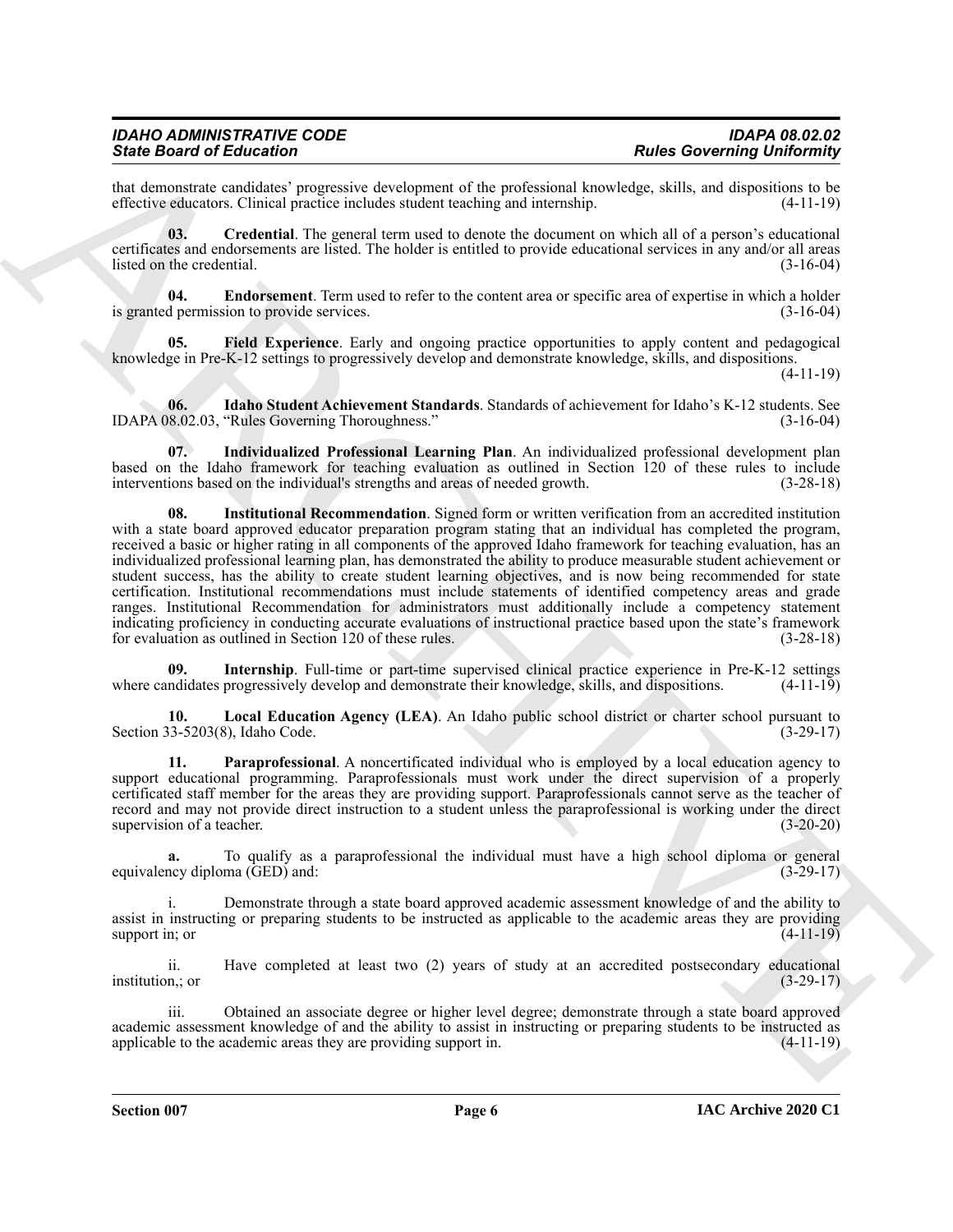that demonstrate candidates' progressive development of the professional knowledge, skills, and dispositions to be effective educators. Clinical practice includes student teaching and internship. (4-11-19)

**03. Credential**. The general term used to denote the document on which all of a person's educational certificates and endorsements are listed. The holder is entitled to provide educational services in any and/or all areas listed on the credential. (3-16-04)

**04. Endorsement**. Term used to refer to the content area or specific area of expertise in which a holder is granted permission to provide services. (3-16-04)

**05. Field Experience**. Early and ongoing practice opportunities to apply content and pedagogical knowledge in Pre-K-12 settings to progressively develop and demonstrate knowledge, skills, and dispositions. (4-11-19)

**06. Idaho Student Achievement Standards**. Standards of achievement for Idaho's K-12 students. See IDAPA 08.02.03, "Rules Governing Thoroughness." (3-16-04)

**07. Individualized Professional Learning Plan**. An individualized professional development plan based on the Idaho framework for teaching evaluation as outlined in Section 120 of these rules to include interventions based on the individual's strengths and areas of needed growth. (3-28-18)

**08. Institutional Recommendation**. Signed form or written verification from an accredited institution with a state board approved educator preparation program stating that an individual has completed the program, received a basic or higher rating in all components of the approved Idaho framework for teaching evaluation, has an individualized professional learning plan, has demonstrated the ability to produce measurable student achievement or student success, has the ability to create student learning objectives, and is now being recommended for state certification. Institutional recommendations must include statements of identified competency areas and grade ranges. Institutional Recommendation for administrators must additionally include a competency statement indicating proficiency in conducting accurate evaluations of instructional practice based upon the state's framework for evaluation as outlined in Section 120 of these rules. (3-28-18)

**09. Internship**. Full-time or part-time supervised clinical practice experience in Pre-K-12 settings where candidates progressively develop and demonstrate their knowledge, skills, and dispositions. (4-11-19)

**10. Local Education Agency (LEA)**. An Idaho public school district or charter school pursuant to Section 33-5203(8), Idaho Code. (3-29-17)

**11. Paraprofessional**. A noncertificated individual who is employed by a local education agency to support educational programming. Paraprofessionals must work under the direct supervision of a properly certificated staff member for the areas they are providing support. Paraprofessionals cannot serve as the teacher of record and may not provide direct instruction to a student unless the paraprofessional is working under the direct supervision of a teacher. (3-20-20)

**a.** To qualify as a paraprofessional the individual must have a high school diploma or general equivalency diploma (GED) and: (3-29-17)

i. Demonstrate through a state board approved academic assessment knowledge of and the ability to assist in instructing or preparing students to be instructed as applicable to the academic areas they are providing support in; or (4-11-19)

ii. Have completed at least two (2) years of study at an accredited postsecondary educational institution,; or (3-29-17)

iii. Obtained an associate degree or higher level degree; demonstrate through a state board approved academic assessment knowledge of and the ability to assist in instructing or preparing students to be instructed as applicable to the academic areas they are providing support in. (4-11-19)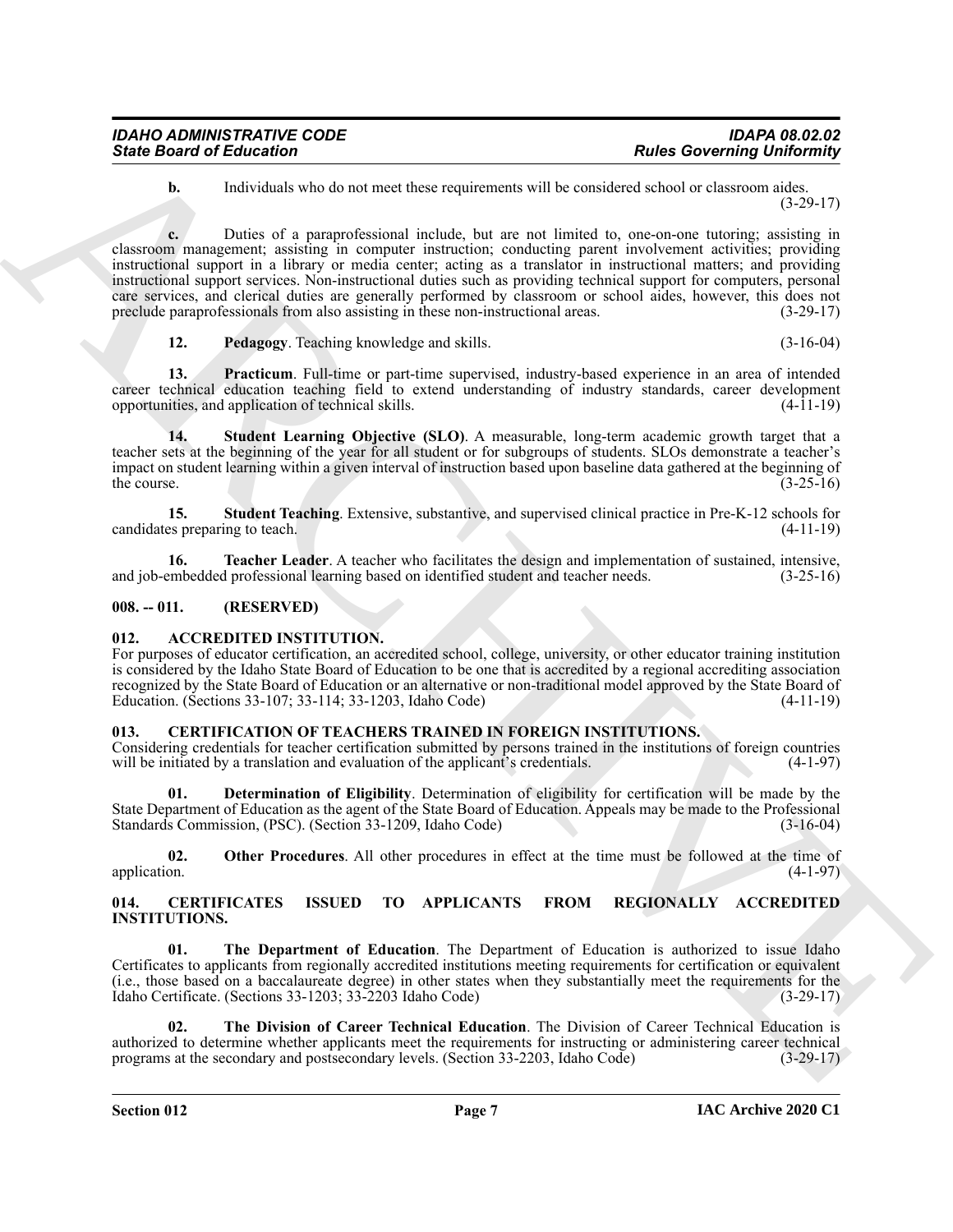**b.** Individuals who do not meet these requirements will be considered school or classroom aides. (3-29-17)

**c.** Duties of a paraprofessional include, but are not limited to, one-on-one tutoring; assisting in classroom management; assisting in computer instruction; conducting parent involvement activities; providing instructional support in a library or media center; acting as a translator in instructional matters; and providing instructional support services. Non-instructional duties such as providing technical support for computers, personal care services, and clerical duties are generally performed by classroom or school aides, however, this does not preclude paraprofessionals from also assisting in these non-instructional areas. (3-29-17)

**12. Pedagogy**. Teaching knowledge and skills. (3-16-04)

**13. Practicum**. Full-time or part-time supervised, industry-based experience in an area of intended career technical education teaching field to extend understanding of industry standards, career development opportunities, and application of technical skills. (4-11-19)

**14. Student Learning Objective (SLO)**. A measurable, long-term academic growth target that a teacher sets at the beginning of the year for all student or for subgroups of students. SLOs demonstrate a teacher's impact on student learning within a given interval of instruction based upon baseline data gathered at the beginning of the course. (3-25-16)

**15. Student Teaching**. Extensive, substantive, and supervised clinical practice in Pre-K-12 schools for candidates preparing to teach. (4-11-19)

**16. Teacher Leader**. A teacher who facilitates the design and implementation of sustained, intensive, and job-embedded professional learning based on identified student and teacher needs. (3-25-16)

## 008. -- 011. (RESERVED)

## 012. ACCREDITED INSTITUTION.

For purposes of educator certification, an accredited school, college, university, or other educator training institution is considered by the Idaho State Board of Education to be one that is accredited by a regional accrediting association recognized by the State Board of Education or an alternative or non-traditional model approved by the State Board of Education. (Sections 33-107; 33-114; 33-1203, Idaho Code) (4-11-19)

## 013. CERTIFICATION OF TEACHERS TRAINED IN FOREIGN INSTITUTIONS.

Considering credentials for teacher certification submitted by persons trained in the institutions of foreign countries will be initiated by a translation and evaluation of the applicant's credentials. (4-1-97)

**01. Determination of Eligibility**. Determination of eligibility for certification will be made by the State Department of Education as the agent of the State Board of Education. Appeals may be made to the Professional Standards Commission, (PSC). (Section 33-1209, Idaho Code) (3-16-04)

**02. Other Procedures**. All other procedures in effect at the time must be followed at the time of application. (4-1-97)

## 014. CERTIFICATES ISSUED TO APPLICANTS FROM REGIONALLY ACCREDITED INSTITUTIONS.

**01. The Department of Education**. The Department of Education is authorized to issue Idaho Certificates to applicants from regionally accredited institutions meeting requirements for certification or equivalent (i.e., those based on a baccalaureate degree) in other states when they substantially meet the requirements for the Idaho Certificate. (Sections 33-1203; 33-2203 Idaho Code) (3-29-17)

**02. The Division of Career Technical Education**. The Division of Career Technical Education is authorized to determine whether applicants meet the requirements for instructing or administering career technical programs at the secondary and postsecondary levels. (Section 33-2203, Idaho Code) (3-29-17)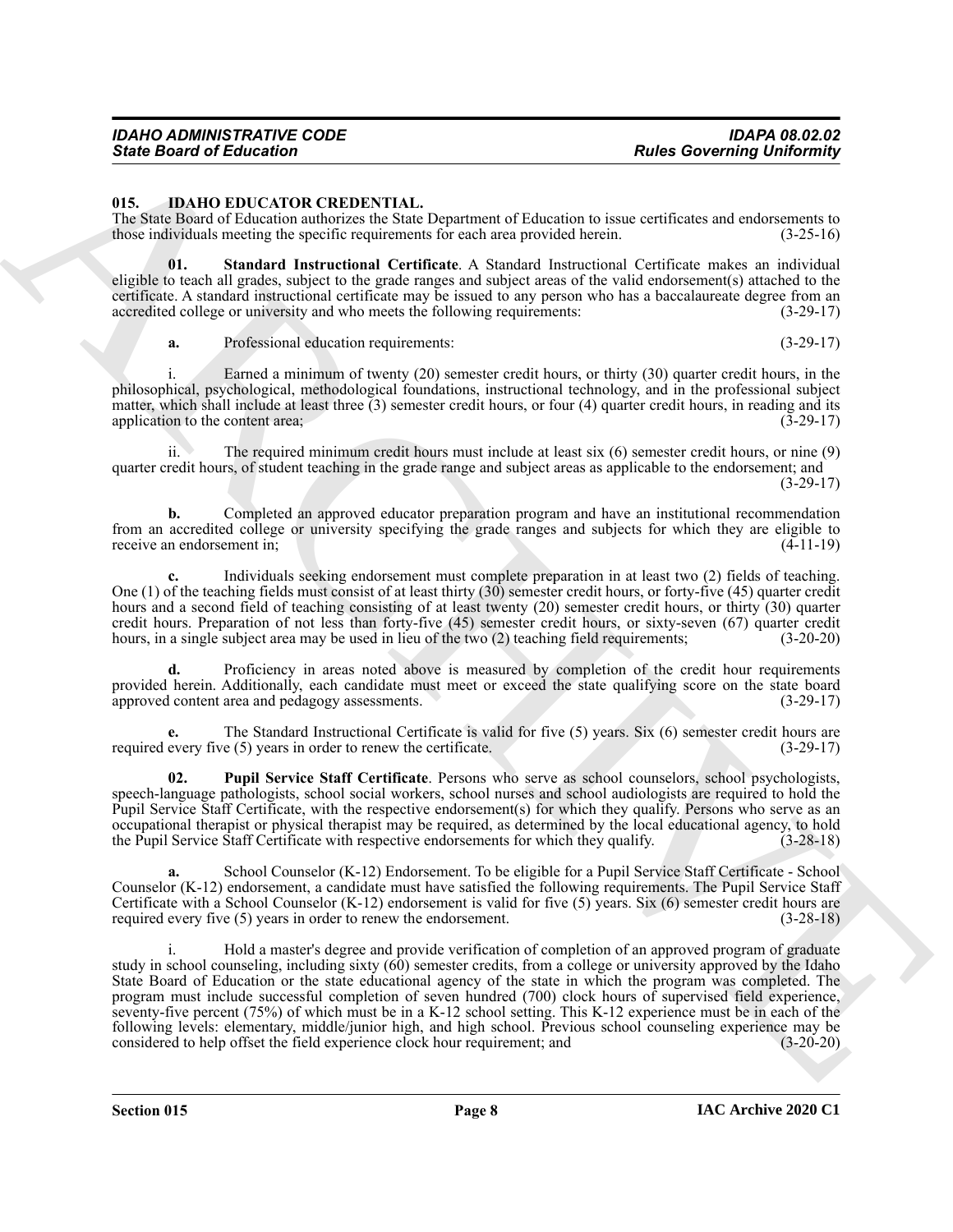### 015. IDAHO EDUCATOR CREDENTIAL.

The State Board of Education authorizes the State Department of Education to issue certificates and endorsements to those individuals meeting the specific requirements for each area provided herein. (3-25-16)

**01. Standard Instructional Certificate**. A Standard Instructional Certificate makes an individual eligible to teach all grades, subject to the grade ranges and subject areas of the valid endorsement(s) attached to the certificate. A standard instructional certificate may be issued to any person who has a baccalaureate degree from an accredited college or university and who meets the following requirements: (3-29-17)

**a.** Professional education requirements: (3-29-17)

i. Earned a minimum of twenty (20) semester credit hours, or thirty (30) quarter credit hours, in the philosophical, psychological, methodological foundations, instructional technology, and in the professional subject matter, which shall include at least three (3) semester credit hours, or four (4) quarter credit hours, in reading and its application to the content area; (3-29-17)

ii. The required minimum credit hours must include at least six (6) semester credit hours, or nine (9) quarter credit hours, of student teaching in the grade range and subject areas as applicable to the endorsement; and (3-29-17)

**b.** Completed an approved educator preparation program and have an institutional recommendation from an accredited college or university specifying the grade ranges and subjects for which they are eligible to receive an endorsement in; (4-11-19)

**c.** Individuals seeking endorsement must complete preparation in at least two (2) fields of teaching. One (1) of the teaching fields must consist of at least thirty (30) semester credit hours, or forty-five (45) quarter credit hours and a second field of teaching consisting of at least twenty (20) semester credit hours, or thirty (30) quarter credit hours. Preparation of not less than forty-five (45) semester credit hours, or sixty-seven (67) quarter credit hours, in a single subject area may be used in lieu of the two (2) teaching field requirements; (3-20-20)

**d.** Proficiency in areas noted above is measured by completion of the credit hour requirements provided herein. Additionally, each candidate must meet or exceed the state qualifying score on the state board approved content area and pedagogy assessments. (3-29-17)

**e.** The Standard Instructional Certificate is valid for five (5) years. Six (6) semester credit hours are required every five (5) years in order to renew the certificate. (3-29-17)

**02. Pupil Service Staff Certificate**. Persons who serve as school counselors, school psychologists, speech-language pathologists, school social workers, school nurses and school audiologists are required to hold the Pupil Service Staff Certificate, with the respective endorsement(s) for which they qualify. Persons who serve as an occupational therapist or physical therapist may be required, as determined by the local educational agency, to hold the Pupil Service Staff Certificate with respective endorsements for which they qualify. (3-28-18)

**a.** School Counselor (K-12) Endorsement. To be eligible for a Pupil Service Staff Certificate - School Counselor (K-12) endorsement, a candidate must have satisfied the following requirements. The Pupil Service Staff Certificate with a School Counselor (K-12) endorsement is valid for five (5) years. Six (6) semester credit hours are required every five (5) years in order to renew the endorsement. (3-28-18)

i. Hold a master's degree and provide verification of completion of an approved program of graduate study in school counseling, including sixty (60) semester credits, from a college or university approved by the Idaho State Board of Education or the state educational agency of the state in which the program was completed. The program must include successful completion of seven hundred (700) clock hours of supervised field experience, seventy-five percent (75%) of which must be in a K-12 school setting. This K-12 experience must be in each of the following levels: elementary, middle/junior high, and high school. Previous school counseling experience may be considered to help offset the field experience clock hour requirement; and (3-20-20)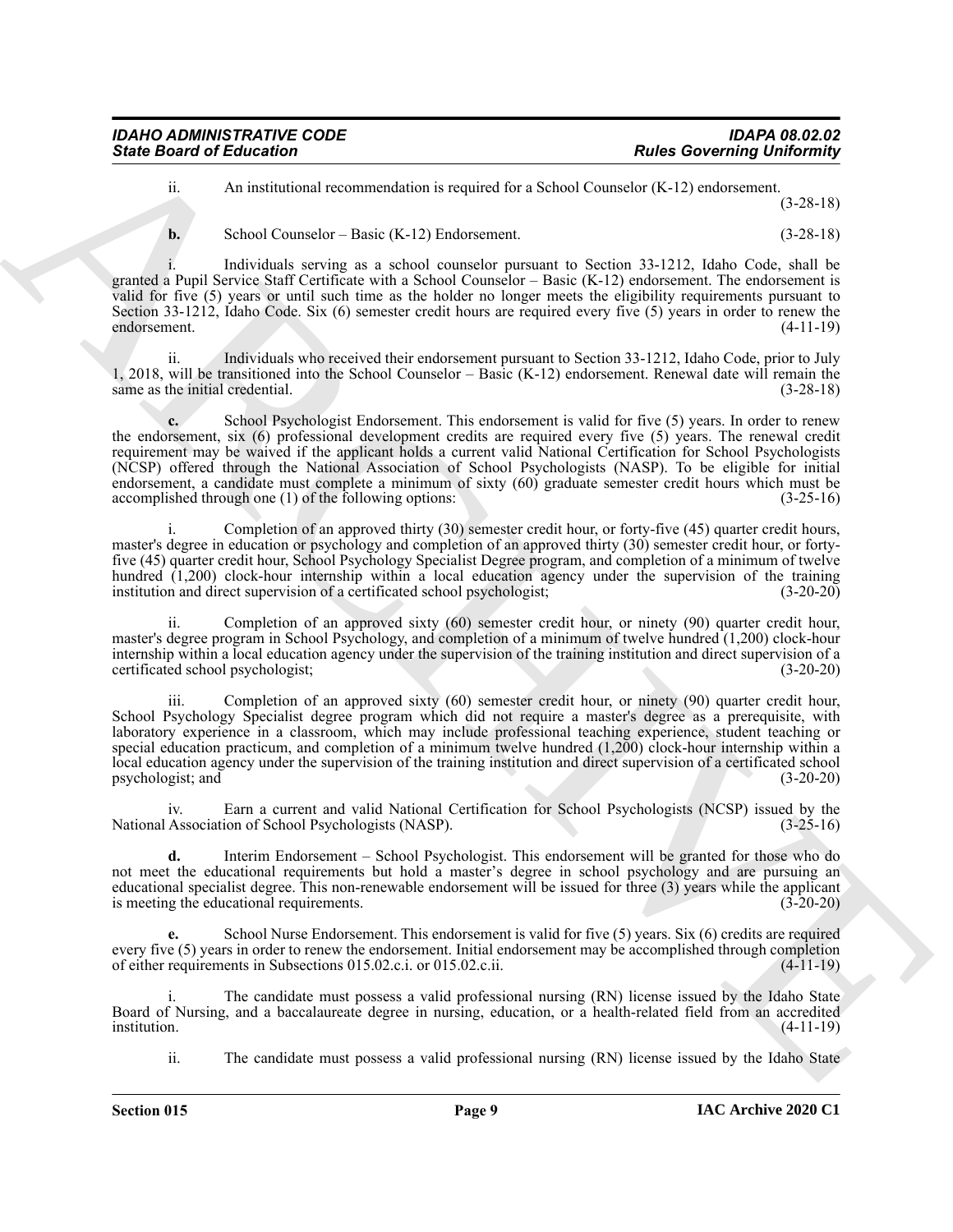ii. An institutional recommendation is required for a School Counselor (K-12) endorsement. (3-28-18)

**b.** School Counselor – Basic (K-12) Endorsement. (3-28-18)

i. Individuals serving as a school counselor pursuant to Section 33-1212, Idaho Code, shall be granted a Pupil Service Staff Certificate with a School Counselor – Basic (K-12) endorsement. The endorsement is valid for five (5) years or until such time as the holder no longer meets the eligibility requirements pursuant to Section 33-1212, Idaho Code. Six (6) semester credit hours are required every five (5) years in order to renew the endorsement. (4-11-19)

ii. Individuals who received their endorsement pursuant to Section 33-1212, Idaho Code, prior to July 1, 2018, will be transitioned into the School Counselor – Basic (K-12) endorsement. Renewal date will remain the same as the initial credential. (3-28-18)

**c.** School Psychologist Endorsement. This endorsement is valid for five (5) years. In order to renew the endorsement, six (6) professional development credits are required every five (5) years. The renewal credit requirement may be waived if the applicant holds a current valid National Certification for School Psychologists (NCSP) offered through the National Association of School Psychologists (NASP). To be eligible for initial endorsement, a candidate must complete a minimum of sixty (60) graduate semester credit hours which must be accomplished through one (1) of the following options: (3-25-16)

i. Completion of an approved thirty (30) semester credit hour, or forty-five (45) quarter credit hours, master's degree in education or psychology and completion of an approved thirty (30) semester credit hour, or forty-five (45) quarter credit hour, School Psychology Specialist Degree program, and completion of a minimum of twelve hundred (1,200) clock-hour internship within a local education agency under the supervision of the training institution and direct supervision of a certificated school psychologist; (3-20-20)

ii. Completion of an approved sixty (60) semester credit hour, or ninety (90) quarter credit hour, master's degree program in School Psychology, and completion of a minimum of twelve hundred (1,200) clock-hour internship within a local education agency under the supervision of the training institution and direct supervision of a certificated school psychologist; (3-20-20)

iii. Completion of an approved sixty (60) semester credit hour, or ninety (90) quarter credit hour, School Psychology Specialist degree program which did not require a master's degree as a prerequisite, with laboratory experience in a classroom, which may include professional teaching experience, student teaching or special education practicum, and completion of a minimum twelve hundred (1,200) clock-hour internship within a local education agency under the supervision of the training institution and direct supervision of a certificated school psychologist; and (3-20-20)

iv. Earn a current and valid National Certification for School Psychologists (NCSP) issued by the National Association of School Psychologists (NASP). (3-25-16)

**d.** Interim Endorsement – School Psychologist. This endorsement will be granted for those who do not meet the educational requirements but hold a master's degree in school psychology and are pursuing an educational specialist degree. This non-renewable endorsement will be issued for three (3) years while the applicant is meeting the educational requirements. (3-20-20)

**e.** School Nurse Endorsement. This endorsement is valid for five (5) years. Six (6) credits are required every five (5) years in order to renew the endorsement. Initial endorsement may be accomplished through completion of either requirements in Subsections 015.02.c.i. or 015.02.c.ii. (4-11-19)

i. The candidate must possess a valid professional nursing (RN) license issued by the Idaho State Board of Nursing, and a baccalaureate degree in nursing, education, or a health-related field from an accredited institution. (4-11-19)

ii. The candidate must possess a valid professional nursing (RN) license issued by the Idaho State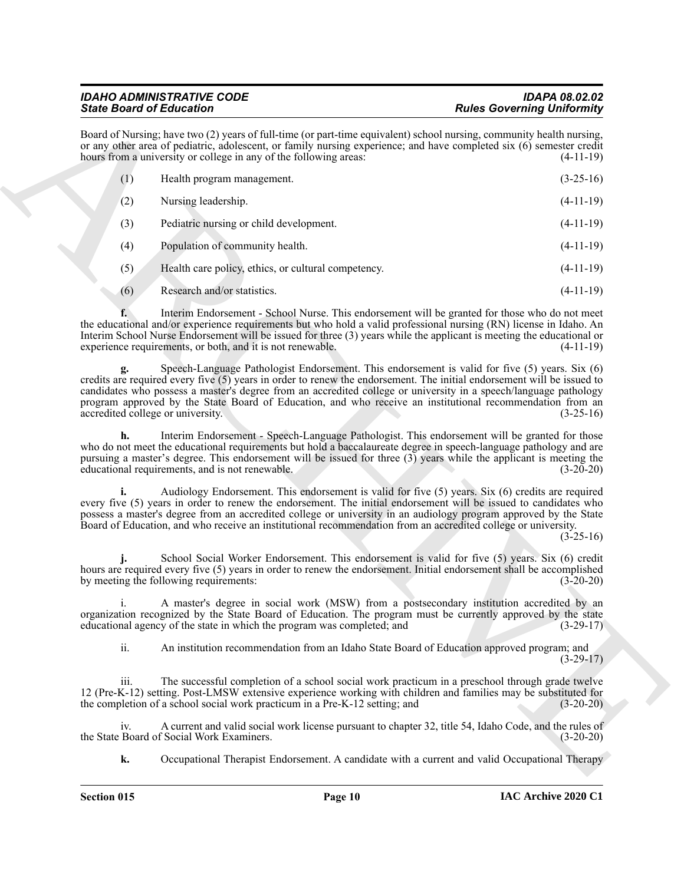Board of Nursing; have two (2) years of full-time (or part-time equivalent) school nursing, community health nursing, or any other area of pediatric, adolescent, or family nursing experience; and have completed six (6) semester credit hours from a university or college in any of the following areas: (4-11-19)

(1) Health program management. (3-25-16)

(2) Nursing leadership. (4-11-19)

(3) Pediatric nursing or child development. (4-11-19)

(4) Population of community health. (4-11-19)

(5) Health care policy, ethics, or cultural competency. (4-11-19)

(6) Research and/or statistics. (4-11-19)

**f.** Interim Endorsement - School Nurse. This endorsement will be granted for those who do not meet the educational and/or experience requirements but who hold a valid professional nursing (RN) license in Idaho. An Interim School Nurse Endorsement will be issued for three (3) years while the applicant is meeting the educational or experience requirements, or both, and it is not renewable. (4-11-19)

**g.** Speech-Language Pathologist Endorsement. This endorsement is valid for five (5) years. Six (6) credits are required every five (5) years in order to renew the endorsement. The initial endorsement will be issued to candidates who possess a master's degree from an accredited college or university in a speech/language pathology program approved by the State Board of Education, and who receive an institutional recommendation from an accredited college or university. (3-25-16)

**h.** Interim Endorsement - Speech-Language Pathologist. This endorsement will be granted for those who do not meet the educational requirements but hold a baccalaureate degree in speech-language pathology and are pursuing a master's degree. This endorsement will be issued for three (3) years while the applicant is meeting the educational requirements, and is not renewable. (3-20-20)

**i.** Audiology Endorsement. This endorsement is valid for five (5) years. Six (6) credits are required every five (5) years in order to renew the endorsement. The initial endorsement will be issued to candidates who possess a master's degree from an accredited college or university in an audiology program approved by the State Board of Education, and who receive an institutional recommendation from an accredited college or university. (3-25-16)

**j.** School Social Worker Endorsement. This endorsement is valid for five (5) years. Six (6) credit hours are required every five (5) years in order to renew the endorsement. Initial endorsement shall be accomplished by meeting the following requirements: (3-20-20)

i. A master's degree in social work (MSW) from a postsecondary institution accredited by an organization recognized by the State Board of Education. The program must be currently approved by the state educational agency of the state in which the program was completed; and (3-29-17)

ii. An institution recommendation from an Idaho State Board of Education approved program; and (3-29-17)

iii. The successful completion of a school social work practicum in a preschool through grade twelve 12 (Pre-K-12) setting. Post-LMSW extensive experience working with children and families may be substituted for the completion of a school social work practicum in a Pre-K-12 setting; and (3-20-20)

iv. A current and valid social work license pursuant to chapter 32, title 54, Idaho Code, and the rules of the State Board of Social Work Examiners. (3-20-20)

**k.** Occupational Therapist Endorsement. A candidate with a current and valid Occupational Therapy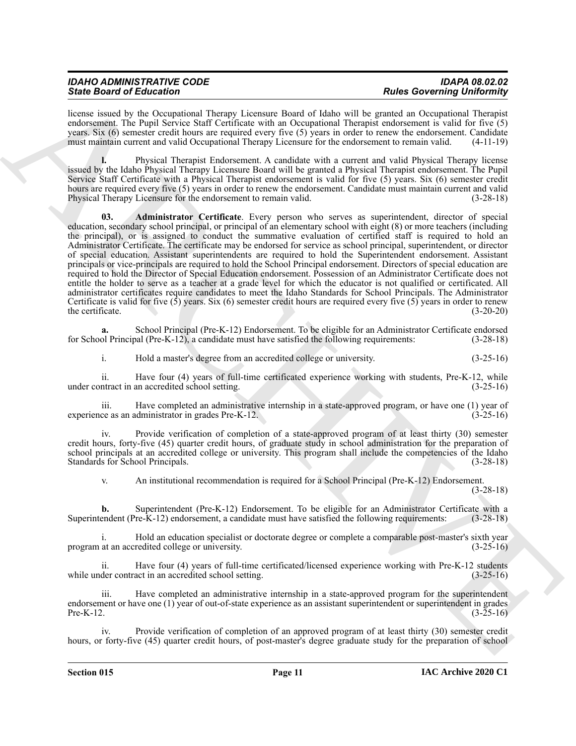license issued by the Occupational Therapy Licensure Board of Idaho will be granted an Occupational Therapist endorsement. The Pupil Service Staff Certificate with an Occupational Therapist endorsement is valid for five (5) years. Six (6) semester credit hours are required every five (5) years in order to renew the endorsement. Candidate must maintain current and valid Occupational Therapy Licensure for the endorsement to remain valid. (4-11-19)

**l.** Physical Therapist Endorsement. A candidate with a current and valid Physical Therapy license issued by the Idaho Physical Therapy Licensure Board will be granted a Physical Therapist endorsement. The Pupil Service Staff Certificate with a Physical Therapist endorsement is valid for five (5) years. Six (6) semester credit hours are required every five (5) years in order to renew the endorsement. Candidate must maintain current and valid Physical Therapy Licensure for the endorsement to remain valid. (3-28-18)

**03. Administrator Certificate**. Every person who serves as superintendent, director of special education, secondary school principal, or principal of an elementary school with eight (8) or more teachers (including the principal), or is assigned to conduct the summative evaluation of certified staff is required to hold an Administrator Certificate. The certificate may be endorsed for service as school principal, superintendent, or director of special education. Assistant superintendents are required to hold the Superintendent endorsement. Assistant principals or vice-principals are required to hold the School Principal endorsement. Directors of special education are required to hold the Director of Special Education endorsement. Possession of an Administrator Certificate does not entitle the holder to serve as a teacher at a grade level for which the educator is not qualified or certificated. All administrator certificates require candidates to meet the Idaho Standards for School Principals. The Administrator Certificate is valid for five (5) years. Six (6) semester credit hours are required every five (5) years in order to renew the certificate. (3-20-20)

**a.** School Principal (Pre-K-12) Endorsement. To be eligible for an Administrator Certificate endorsed for School Principal (Pre-K-12), a candidate must have satisfied the following requirements: (3-28-18)

i. Hold a master's degree from an accredited college or university. (3-25-16)

ii. Have four (4) years of full-time certificated experience working with students, Pre-K-12, while under contract in an accredited school setting. (3-25-16)

iii. Have completed an administrative internship in a state-approved program, or have one (1) year of experience as an administrator in grades Pre-K-12. (3-25-16)

iv. Provide verification of completion of a state-approved program of at least thirty (30) semester credit hours, forty-five (45) quarter credit hours, of graduate study in school administration for the preparation of school principals at an accredited college or university. This program shall include the competencies of the Idaho Standards for School Principals. (3-28-18)

v. An institutional recommendation is required for a School Principal (Pre-K-12) Endorsement. (3-28-18)

**b.** Superintendent (Pre-K-12) Endorsement. To be eligible for an Administrator Certificate with a Superintendent (Pre-K-12) endorsement, a candidate must have satisfied the following requirements: (3-28-18)

i. Hold an education specialist or doctorate degree or complete a comparable post-master's sixth year program at an accredited college or university. (3-25-16)

ii. Have four (4) years of full-time certificated/licensed experience working with Pre-K-12 students while under contract in an accredited school setting. (3-25-16)

iii. Have completed an administrative internship in a state-approved program for the superintendent endorsement or have one (1) year of out-of-state experience as an assistant superintendent or superintendent in grades Pre-K-12. (3-25-16)

iv. Provide verification of completion of an approved program of at least thirty (30) semester credit hours, or forty-five (45) quarter credit hours, of post-master's degree graduate study for the preparation of school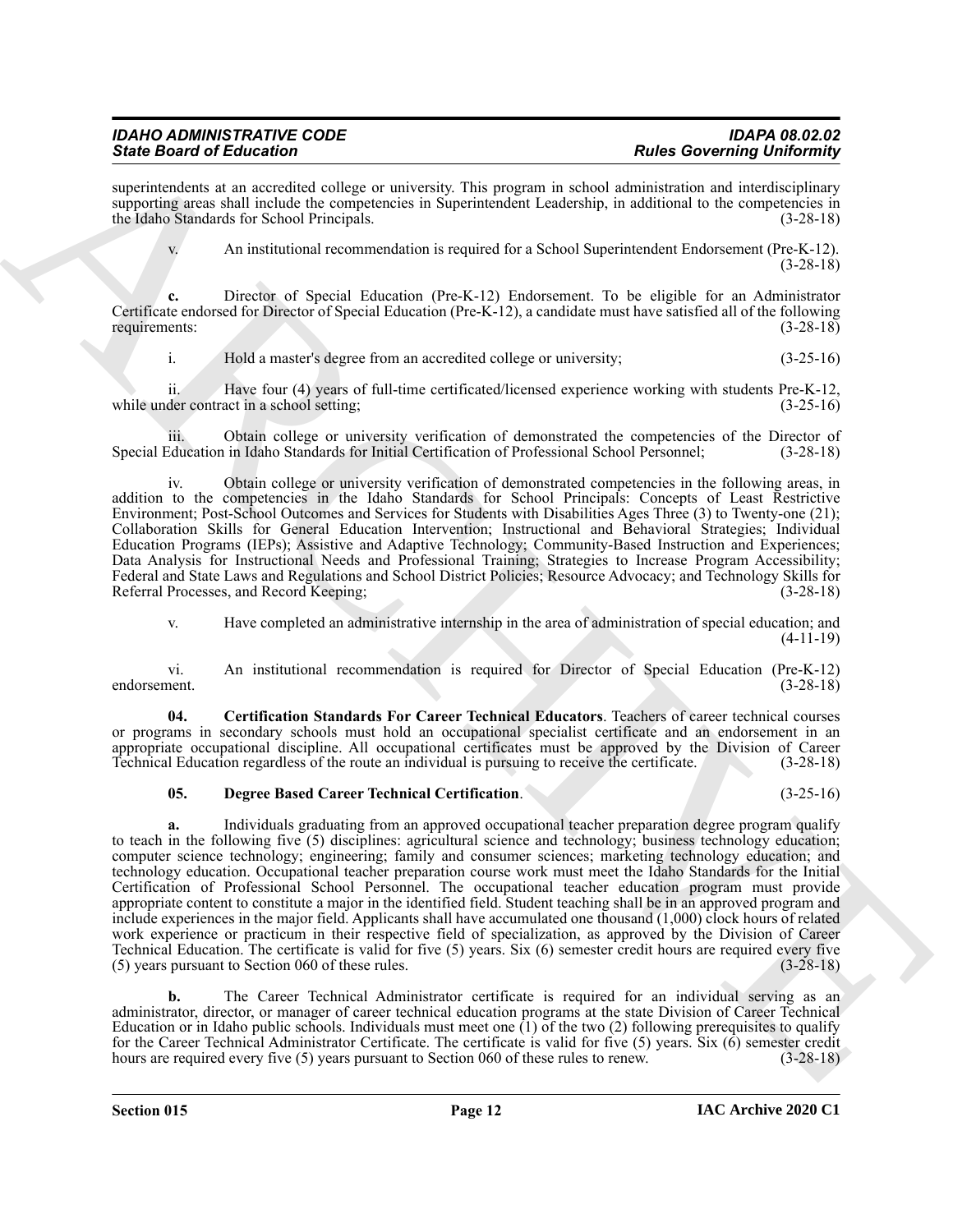superintendents at an accredited college or university. This program in school administration and interdisciplinary supporting areas shall include the competencies in Superintendent Leadership, in additional to the competencies in the Idaho Standards for School Principals. (3-28-18)

v. An institutional recommendation is required for a School Superintendent Endorsement (Pre-K-12). (3-28-18)

**c.** Director of Special Education (Pre-K-12) Endorsement. To be eligible for an Administrator Certificate endorsed for Director of Special Education (Pre-K-12), a candidate must have satisfied all of the following requirements: (3-28-18)

i. Hold a master's degree from an accredited college or university; (3-25-16)

ii. Have four (4) years of full-time certificated/licensed experience working with students Pre-K-12, while under contract in a school setting; (3-25-16)

iii. Obtain college or university verification of demonstrated the competencies of the Director of Special Education in Idaho Standards for Initial Certification of Professional School Personnel; (3-28-18)

iv. Obtain college or university verification of demonstrated competencies in the following areas, in addition to the competencies in the Idaho Standards for School Principals: Concepts of Least Restrictive Environment; Post-School Outcomes and Services for Students with Disabilities Ages Three (3) to Twenty-one (21); Collaboration Skills for General Education Intervention; Instructional and Behavioral Strategies; Individual Education Programs (IEPs); Assistive and Adaptive Technology; Community-Based Instruction and Experiences; Data Analysis for Instructional Needs and Professional Training; Strategies to Increase Program Accessibility; Federal and State Laws and Regulations and School District Policies; Resource Advocacy; and Technology Skills for Referral Processes, and Record Keeping; (3-28-18)

v. Have completed an administrative internship in the area of administration of special education; and (4-11-19)

vi. An institutional recommendation is required for Director of Special Education (Pre-K-12) endorsement. (3-28-18)

**04. Certification Standards For Career Technical Educators**. Teachers of career technical courses or programs in secondary schools must hold an occupational specialist certificate and an endorsement in an appropriate occupational discipline. All occupational certificates must be approved by the Division of Career Technical Education regardless of the route an individual is pursuing to receive the certificate. (3-28-18)

**05. Degree Based Career Technical Certification**. (3-25-16)

**a.** Individuals graduating from an approved occupational teacher preparation degree program qualify to teach in the following five (5) disciplines: agricultural science and technology; business technology education; computer science technology; engineering; family and consumer sciences; marketing technology education; and technology education. Occupational teacher preparation course work must meet the Idaho Standards for the Initial Certification of Professional School Personnel. The occupational teacher education program must provide appropriate content to constitute a major in the identified field. Student teaching shall be in an approved program and include experiences in the major field. Applicants shall have accumulated one thousand (1,000) clock hours of related work experience or practicum in their respective field of specialization, as approved by the Division of Career Technical Education. The certificate is valid for five (5) years. Six (6) semester credit hours are required every five (5) years pursuant to Section 060 of these rules. (3-28-18)

**b.** The Career Technical Administrator certificate is required for an individual serving as an administrator, director, or manager of career technical education programs at the state Division of Career Technical Education or in Idaho public schools. Individuals must meet one (1) of the two (2) following prerequisites to qualify for the Career Technical Administrator Certificate. The certificate is valid for five (5) years. Six (6) semester credit hours are required every five (5) years pursuant to Section 060 of these rules to renew. (3-28-18)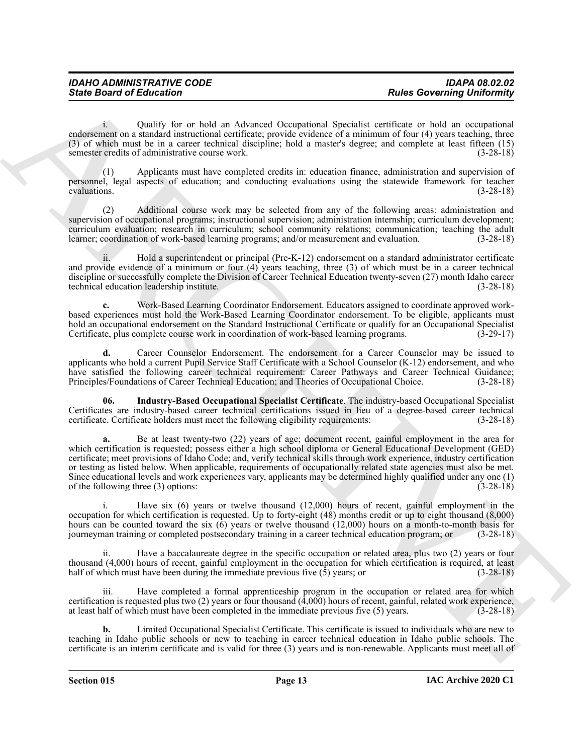i. Qualify for or hold an Advanced Occupational Specialist certificate or hold an occupational endorsement on a standard instructional certificate; provide evidence of a minimum of four (4) years teaching, three (3) of which must be in a career technical discipline; hold a master's degree; and complete at least fifteen (15) semester credits of administrative course work. (3-28-18)

(1) Applicants must have completed credits in: education finance, administration and supervision of personnel, legal aspects of education; and conducting evaluations using the statewide framework for teacher evaluations. (3-28-18)

(2) Additional course work may be selected from any of the following areas: administration and supervision of occupational programs; instructional supervision; administration internship; curriculum development; curriculum evaluation; research in curriculum; school community relations; communication; teaching the adult learner; coordination of work-based learning programs; and/or measurement and evaluation. (3-28-18)

ii. Hold a superintendent or principal (Pre-K-12) endorsement on a standard administrator certificate and provide evidence of a minimum or four (4) years teaching, three (3) of which must be in a career technical discipline or successfully complete the Division of Career Technical Education twenty-seven (27) month Idaho career technical education leadership institute. (3-28-18)

**c.** Work-Based Learning Coordinator Endorsement. Educators assigned to coordinate approved work-based experiences must hold the Work-Based Learning Coordinator endorsement. To be eligible, applicants must hold an occupational endorsement on the Standard Instructional Certificate or qualify for an Occupational Specialist Certificate, plus complete course work in coordination of work-based learning programs. (3-29-17)

**d.** Career Counselor Endorsement. The endorsement for a Career Counselor may be issued to applicants who hold a current Pupil Service Staff Certificate with a School Counselor (K-12) endorsement, and who have satisfied the following career technical requirement: Career Pathways and Career Technical Guidance; Principles/Foundations of Career Technical Education; and Theories of Occupational Choice. (3-28-18)

**06. Industry-Based Occupational Specialist Certificate**. The industry-based Occupational Specialist Certificates are industry-based career technical certifications issued in lieu of a degree-based career technical certificate. Certificate holders must meet the following eligibility requirements: (3-28-18)

**a.** Be at least twenty-two (22) years of age; document recent, gainful employment in the area for which certification is requested; possess either a high school diploma or General Educational Development (GED) certificate; meet provisions of Idaho Code; and, verify technical skills through work experience, industry certification or testing as listed below. When applicable, requirements of occupationally related state agencies must also be met. Since educational levels and work experiences vary, applicants may be determined highly qualified under any one (1) of the following three (3) options: (3-28-18)

i. Have six (6) years or twelve thousand (12,000) hours of recent, gainful employment in the occupation for which certification is requested. Up to forty-eight (48) months credit or up to eight thousand (8,000) hours can be counted toward the six (6) years or twelve thousand (12,000) hours on a month-to-month basis for journeyman training or completed postsecondary training in a career technical education program; or (3-28-18)

ii. Have a baccalaureate degree in the specific occupation or related area, plus two (2) years or four thousand (4,000) hours of recent, gainful employment in the occupation for which certification is required, at least half of which must have been during the immediate previous five (5) years; or (3-28-18)

iii. Have completed a formal apprenticeship program in the occupation or related area for which certification is requested plus two (2) years or four thousand (4,000) hours of recent, gainful, related work experience, at least half of which must have been completed in the immediate previous five (5) years. (3-28-18)

**b.** Limited Occupational Specialist Certificate. This certificate is issued to individuals who are new to teaching in Idaho public schools or new to teaching in career technical education in Idaho public schools. The certificate is an interim certificate and is valid for three (3) years and is non-renewable. Applicants must meet all of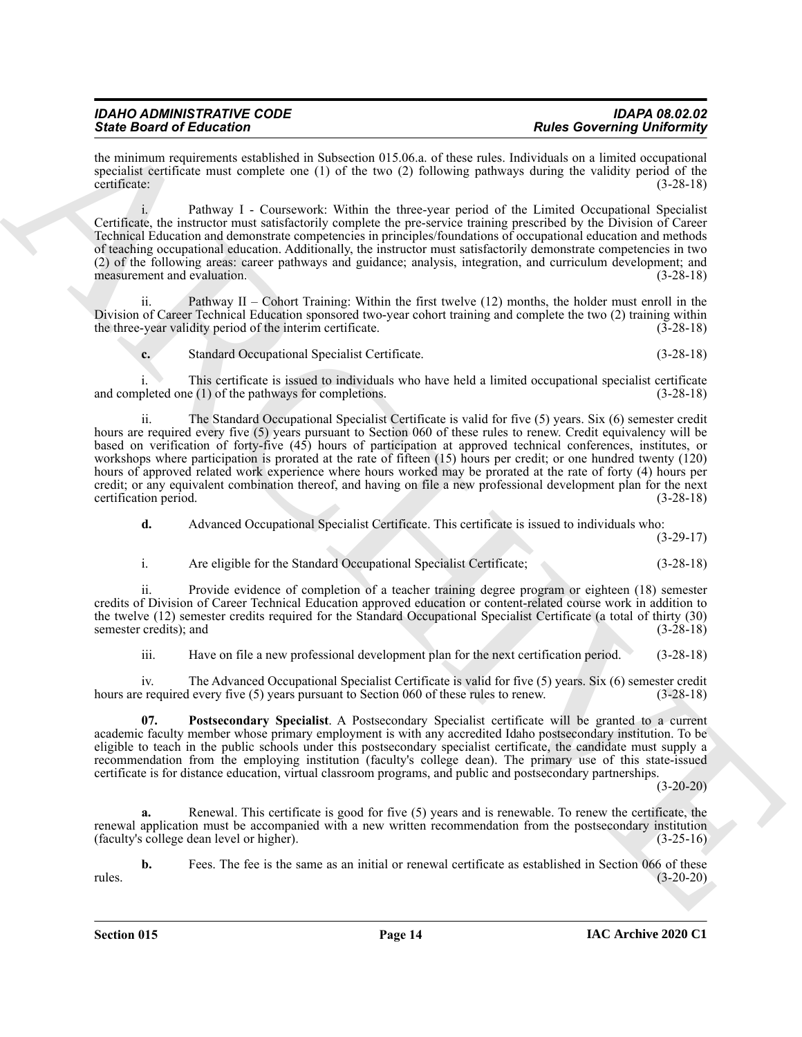the minimum requirements established in Subsection 015.06.a. of these rules. Individuals on a limited occupational specialist certificate must complete one (1) of the two (2) following pathways during the validity period of the certificate: (3-28-18)

i. Pathway I - Coursework: Within the three-year period of the Limited Occupational Specialist Certificate, the instructor must satisfactorily complete the pre-service training prescribed by the Division of Career Technical Education and demonstrate competencies in principles/foundations of occupational education and methods of teaching occupational education. Additionally, the instructor must satisfactorily demonstrate competencies in two (2) of the following areas: career pathways and guidance; analysis, integration, and curriculum development; and measurement and evaluation. (3-28-18)

ii. Pathway II – Cohort Training: Within the first twelve (12) months, the holder must enroll in the Division of Career Technical Education sponsored two-year cohort training and complete the two (2) training within the three-year validity period of the interim certificate. (3-28-18)

**c.** Standard Occupational Specialist Certificate. (3-28-18)

i. This certificate is issued to individuals who have held a limited occupational specialist certificate and completed one (1) of the pathways for completions. (3-28-18)

ii. The Standard Occupational Specialist Certificate is valid for five (5) years. Six (6) semester credit hours are required every five (5) years pursuant to Section 060 of these rules to renew. Credit equivalency will be based on verification of forty-five (45) hours of participation at approved technical conferences, institutes, or workshops where participation is prorated at the rate of fifteen (15) hours per credit; or one hundred twenty (120) hours of approved related work experience where hours worked may be prorated at the rate of forty (4) hours per credit; or any equivalent combination thereof, and having on file a new professional development plan for the next certification period. (3-28-18)

**d.** Advanced Occupational Specialist Certificate. This certificate is issued to individuals who: (3-29-17)

i. Are eligible for the Standard Occupational Specialist Certificate; (3-28-18)

ii. Provide evidence of completion of a teacher training degree program or eighteen (18) semester credits of Division of Career Technical Education approved education or content-related course work in addition to the twelve (12) semester credits required for the Standard Occupational Specialist Certificate (a total of thirty (30) semester credits); and (3-28-18)

iii. Have on file a new professional development plan for the next certification period. (3-28-18)

iv. The Advanced Occupational Specialist Certificate is valid for five (5) years. Six (6) semester credit hours are required every five (5) years pursuant to Section 060 of these rules to renew. (3-28-18)

**07. Postsecondary Specialist**. A Postsecondary Specialist certificate will be granted to a current academic faculty member whose primary employment is with any accredited Idaho postsecondary institution. To be eligible to teach in the public schools under this postsecondary specialist certificate, the candidate must supply a recommendation from the employing institution (faculty's college dean). The primary use of this state-issued certificate is for distance education, virtual classroom programs, and public and postsecondary partnerships. (3-20-20)

**a.** Renewal. This certificate is good for five (5) years and is renewable. To renew the certificate, the renewal application must be accompanied with a new written recommendation from the postsecondary institution (faculty's college dean level or higher). (3-25-16)

**b.** Fees. The fee is the same as an initial or renewal certificate as established in Section 066 of these rules. (3-20-20)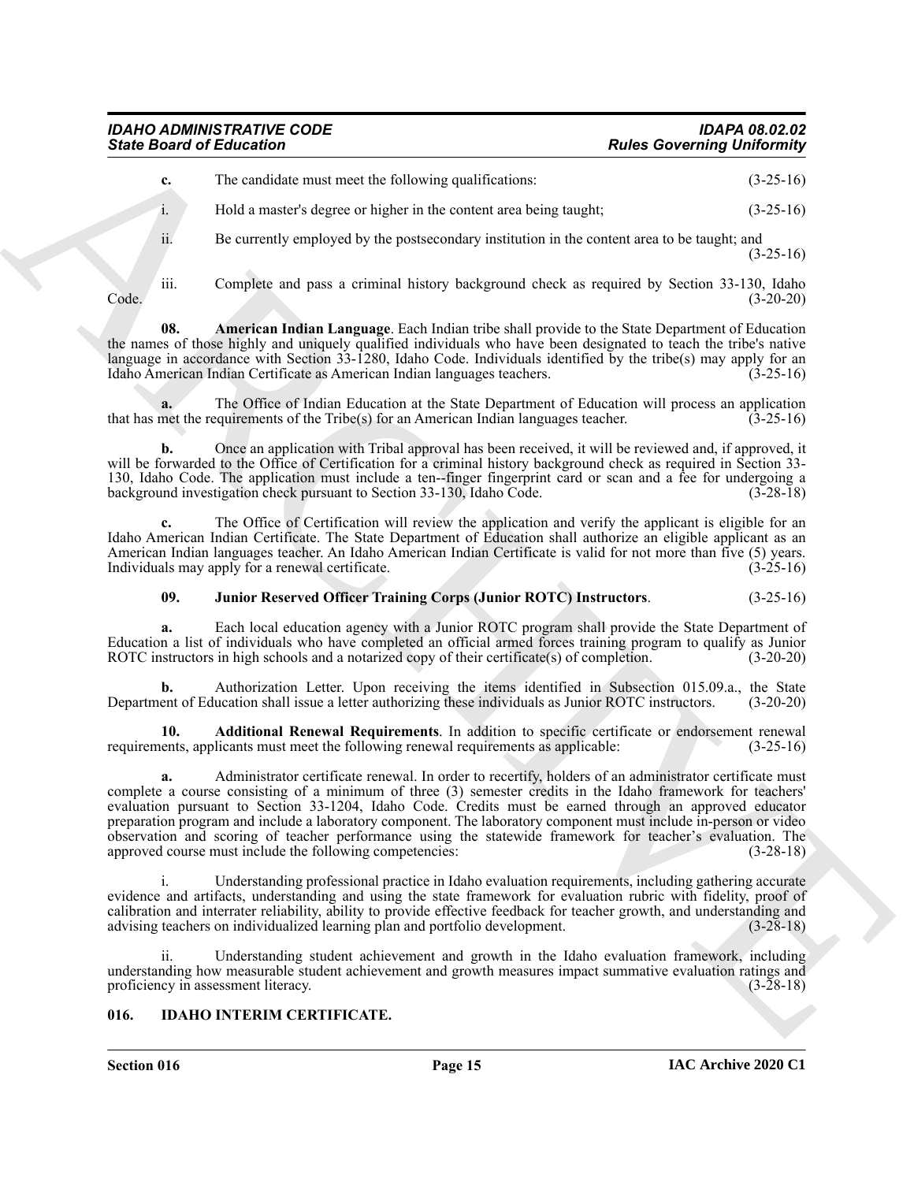**c.** The candidate must meet the following qualifications: (3-25-16)

i. Hold a master's degree or higher in the content area being taught; (3-25-16)

ii. Be currently employed by the postsecondary institution in the content area to be taught; and (3-25-16)

iii. Complete and pass a criminal history background check as required by Section 33-130, Idaho Code. (3-20-20)

**08. American Indian Language**. Each Indian tribe shall provide to the State Department of Education the names of those highly and uniquely qualified individuals who have been designated to teach the tribe's native language in accordance with Section 33-1280, Idaho Code. Individuals identified by the tribe(s) may apply for an Idaho American Indian Certificate as American Indian languages teachers. (3-25-16)

**a.** The Office of Indian Education at the State Department of Education will process an application that has met the requirements of the Tribe(s) for an American Indian languages teacher. (3-25-16)

**b.** Once an application with Tribal approval has been received, it will be reviewed and, if approved, it will be forwarded to the Office of Certification for a criminal history background check as required in Section 33-130, Idaho Code. The application must include a ten--finger fingerprint card or scan and a fee for undergoing a background investigation check pursuant to Section 33-130, Idaho Code. (3-28-18)

**c.** The Office of Certification will review the application and verify the applicant is eligible for an Idaho American Indian Certificate. The State Department of Education shall authorize an eligible applicant as an American Indian languages teacher. An Idaho American Indian Certificate is valid for not more than five (5) years. Individuals may apply for a renewal certificate. (3-25-16)

**09. Junior Reserved Officer Training Corps (Junior ROTC) Instructors**. (3-25-16)

**a.** Each local education agency with a Junior ROTC program shall provide the State Department of Education a list of individuals who have completed an official armed forces training program to qualify as Junior ROTC instructors in high schools and a notarized copy of their certificate(s) of completion. (3-20-20)

**b.** Authorization Letter. Upon receiving the items identified in Subsection 015.09.a., the State Department of Education shall issue a letter authorizing these individuals as Junior ROTC instructors. (3-20-20)

**10. Additional Renewal Requirements**. In addition to specific certificate or endorsement renewal requirements, applicants must meet the following renewal requirements as applicable: (3-25-16)

**a.** Administrator certificate renewal. In order to recertify, holders of an administrator certificate must complete a course consisting of a minimum of three (3) semester credits in the Idaho framework for teachers' evaluation pursuant to Section 33-1204, Idaho Code. Credits must be earned through an approved educator preparation program and include a laboratory component. The laboratory component must include in-person or video observation and scoring of teacher performance using the statewide framework for teacher's evaluation. The approved course must include the following competencies: (3-28-18)

i. Understanding professional practice in Idaho evaluation requirements, including gathering accurate evidence and artifacts, understanding and using the state framework for evaluation rubric with fidelity, proof of calibration and interrater reliability, ability to provide effective feedback for teacher growth, and understanding and advising teachers on individualized learning plan and portfolio development. (3-28-18)

ii. Understanding student achievement and growth in the Idaho evaluation framework, including understanding how measurable student achievement and growth measures impact summative evaluation ratings and proficiency in assessment literacy. (3-28-18)

## 016. IDAHO INTERIM CERTIFICATE.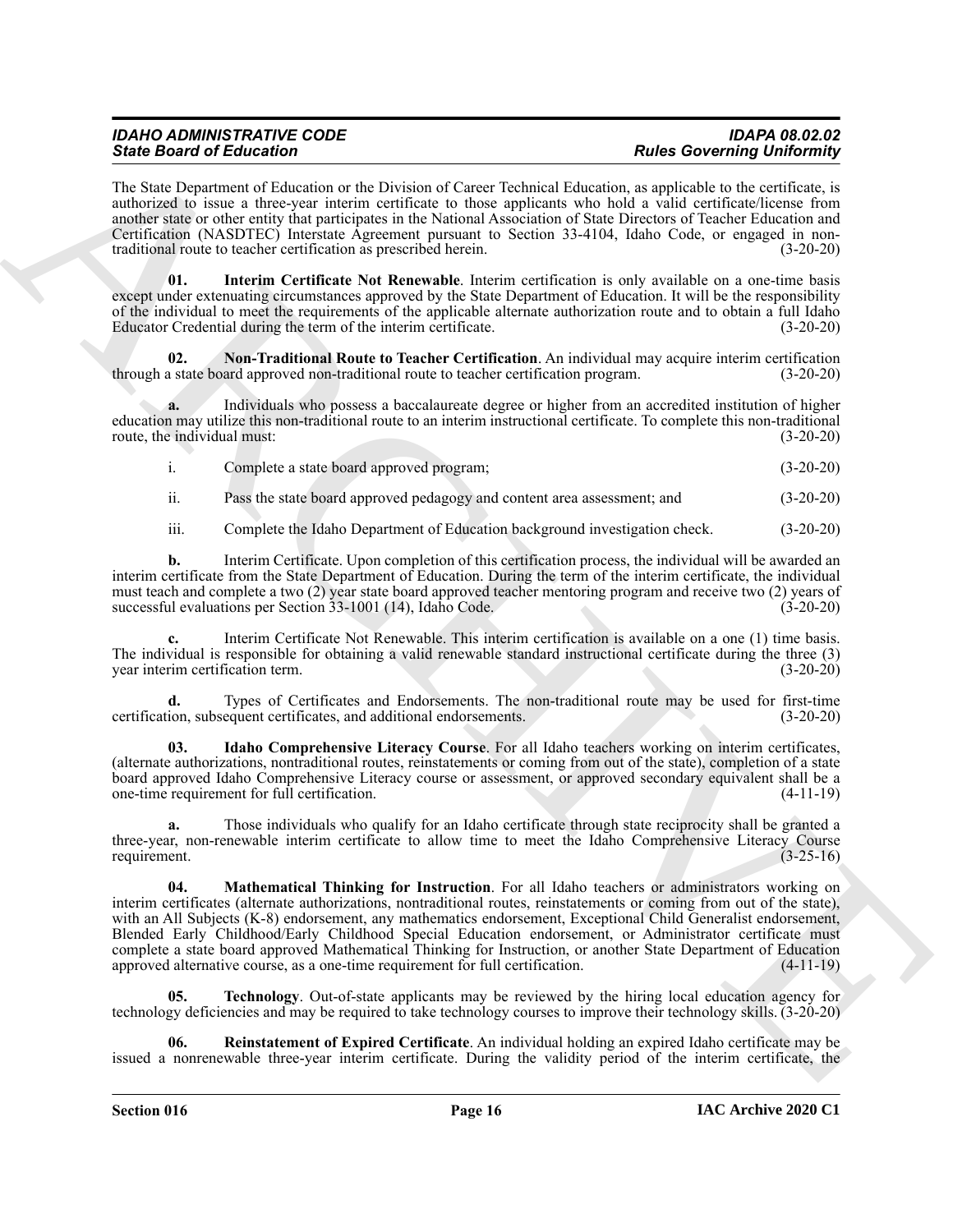The State Department of Education or the Division of Career Technical Education, as applicable to the certificate, is authorized to issue a three-year interim certificate to those applicants who hold a valid certificate/license from another state or other entity that participates in the National Association of State Directors of Teacher Education and Certification (NASDTEC) Interstate Agreement pursuant to Section 33-4104, Idaho Code, or engaged in non-traditional route to teacher certification as prescribed herein. (3-20-20)

**01. Interim Certificate Not Renewable**. Interim certification is only available on a one-time basis except under extenuating circumstances approved by the State Department of Education. It will be the responsibility of the individual to meet the requirements of the applicable alternate authorization route and to obtain a full Idaho Educator Credential during the term of the interim certificate. (3-20-20)

**02. Non-Traditional Route to Teacher Certification**. An individual may acquire interim certification through a state board approved non-traditional route to teacher certification program. (3-20-20)

**a.** Individuals who possess a baccalaureate degree or higher from an accredited institution of higher education may utilize this non-traditional route to an interim instructional certificate. To complete this non-traditional route, the individual must: (3-20-20)

i. Complete a state board approved program; (3-20-20)

ii. Pass the state board approved pedagogy and content area assessment; and (3-20-20)

iii. Complete the Idaho Department of Education background investigation check. (3-20-20)

**b.** Interim Certificate. Upon completion of this certification process, the individual will be awarded an interim certificate from the State Department of Education. During the term of the interim certificate, the individual must teach and complete a two (2) year state board approved teacher mentoring program and receive two (2) years of successful evaluations per Section 33-1001 (14), Idaho Code. (3-20-20)

**c.** Interim Certificate Not Renewable. This interim certification is available on a one (1) time basis. The individual is responsible for obtaining a valid renewable standard instructional certificate during the three (3) year interim certification term. (3-20-20)

**d.** Types of Certificates and Endorsements. The non-traditional route may be used for first-time certification, subsequent certificates, and additional endorsements. (3-20-20)

**03. Idaho Comprehensive Literacy Course**. For all Idaho teachers working on interim certificates, (alternate authorizations, nontraditional routes, reinstatements or coming from out of the state), completion of a state board approved Idaho Comprehensive Literacy course or assessment, or approved secondary equivalent shall be a one-time requirement for full certification. (4-11-19)

**a.** Those individuals who qualify for an Idaho certificate through state reciprocity shall be granted a three-year, non-renewable interim certificate to allow time to meet the Idaho Comprehensive Literacy Course requirement. (3-25-16)

**04. Mathematical Thinking for Instruction**. For all Idaho teachers or administrators working on interim certificates (alternate authorizations, nontraditional routes, reinstatements or coming from out of the state), with an All Subjects (K-8) endorsement, any mathematics endorsement, Exceptional Child Generalist endorsement, Blended Early Childhood/Early Childhood Special Education endorsement, or Administrator certificate must complete a state board approved Mathematical Thinking for Instruction, or another State Department of Education approved alternative course, as a one-time requirement for full certification. (4-11-19)

**05. Technology**. Out-of-state applicants may be reviewed by the hiring local education agency for technology deficiencies and may be required to take technology courses to improve their technology skills. (3-20-20)

**06. Reinstatement of Expired Certificate**. An individual holding an expired Idaho certificate may be issued a nonrenewable three-year interim certificate. During the validity period of the interim certificate, the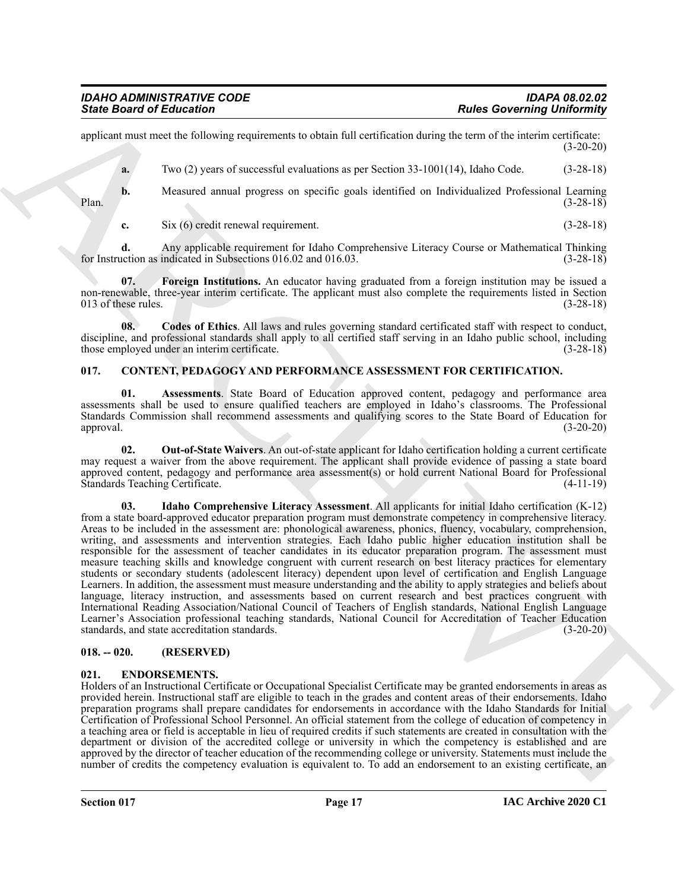applicant must meet the following requirements to obtain full certification during the term of the interim certificate: (3-20-20)

**a.** Two (2) years of successful evaluations as per Section 33-1001(14), Idaho Code. (3-28-18)

**b.** Measured annual progress on specific goals identified on Individualized Professional Learning Plan. (3-28-18)

**c.** Six (6) credit renewal requirement. (3-28-18)

**d.** Any applicable requirement for Idaho Comprehensive Literacy Course or Mathematical Thinking for Instruction as indicated in Subsections 016.02 and 016.03. (3-28-18)

**07. Foreign Institutions.** An educator having graduated from a foreign institution may be issued a non-renewable, three-year interim certificate. The applicant must also complete the requirements listed in Section 013 of these rules. (3-28-18)

**08. Codes of Ethics**. All laws and rules governing standard certificated staff with respect to conduct, discipline, and professional standards shall apply to all certified staff serving in an Idaho public school, including those employed under an interim certificate. (3-28-18)

### 017. CONTENT, PEDAGOGY AND PERFORMANCE ASSESSMENT FOR CERTIFICATION.

**01. Assessments**. State Board of Education approved content, pedagogy and performance area assessments shall be used to ensure qualified teachers are employed in Idaho's classrooms. The Professional Standards Commission shall recommend assessments and qualifying scores to the State Board of Education for approval. (3-20-20)

**02. Out-of-State Waivers**. An out-of-state applicant for Idaho certification holding a current certificate may request a waiver from the above requirement. The applicant shall provide evidence of passing a state board approved content, pedagogy and performance area assessment(s) or hold current National Board for Professional Standards Teaching Certificate. (4-11-19)

**03. Idaho Comprehensive Literacy Assessment**. All applicants for initial Idaho certification (K-12) from a state board-approved educator preparation program must demonstrate competency in comprehensive literacy. Areas to be included in the assessment are: phonological awareness, phonics, fluency, vocabulary, comprehension, writing, and assessments and intervention strategies. Each Idaho public higher education institution shall be responsible for the assessment of teacher candidates in its educator preparation program. The assessment must measure teaching skills and knowledge congruent with current research on best literacy practices for elementary students or secondary students (adolescent literacy) dependent upon level of certification and English Language Learners. In addition, the assessment must measure understanding and the ability to apply strategies and beliefs about language, literacy instruction, and assessments based on current research and best practices congruent with International Reading Association/National Council of Teachers of English standards, National English Language Learner's Association professional teaching standards, National Council for Accreditation of Teacher Education standards, and state accreditation standards. (3-20-20)

### 018. -- 020. (RESERVED)

### 021. ENDORSEMENTS.

Holders of an Instructional Certificate or Occupational Specialist Certificate may be granted endorsements in areas as provided herein. Instructional staff are eligible to teach in the grades and content areas of their endorsements. Idaho preparation programs shall prepare candidates for endorsements in accordance with the Idaho Standards for Initial Certification of Professional School Personnel. An official statement from the college of education of competency in a teaching area or field is acceptable in lieu of required credits if such statements are created in consultation with the department or division of the accredited college or university in which the competency is established and are approved by the director of teacher education of the recommending college or university. Statements must include the number of credits the competency evaluation is equivalent to. To add an endorsement to an existing certificate, an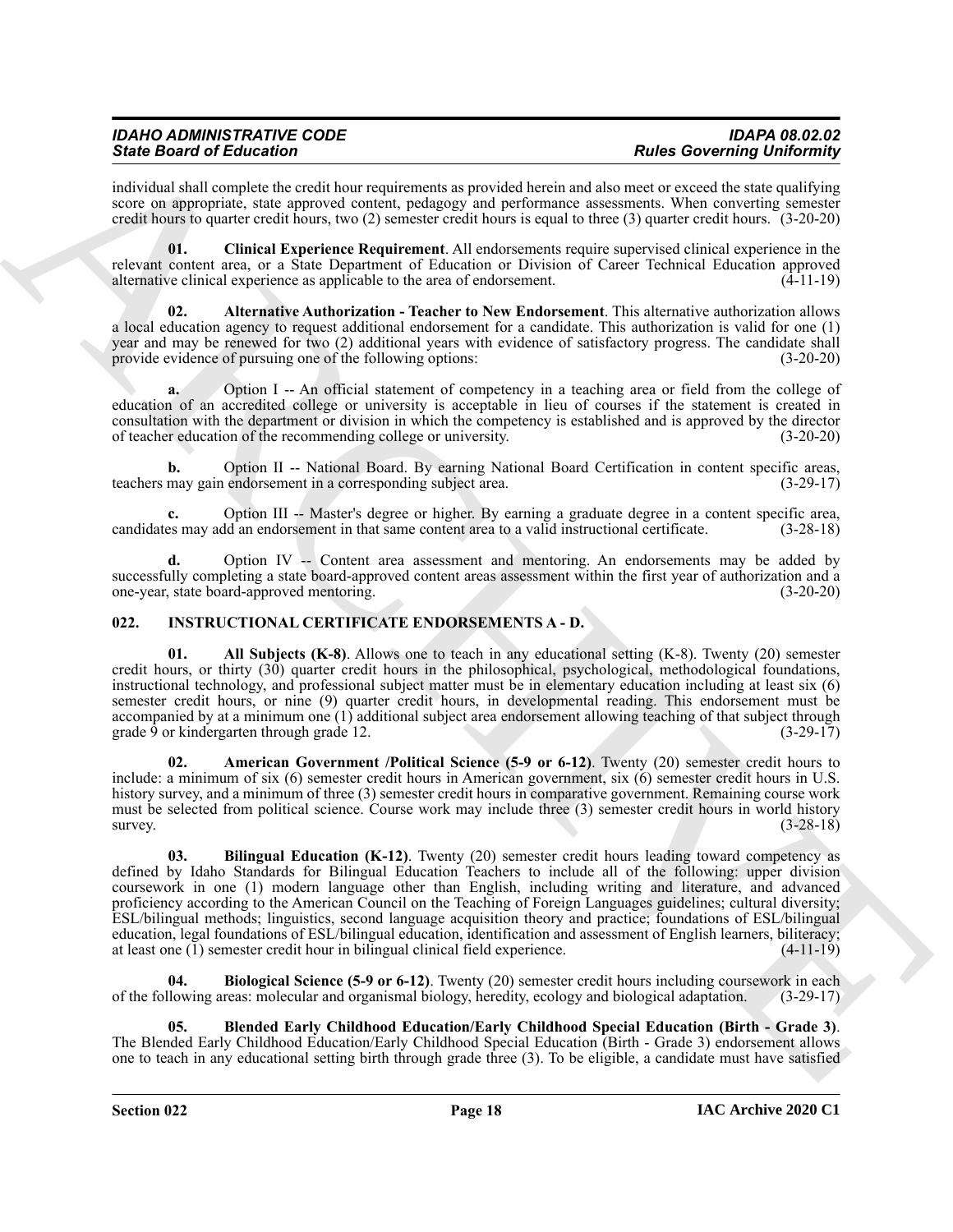individual shall complete the credit hour requirements as provided herein and also meet or exceed the state qualifying score on appropriate, state approved content, pedagogy and performance assessments. When converting semester credit hours to quarter credit hours, two (2) semester credit hours is equal to three (3) quarter credit hours. (3-20-20)

**01. Clinical Experience Requirement**. All endorsements require supervised clinical experience in the relevant content area, or a State Department of Education or Division of Career Technical Education approved alternative clinical experience as applicable to the area of endorsement. (4-11-19)

**02. Alternative Authorization - Teacher to New Endorsement**. This alternative authorization allows a local education agency to request additional endorsement for a candidate. This authorization is valid for one (1) year and may be renewed for two (2) additional years with evidence of satisfactory progress. The candidate shall provide evidence of pursuing one of the following options: (3-20-20)

**a.** Option I -- An official statement of competency in a teaching area or field from the college of education of an accredited college or university is acceptable in lieu of courses if the statement is created in consultation with the department or division in which the competency is established and is approved by the director of teacher education of the recommending college or university. (3-20-20)

**b.** Option II -- National Board. By earning National Board Certification in content specific areas, teachers may gain endorsement in a corresponding subject area. (3-29-17)

**c.** Option III -- Master's degree or higher. By earning a graduate degree in a content specific area, candidates may add an endorsement in that same content area to a valid instructional certificate. (3-28-18)

**d.** Option IV -- Content area assessment and mentoring. An endorsements may be added by successfully completing a state board-approved content areas assessment within the first year of authorization and a one-year, state board-approved mentoring. (3-20-20)

## 022. INSTRUCTIONAL CERTIFICATE ENDORSEMENTS A - D.

**01. All Subjects (K-8)**. Allows one to teach in any educational setting (K-8). Twenty (20) semester credit hours, or thirty (30) quarter credit hours in the philosophical, psychological, methodological foundations, instructional technology, and professional subject matter must be in elementary education including at least six (6) semester credit hours, or nine (9) quarter credit hours, in developmental reading. This endorsement must be accompanied by at a minimum one (1) additional subject area endorsement allowing teaching of that subject through grade 9 or kindergarten through grade 12. (3-29-17)

**02. American Government /Political Science (5-9 or 6-12)**. Twenty (20) semester credit hours to include: a minimum of six (6) semester credit hours in American government, six (6) semester credit hours in U.S. history survey, and a minimum of three (3) semester credit hours in comparative government. Remaining course work must be selected from political science. Course work may include three (3) semester credit hours in world history survey. (3-28-18)

**03. Bilingual Education (K-12)**. Twenty (20) semester credit hours leading toward competency as defined by Idaho Standards for Bilingual Education Teachers to include all of the following: upper division coursework in one (1) modern language other than English, including writing and literature, and advanced proficiency according to the American Council on the Teaching of Foreign Languages guidelines; cultural diversity; ESL/bilingual methods; linguistics, second language acquisition theory and practice; foundations of ESL/bilingual education, legal foundations of ESL/bilingual education, identification and assessment of English learners, biliteracy; at least one (1) semester credit hour in bilingual clinical field experience. (4-11-19)

**04. Biological Science (5-9 or 6-12)**. Twenty (20) semester credit hours including coursework in each of the following areas: molecular and organismal biology, heredity, ecology and biological adaptation. (3-29-17)

**05. Blended Early Childhood Education/Early Childhood Special Education (Birth - Grade 3)**. The Blended Early Childhood Education/Early Childhood Special Education (Birth - Grade 3) endorsement allows one to teach in any educational setting birth through grade three (3). To be eligible, a candidate must have satisfied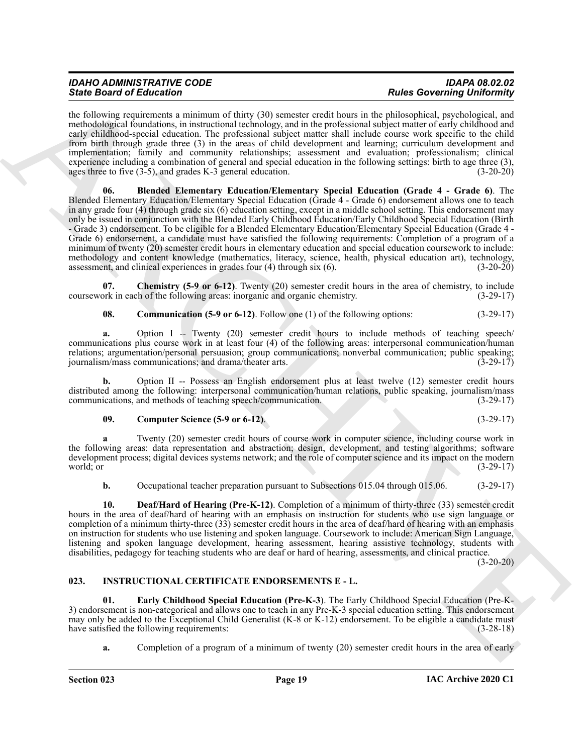the following requirements a minimum of thirty (30) semester credit hours in the philosophical, psychological, and methodological foundations, in instructional technology, and in the professional subject matter of early childhood and early childhood-special education. The professional subject matter shall include course work specific to the child from birth through grade three (3) in the areas of child development and learning; curriculum development and implementation; family and community relationships; assessment and evaluation; professionalism; clinical experience including a combination of general and special education in the following settings: birth to age three (3), ages three to five (3-5), and grades K-3 general education. (3-20-20)

**06. Blended Elementary Education/Elementary Special Education (Grade 4 - Grade 6)**. The Blended Elementary Education/Elementary Special Education (Grade 4 - Grade 6) endorsement allows one to teach in any grade four (4) through grade six (6) education setting, except in a middle school setting. This endorsement may only be issued in conjunction with the Blended Early Childhood Education/Early Childhood Special Education (Birth - Grade 3) endorsement. To be eligible for a Blended Elementary Education/Elementary Special Education (Grade 4 - Grade 6) endorsement, a candidate must have satisfied the following requirements: Completion of a program of a minimum of twenty (20) semester credit hours in elementary education and special education coursework to include: methodology and content knowledge (mathematics, literacy, science, health, physical education art), technology, assessment, and clinical experiences in grades four (4) through six (6). (3-20-20)

**07. Chemistry (5-9 or 6-12)**. Twenty (20) semester credit hours in the area of chemistry, to include coursework in each of the following areas: inorganic and organic chemistry. (3-29-17)

**08. Communication (5-9 or 6-12)**. Follow one (1) of the following options: (3-29-17)

**a.** Option I -- Twenty (20) semester credit hours to include methods of teaching speech/ communications plus course work in at least four (4) of the following areas: interpersonal communication/human relations; argumentation/personal persuasion; group communications; nonverbal communication; public speaking; journalism/mass communications; and drama/theater arts. (3-29-17)

**b.** Option II -- Possess an English endorsement plus at least twelve (12) semester credit hours distributed among the following: interpersonal communication/human relations, public speaking, journalism/mass communications, and methods of teaching speech/communication. (3-29-17)

**09. Computer Science (5-9 or 6-12)**. (3-29-17)

**a** Twenty (20) semester credit hours of course work in computer science, including course work in the following areas: data representation and abstraction; design, development, and testing algorithms; software development process; digital devices systems network; and the role of computer science and its impact on the modern world; or (3-29-17)

**b.** Occupational teacher preparation pursuant to Subsections 015.04 through 015.06. (3-29-17)

**10. Deaf/Hard of Hearing (Pre-K-12)**. Completion of a minimum of thirty-three (33) semester credit hours in the area of deaf/hard of hearing with an emphasis on instruction for students who use sign language or completion of a minimum thirty-three (33) semester credit hours in the area of deaf/hard of hearing with an emphasis on instruction for students who use listening and spoken language. Coursework to include: American Sign Language, listening and spoken language development, hearing assessment, hearing assistive technology, students with disabilities, pedagogy for teaching students who are deaf or hard of hearing, assessments, and clinical practice. (3-20-20)

## 023. INSTRUCTIONAL CERTIFICATE ENDORSEMENTS E - L.

**01. Early Childhood Special Education (Pre-K-3)**. The Early Childhood Special Education (Pre-K-3) endorsement is non-categorical and allows one to teach in any Pre-K-3 special education setting. This endorsement may only be added to the Exceptional Child Generalist (K-8 or K-12) endorsement. To be eligible a candidate must have satisfied the following requirements: (3-28-18)

**a.** Completion of a program of a minimum of twenty (20) semester credit hours in the area of early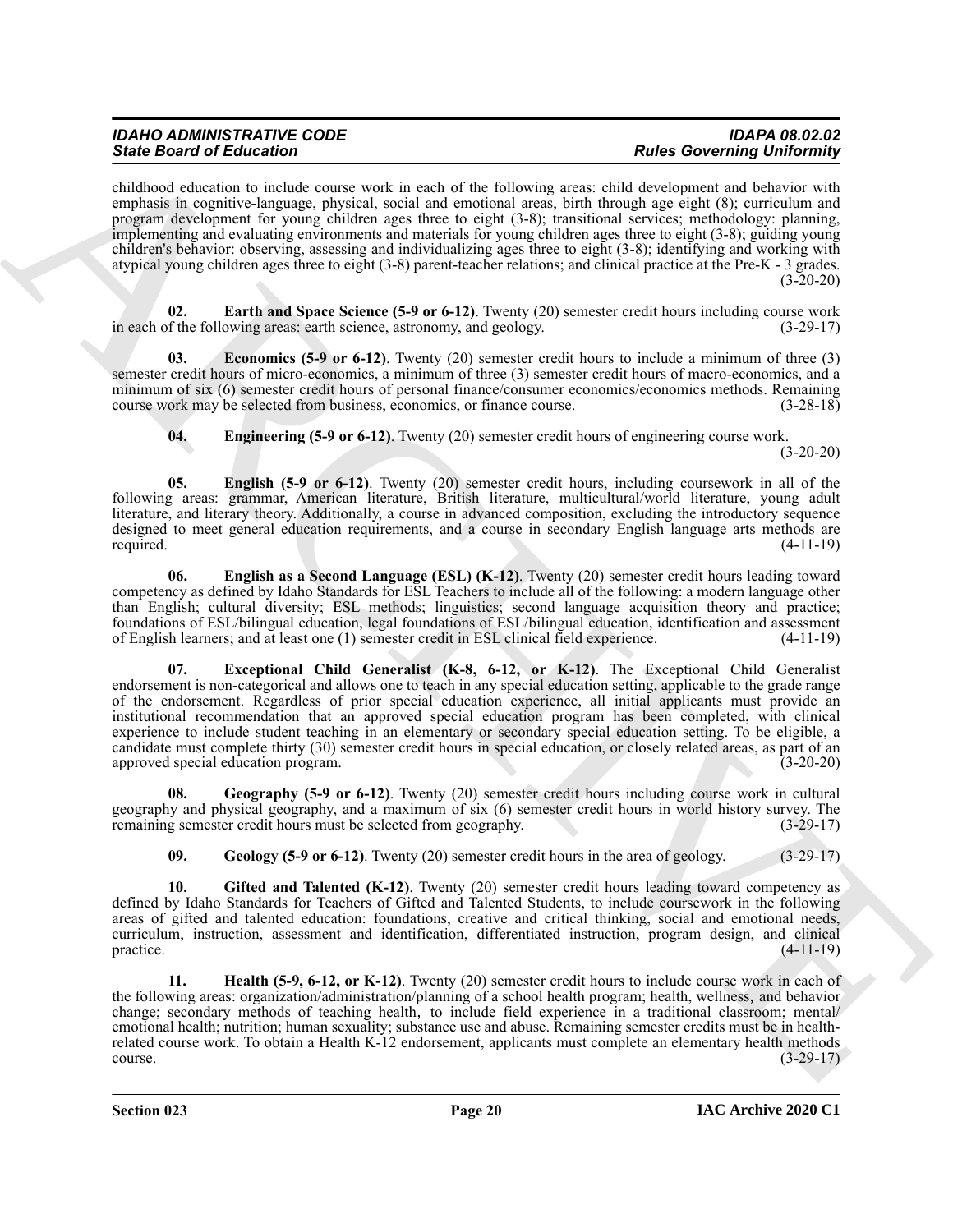childhood education to include course work in each of the following areas: child development and behavior with emphasis in cognitive-language, physical, social and emotional areas, birth through age eight (8); curriculum and program development for young children ages three to eight (3-8); transitional services; methodology: planning, implementing and evaluating environments and materials for young children ages three to eight (3-8); guiding young children's behavior: observing, assessing and individualizing ages three to eight (3-8); identifying and working with atypical young children ages three to eight (3-8) parent-teacher relations; and clinical practice at the Pre-K - 3 grades. (3-20-20)

**02. Earth and Space Science (5-9 or 6-12)**. Twenty (20) semester credit hours including course work in each of the following areas: earth science, astronomy, and geology. (3-29-17)

**03. Economics (5-9 or 6-12)**. Twenty (20) semester credit hours to include a minimum of three (3) semester credit hours of micro-economics, a minimum of three (3) semester credit hours of macro-economics, and a minimum of six (6) semester credit hours of personal finance/consumer economics/economics methods. Remaining course work may be selected from business, economics, or finance course. (3-28-18)

**04. Engineering (5-9 or 6-12)**. Twenty (20) semester credit hours of engineering course work. (3-20-20)

**05. English (5-9 or 6-12)**. Twenty (20) semester credit hours, including coursework in all of the following areas: grammar, American literature, British literature, multicultural/world literature, young adult literature, and literary theory. Additionally, a course in advanced composition, excluding the introductory sequence designed to meet general education requirements, and a course in secondary English language arts methods are required. (4-11-19)

**06. English as a Second Language (ESL) (K-12)**. Twenty (20) semester credit hours leading toward competency as defined by Idaho Standards for ESL Teachers to include all of the following: a modern language other than English; cultural diversity; ESL methods; linguistics; second language acquisition theory and practice; foundations of ESL/bilingual education, legal foundations of ESL/bilingual education, identification and assessment of English learners; and at least one (1) semester credit in ESL clinical field experience. (4-11-19)

**07. Exceptional Child Generalist (K-8, 6-12, or K-12)**. The Exceptional Child Generalist endorsement is non-categorical and allows one to teach in any special education setting, applicable to the grade range of the endorsement. Regardless of prior special education experience, all initial applicants must provide an institutional recommendation that an approved special education program has been completed, with clinical experience to include student teaching in an elementary or secondary special education setting. To be eligible, a candidate must complete thirty (30) semester credit hours in special education, or closely related areas, as part of an approved special education program. (3-20-20)

**08. Geography (5-9 or 6-12)**. Twenty (20) semester credit hours including course work in cultural geography and physical geography, and a maximum of six (6) semester credit hours in world history survey. The remaining semester credit hours must be selected from geography. (3-29-17)

**09. Geology (5-9 or 6-12)**. Twenty (20) semester credit hours in the area of geology. (3-29-17)

**10. Gifted and Talented (K-12)**. Twenty (20) semester credit hours leading toward competency as defined by Idaho Standards for Teachers of Gifted and Talented Students, to include coursework in the following areas of gifted and talented education: foundations, creative and critical thinking, social and emotional needs, curriculum, instruction, assessment and identification, differentiated instruction, program design, and clinical practice. (4-11-19)

**11. Health (5-9, 6-12, or K-12)**. Twenty (20) semester credit hours to include course work in each of the following areas: organization/administration/planning of a school health program; health, wellness, and behavior change; secondary methods of teaching health, to include field experience in a traditional classroom; mental/emotional health; nutrition; human sexuality; substance use and abuse. Remaining semester credits must be in health-related course work. To obtain a Health K-12 endorsement, applicants must complete an elementary health methods course. (3-29-17)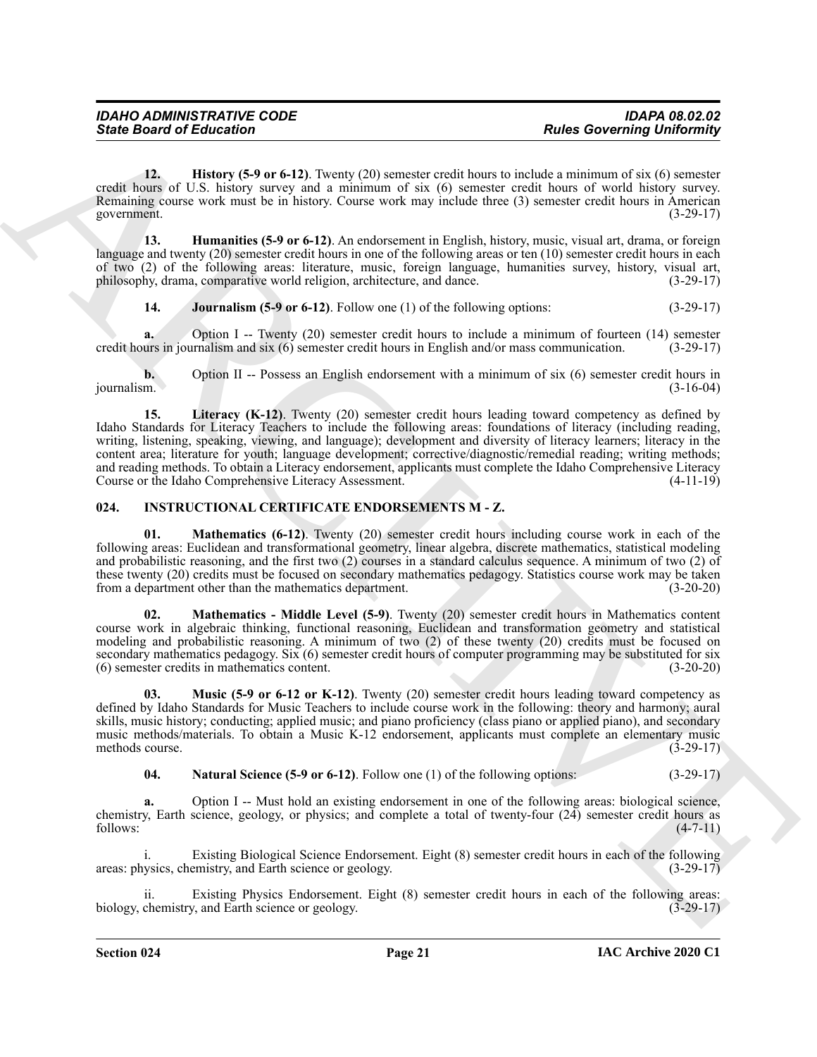**12. History (5-9 or 6-12)**. Twenty (20) semester credit hours to include a minimum of six (6) semester credit hours of U.S. history survey and a minimum of six (6) semester credit hours of world history survey. Remaining course work must be in history. Course work may include three (3) semester credit hours in American government. (3-29-17)

**13. Humanities (5-9 or 6-12)**. An endorsement in English, history, music, visual art, drama, or foreign language and twenty (20) semester credit hours in one of the following areas or ten (10) semester credit hours in each of two (2) of the following areas: literature, music, foreign language, humanities survey, history, visual art, philosophy, drama, comparative world religion, architecture, and dance. (3-29-17)

**14. Journalism (5-9 or 6-12)**. Follow one (1) of the following options: (3-29-17)

**a.** Option I -- Twenty (20) semester credit hours to include a minimum of fourteen (14) semester credit hours in journalism and six (6) semester credit hours in English and/or mass communication. (3-29-17)

**b.** Option II -- Possess an English endorsement with a minimum of six (6) semester credit hours in journalism. (3-16-04)

**15. Literacy (K-12)**. Twenty (20) semester credit hours leading toward competency as defined by Idaho Standards for Literacy Teachers to include the following areas: foundations of literacy (including reading, writing, listening, speaking, viewing, and language); development and diversity of literacy learners; literacy in the content area; literature for youth; language development; corrective/diagnostic/remedial reading; writing methods; and reading methods. To obtain a Literacy endorsement, applicants must complete the Idaho Comprehensive Literacy Course or the Idaho Comprehensive Literacy Assessment. (4-11-19)

## 024. INSTRUCTIONAL CERTIFICATE ENDORSEMENTS M - Z.

**01. Mathematics (6-12)**. Twenty (20) semester credit hours including course work in each of the following areas: Euclidean and transformational geometry, linear algebra, discrete mathematics, statistical modeling and probabilistic reasoning, and the first two (2) courses in a standard calculus sequence. A minimum of two (2) of these twenty (20) credits must be focused on secondary mathematics pedagogy. Statistics course work may be taken from a department other than the mathematics department. (3-20-20)

**02. Mathematics - Middle Level (5-9)**. Twenty (20) semester credit hours in Mathematics content course work in algebraic thinking, functional reasoning, Euclidean and transformation geometry and statistical modeling and probabilistic reasoning. A minimum of two (2) of these twenty (20) credits must be focused on secondary mathematics pedagogy. Six (6) semester credit hours of computer programming may be substituted for six (6) semester credits in mathematics content. (3-20-20)

**03. Music (5-9 or 6-12 or K-12)**. Twenty (20) semester credit hours leading toward competency as defined by Idaho Standards for Music Teachers to include course work in the following: theory and harmony; aural skills, music history; conducting; applied music; and piano proficiency (class piano or applied piano), and secondary music methods/materials. To obtain a Music K-12 endorsement, applicants must complete an elementary music methods course. (3-29-17)

**04. Natural Science (5-9 or 6-12)**. Follow one (1) of the following options: (3-29-17)

**a.** Option I -- Must hold an existing endorsement in one of the following areas: biological science, chemistry, Earth science, geology, or physics; and complete a total of twenty-four (24) semester credit hours as follows: (4-7-11)

i. Existing Biological Science Endorsement. Eight (8) semester credit hours in each of the following areas: physics, chemistry, and Earth science or geology. (3-29-17)

ii. Existing Physics Endorsement. Eight (8) semester credit hours in each of the following areas: biology, chemistry, and Earth science or geology. (3-29-17)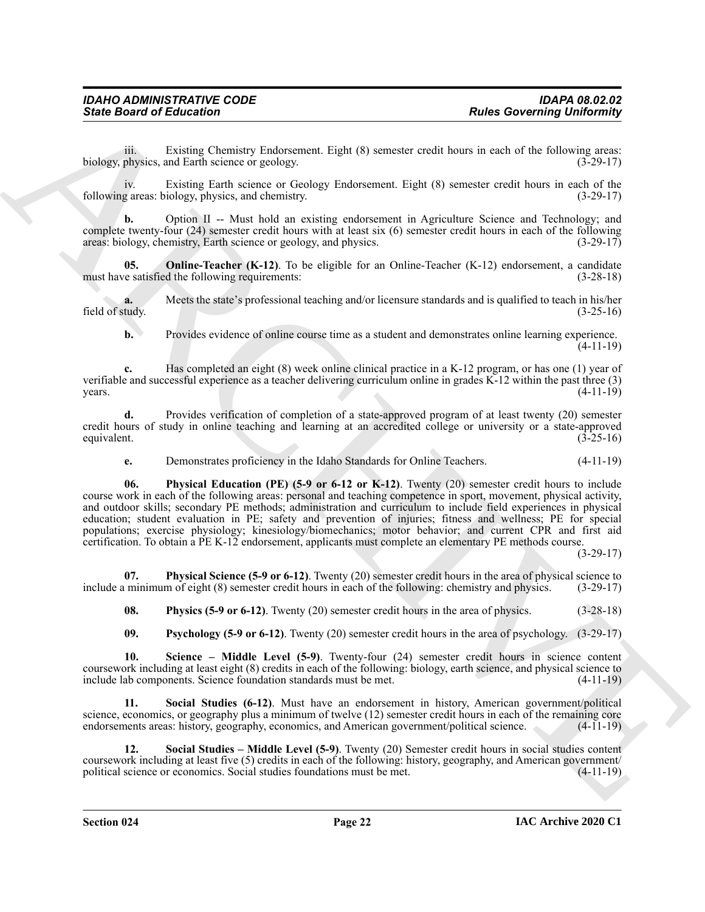iii. Existing Chemistry Endorsement. Eight (8) semester credit hours in each of the following areas: biology, physics, and Earth science or geology. (3-29-17)

iv. Existing Earth science or Geology Endorsement. Eight (8) semester credit hours in each of the following areas: biology, physics, and chemistry. (3-29-17)

**b.** Option II -- Must hold an existing endorsement in Agriculture Science and Technology; and complete twenty-four (24) semester credit hours with at least six (6) semester credit hours in each of the following areas: biology, chemistry, Earth science or geology, and physics. (3-29-17)

**05. Online-Teacher (K-12)**. To be eligible for an Online-Teacher (K-12) endorsement, a candidate must have satisfied the following requirements: (3-28-18)

**a.** Meets the state's professional teaching and/or licensure standards and is qualified to teach in his/her field of study. (3-25-16)

**b.** Provides evidence of online course time as a student and demonstrates online learning experience. (4-11-19)

**c.** Has completed an eight (8) week online clinical practice in a K-12 program, or has one (1) year of verifiable and successful experience as a teacher delivering curriculum online in grades K-12 within the past three (3) years. (4-11-19)

**d.** Provides verification of completion of a state-approved program of at least twenty (20) semester credit hours of study in online teaching and learning at an accredited college or university or a state-approved equivalent. (3-25-16)

**e.** Demonstrates proficiency in the Idaho Standards for Online Teachers. (4-11-19)

**06. Physical Education (PE) (5-9 or 6-12 or K-12)**. Twenty (20) semester credit hours to include course work in each of the following areas: personal and teaching competence in sport, movement, physical activity, and outdoor skills; secondary PE methods; administration and curriculum to include field experiences in physical education; student evaluation in PE; safety and prevention of injuries; fitness and wellness; PE for special populations; exercise physiology; kinesiology/biomechanics; motor behavior; and current CPR and first aid certification. To obtain a PE K-12 endorsement, applicants must complete an elementary PE methods course. (3-29-17)

**07. Physical Science (5-9 or 6-12)**. Twenty (20) semester credit hours in the area of physical science to include a minimum of eight (8) semester credit hours in each of the following: chemistry and physics. (3-29-17)

**08. Physics (5-9 or 6-12)**. Twenty (20) semester credit hours in the area of physics. (3-28-18)

**09. Psychology (5-9 or 6-12)**. Twenty (20) semester credit hours in the area of psychology. (3-29-17)

**10. Science – Middle Level (5-9)**. Twenty-four (24) semester credit hours in science content coursework including at least eight (8) credits in each of the following: biology, earth science, and physical science to include lab components. Science foundation standards must be met. (4-11-19)

**11. Social Studies (6-12)**. Must have an endorsement in history, American government/political science, economics, or geography plus a minimum of twelve (12) semester credit hours in each of the remaining core endorsements areas: history, geography, economics, and American government/political science. (4-11-19)

**12. Social Studies – Middle Level (5-9)**. Twenty (20) Semester credit hours in social studies content coursework including at least five (5) credits in each of the following: history, geography, and American government/political science or economics. Social studies foundations must be met. (4-11-19)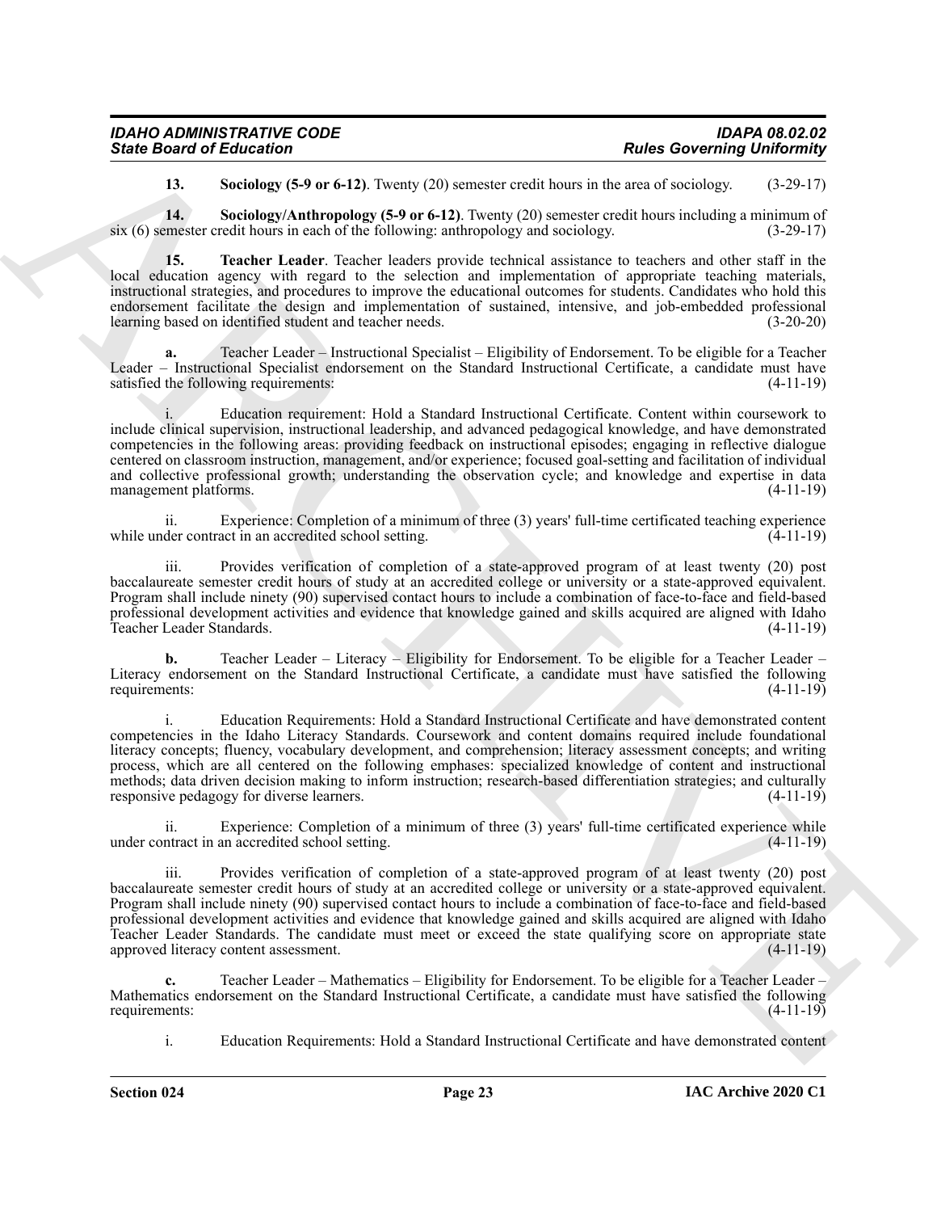**13. Sociology (5-9 or 6-12)**. Twenty (20) semester credit hours in the area of sociology. (3-29-17)

**14. Sociology/Anthropology (5-9 or 6-12)**. Twenty (20) semester credit hours including a minimum of six (6) semester credit hours in each of the following: anthropology and sociology. (3-29-17)

**15. Teacher Leader**. Teacher leaders provide technical assistance to teachers and other staff in the local education agency with regard to the selection and implementation of appropriate teaching materials, instructional strategies, and procedures to improve the educational outcomes for students. Candidates who hold this endorsement facilitate the design and implementation of sustained, intensive, and job-embedded professional learning based on identified student and teacher needs. (3-20-20)

**a.** Teacher Leader – Instructional Specialist – Eligibility of Endorsement. To be eligible for a Teacher Leader – Instructional Specialist endorsement on the Standard Instructional Certificate, a candidate must have satisfied the following requirements: (4-11-19)

i. Education requirement: Hold a Standard Instructional Certificate. Content within coursework to include clinical supervision, instructional leadership, and advanced pedagogical knowledge, and have demonstrated competencies in the following areas: providing feedback on instructional episodes; engaging in reflective dialogue centered on classroom instruction, management, and/or experience; focused goal-setting and facilitation of individual and collective professional growth; understanding the observation cycle; and knowledge and expertise in data management platforms. (4-11-19)

ii. Experience: Completion of a minimum of three (3) years' full-time certificated teaching experience while under contract in an accredited school setting. (4-11-19)

iii. Provides verification of completion of a state-approved program of at least twenty (20) post baccalaureate semester credit hours of study at an accredited college or university or a state-approved equivalent. Program shall include ninety (90) supervised contact hours to include a combination of face-to-face and field-based professional development activities and evidence that knowledge gained and skills acquired are aligned with Idaho Teacher Leader Standards. (4-11-19)

**b.** Teacher Leader – Literacy – Eligibility for Endorsement. To be eligible for a Teacher Leader – Literacy endorsement on the Standard Instructional Certificate, a candidate must have satisfied the following requirements: (4-11-19)

i. Education Requirements: Hold a Standard Instructional Certificate and have demonstrated content competencies in the Idaho Literacy Standards. Coursework and content domains required include foundational literacy concepts; fluency, vocabulary development, and comprehension; literacy assessment concepts; and writing process, which are all centered on the following emphases: specialized knowledge of content and instructional methods; data driven decision making to inform instruction; research-based differentiation strategies; and culturally responsive pedagogy for diverse learners. (4-11-19)

ii. Experience: Completion of a minimum of three (3) years' full-time certificated experience while under contract in an accredited school setting. (4-11-19)

iii. Provides verification of completion of a state-approved program of at least twenty (20) post baccalaureate semester credit hours of study at an accredited college or university or a state-approved equivalent. Program shall include ninety (90) supervised contact hours to include a combination of face-to-face and field-based professional development activities and evidence that knowledge gained and skills acquired are aligned with Idaho Teacher Leader Standards. The candidate must meet or exceed the state qualifying score on appropriate state approved literacy content assessment. (4-11-19)

**c.** Teacher Leader – Mathematics – Eligibility for Endorsement. To be eligible for a Teacher Leader – Mathematics endorsement on the Standard Instructional Certificate, a candidate must have satisfied the following requirements: (4-11-19)

i. Education Requirements: Hold a Standard Instructional Certificate and have demonstrated content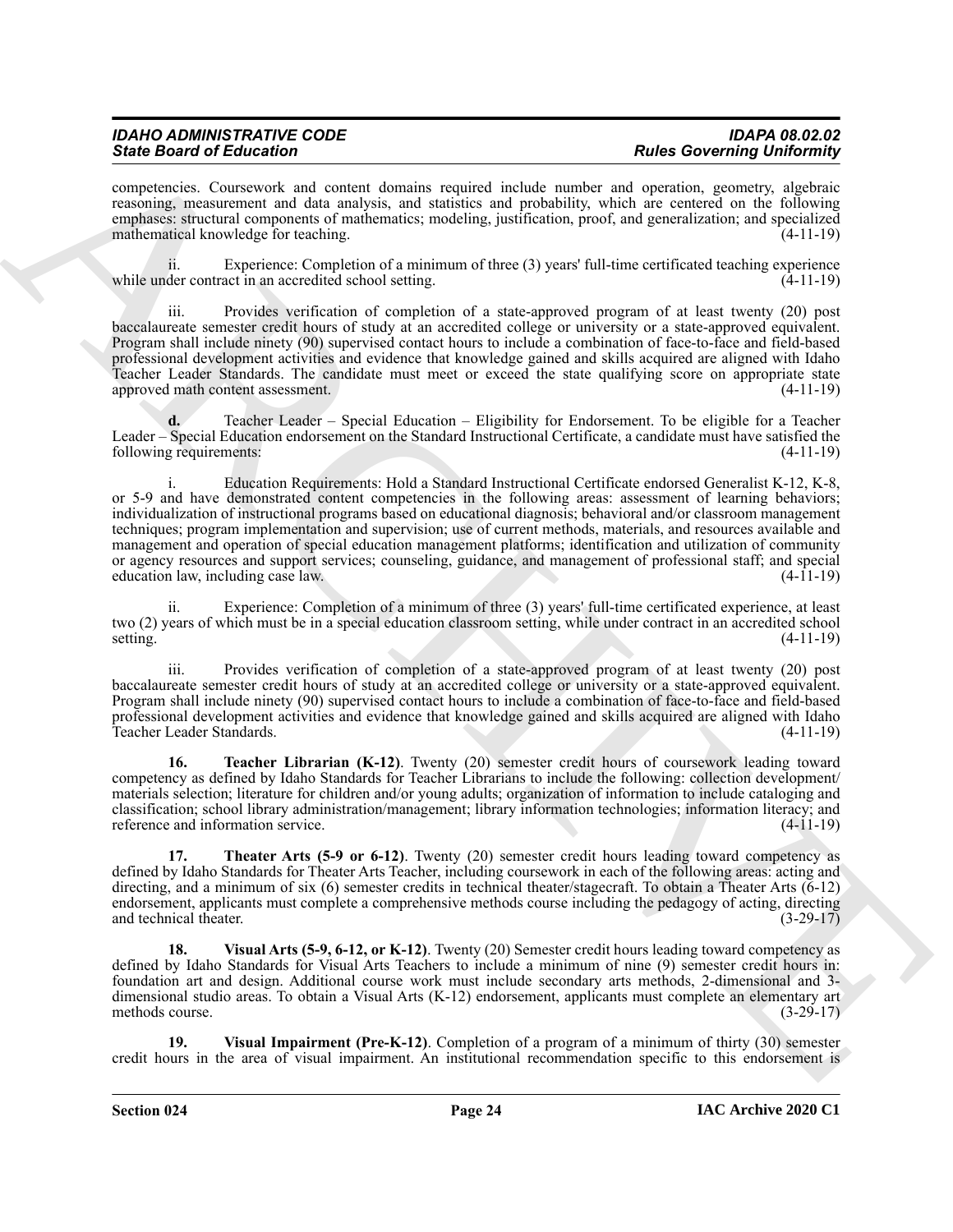competencies. Coursework and content domains required include number and operation, geometry, algebraic reasoning, measurement and data analysis, and statistics and probability, which are centered on the following emphases: structural components of mathematics; modeling, justification, proof, and generalization; and specialized mathematical knowledge for teaching. (4-11-19)

ii. Experience: Completion of a minimum of three (3) years' full-time certificated teaching experience while under contract in an accredited school setting. (4-11-19)

iii. Provides verification of completion of a state-approved program of at least twenty (20) post baccalaureate semester credit hours of study at an accredited college or university or a state-approved equivalent. Program shall include ninety (90) supervised contact hours to include a combination of face-to-face and field-based professional development activities and evidence that knowledge gained and skills acquired are aligned with Idaho Teacher Leader Standards. The candidate must meet or exceed the state qualifying score on appropriate state approved math content assessment. (4-11-19)

**d.** Teacher Leader – Special Education – Eligibility for Endorsement. To be eligible for a Teacher Leader – Special Education endorsement on the Standard Instructional Certificate, a candidate must have satisfied the following requirements: (4-11-19)

i. Education Requirements: Hold a Standard Instructional Certificate endorsed Generalist K-12, K-8, or 5-9 and have demonstrated content competencies in the following areas: assessment of learning behaviors; individualization of instructional programs based on educational diagnosis; behavioral and/or classroom management techniques; program implementation and supervision; use of current methods, materials, and resources available and management and operation of special education management platforms; identification and utilization of community or agency resources and support services; counseling, guidance, and management of professional staff; and special education law, including case law. (4-11-19)

ii. Experience: Completion of a minimum of three (3) years' full-time certificated experience, at least two (2) years of which must be in a special education classroom setting, while under contract in an accredited school setting. (4-11-19)

iii. Provides verification of completion of a state-approved program of at least twenty (20) post baccalaureate semester credit hours of study at an accredited college or university or a state-approved equivalent. Program shall include ninety (90) supervised contact hours to include a combination of face-to-face and field-based professional development activities and evidence that knowledge gained and skills acquired are aligned with Idaho Teacher Leader Standards. (4-11-19)

**16. Teacher Librarian (K-12)**. Twenty (20) semester credit hours of coursework leading toward competency as defined by Idaho Standards for Teacher Librarians to include the following: collection development/ materials selection; literature for children and/or young adults; organization of information to include cataloging and classification; school library administration/management; library information technologies; information literacy; and reference and information service. (4-11-19)

**17. Theater Arts (5-9 or 6-12)**. Twenty (20) semester credit hours leading toward competency as defined by Idaho Standards for Theater Arts Teacher, including coursework in each of the following areas: acting and directing, and a minimum of six (6) semester credits in technical theater/stagecraft. To obtain a Theater Arts (6-12) endorsement, applicants must complete a comprehensive methods course including the pedagogy of acting, directing and technical theater. (3-29-17)

**18. Visual Arts (5-9, 6-12, or K-12)**. Twenty (20) Semester credit hours leading toward competency as defined by Idaho Standards for Visual Arts Teachers to include a minimum of nine (9) semester credit hours in: foundation art and design. Additional course work must include secondary arts methods, 2-dimensional and 3-dimensional studio areas. To obtain a Visual Arts (K-12) endorsement, applicants must complete an elementary art methods course. (3-29-17)

**19. Visual Impairment (Pre-K-12)**. Completion of a program of a minimum of thirty (30) semester credit hours in the area of visual impairment. An institutional recommendation specific to this endorsement is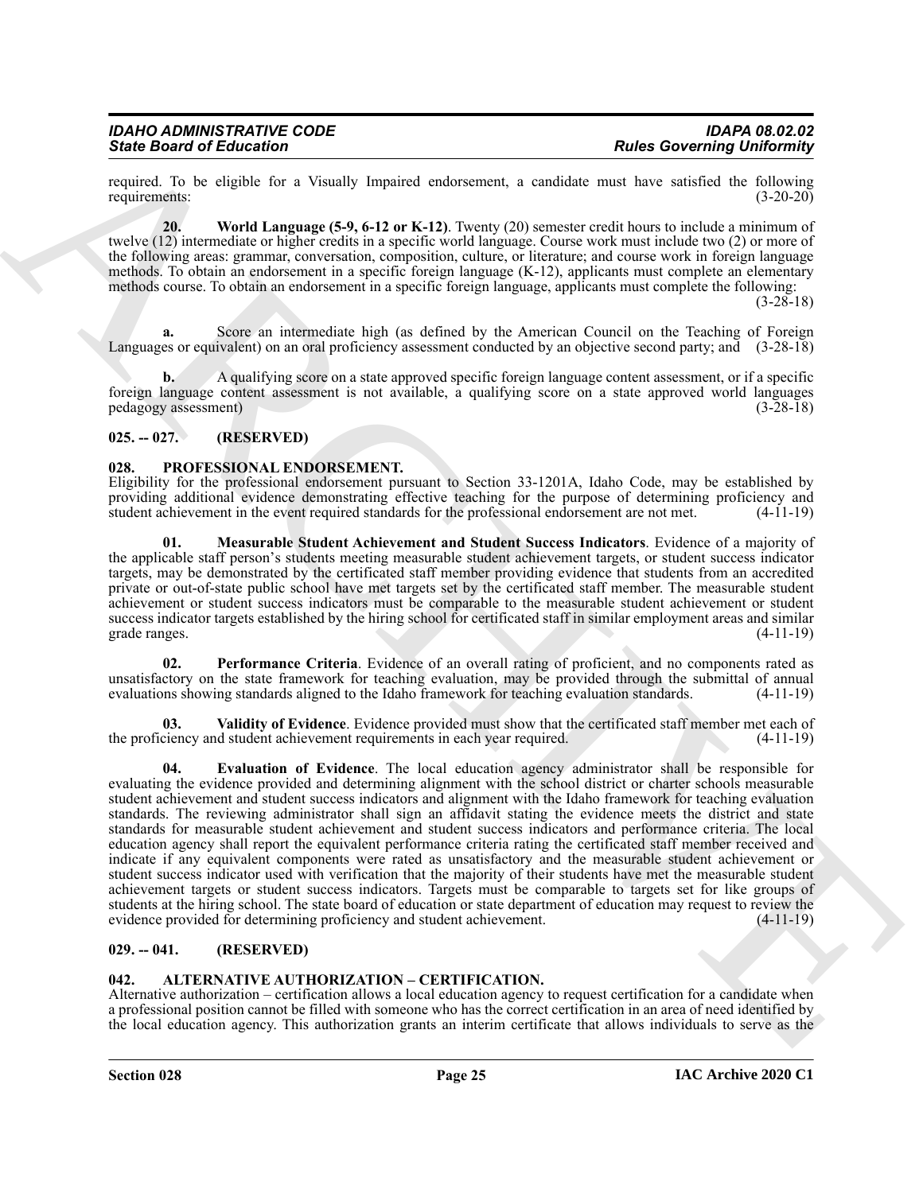required. To be eligible for a Visually Impaired endorsement, a candidate must have satisfied the following requirements: (3-20-20)

**20. World Language (5-9, 6-12 or K-12)**. Twenty (20) semester credit hours to include a minimum of twelve (12) intermediate or higher credits in a specific world language. Course work must include two (2) or more of the following areas: grammar, conversation, composition, culture, or literature; and course work in foreign language methods. To obtain an endorsement in a specific foreign language (K-12), applicants must complete an elementary methods course. To obtain an endorsement in a specific foreign language, applicants must complete the following: (3-28-18)

**a.** Score an intermediate high (as defined by the American Council on the Teaching of Foreign Languages or equivalent) on an oral proficiency assessment conducted by an objective second party; and (3-28-18)

**b.** A qualifying score on a state approved specific foreign language content assessment, or if a specific foreign language content assessment is not available, a qualifying score on a state approved world languages pedagogy assessment) (3-28-18)

## 025. -- 027. (RESERVED)

## 028. PROFESSIONAL ENDORSEMENT.

Eligibility for the professional endorsement pursuant to Section 33-1201A, Idaho Code, may be established by providing additional evidence demonstrating effective teaching for the purpose of determining proficiency and student achievement in the event required standards for the professional endorsement are not met. (4-11-19)

**01. Measurable Student Achievement and Student Success Indicators**. Evidence of a majority of the applicable staff person's students meeting measurable student achievement targets, or student success indicator targets, may be demonstrated by the certificated staff member providing evidence that students from an accredited private or out-of-state public school have met targets set by the certificated staff member. The measurable student achievement or student success indicators must be comparable to the measurable student achievement or student success indicator targets established by the hiring school for certificated staff in similar employment areas and similar grade ranges. (4-11-19)

**02. Performance Criteria**. Evidence of an overall rating of proficient, and no components rated as unsatisfactory on the state framework for teaching evaluation, may be provided through the submittal of annual evaluations showing standards aligned to the Idaho framework for teaching evaluation standards. (4-11-19)

**03. Validity of Evidence**. Evidence provided must show that the certificated staff member met each of the proficiency and student achievement requirements in each year required. (4-11-19)

**04. Evaluation of Evidence**. The local education agency administrator shall be responsible for evaluating the evidence provided and determining alignment with the school district or charter schools measurable student achievement and student success indicators and alignment with the Idaho framework for teaching evaluation standards. The reviewing administrator shall sign an affidavit stating the evidence meets the district and state standards for measurable student achievement and student success indicators and performance criteria. The local education agency shall report the equivalent performance criteria rating the certificated staff member received and indicate if any equivalent components were rated as unsatisfactory and the measurable student achievement or student success indicator used with verification that the majority of their students have met the measurable student achievement targets or student success indicators. Targets must be comparable to targets set for like groups of students at the hiring school. The state board of education or state department of education may request to review the evidence provided for determining proficiency and student achievement. (4-11-19)

## 029. -- 041. (RESERVED)

## 042. ALTERNATIVE AUTHORIZATION – CERTIFICATION.

Alternative authorization – certification allows a local education agency to request certification for a candidate when a professional position cannot be filled with someone who has the correct certification in an area of need identified by the local education agency. This authorization grants an interim certificate that allows individuals to serve as the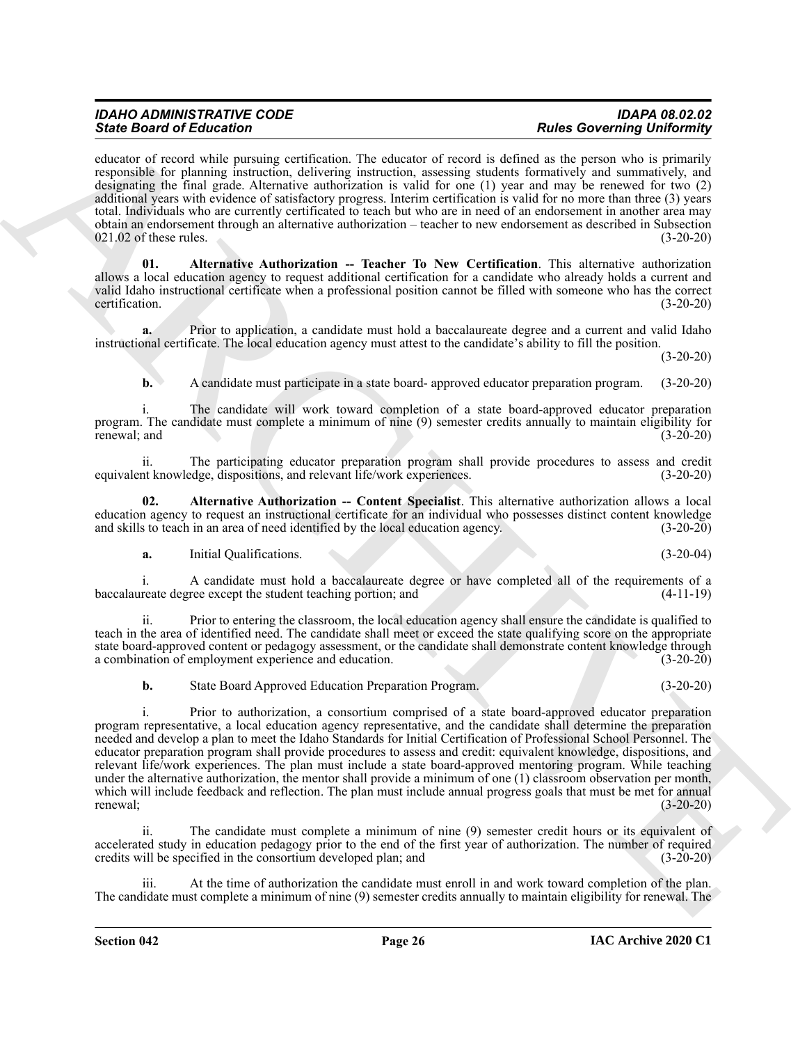educator of record while pursuing certification. The educator of record is defined as the person who is primarily responsible for planning instruction, delivering instruction, assessing students formatively and summatively, and designating the final grade. Alternative authorization is valid for one (1) year and may be renewed for two (2) additional years with evidence of satisfactory progress. Interim certification is valid for no more than three (3) years total. Individuals who are currently certificated to teach but who are in need of an endorsement in another area may obtain an endorsement through an alternative authorization – teacher to new endorsement as described in Subsection 021.02 of these rules. (3-20-20)

**01. Alternative Authorization -- Teacher To New Certification**. This alternative authorization allows a local education agency to request additional certification for a candidate who already holds a current and valid Idaho instructional certificate when a professional position cannot be filled with someone who has the correct certification. (3-20-20)

**a.** Prior to application, a candidate must hold a baccalaureate degree and a current and valid Idaho instructional certificate. The local education agency must attest to the candidate's ability to fill the position. (3-20-20)

**b.** A candidate must participate in a state board- approved educator preparation program. (3-20-20)

i. The candidate will work toward completion of a state board-approved educator preparation program. The candidate must complete a minimum of nine (9) semester credits annually to maintain eligibility for renewal; and (3-20-20)

ii. The participating educator preparation program shall provide procedures to assess and credit equivalent knowledge, dispositions, and relevant life/work experiences. (3-20-20)

**02. Alternative Authorization -- Content Specialist**. This alternative authorization allows a local education agency to request an instructional certificate for an individual who possesses distinct content knowledge and skills to teach in an area of need identified by the local education agency. (3-20-20)

**a.** Initial Qualifications. (3-20-04)

i. A candidate must hold a baccalaureate degree or have completed all of the requirements of a baccalaureate degree except the student teaching portion; and (4-11-19)

ii. Prior to entering the classroom, the local education agency shall ensure the candidate is qualified to teach in the area of identified need. The candidate shall meet or exceed the state qualifying score on the appropriate state board-approved content or pedagogy assessment, or the candidate shall demonstrate content knowledge through a combination of employment experience and education. (3-20-20)

**b.** State Board Approved Education Preparation Program. (3-20-20)

i. Prior to authorization, a consortium comprised of a state board-approved educator preparation program representative, a local education agency representative, and the candidate shall determine the preparation needed and develop a plan to meet the Idaho Standards for Initial Certification of Professional School Personnel. The educator preparation program shall provide procedures to assess and credit: equivalent knowledge, dispositions, and relevant life/work experiences. The plan must include a state board-approved mentoring program. While teaching under the alternative authorization, the mentor shall provide a minimum of one (1) classroom observation per month, which will include feedback and reflection. The plan must include annual progress goals that must be met for annual renewal; (3-20-20)

ii. The candidate must complete a minimum of nine (9) semester credit hours or its equivalent of accelerated study in education pedagogy prior to the end of the first year of authorization. The number of required credits will be specified in the consortium developed plan; and (3-20-20)

iii. At the time of authorization the candidate must enroll in and work toward completion of the plan. The candidate must complete a minimum of nine (9) semester credits annually to maintain eligibility for renewal. The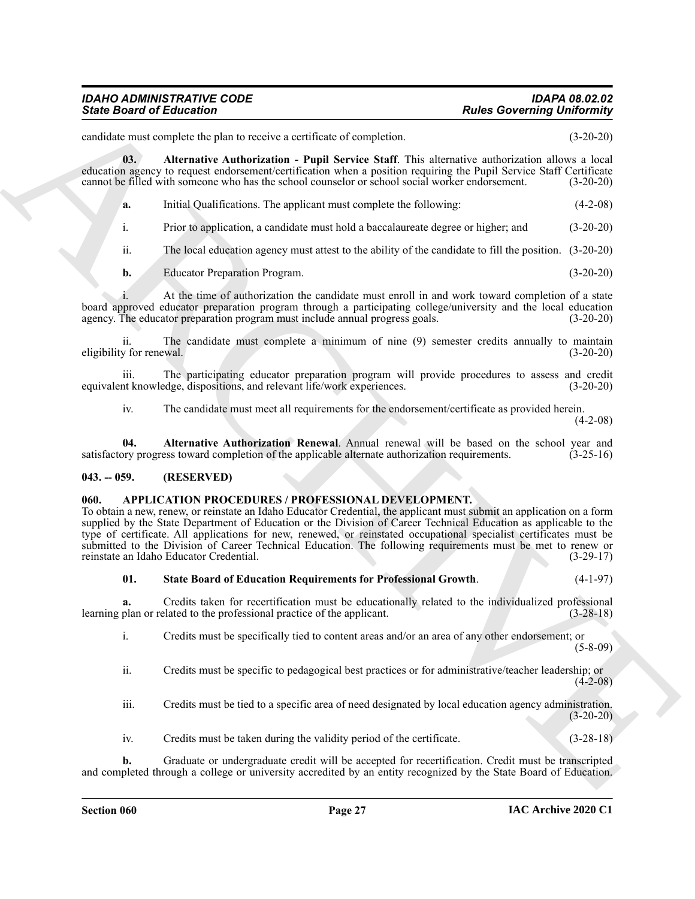candidate must complete the plan to receive a certificate of completion. (3-20-20)

**03. Alternative Authorization - Pupil Service Staff**. This alternative authorization allows a local education agency to request endorsement/certification when a position requiring the Pupil Service Staff Certificate cannot be filled with someone who has the school counselor or school social worker endorsement. (3-20-20)

**a.** Initial Qualifications. The applicant must complete the following: (4-2-08)

i. Prior to application, a candidate must hold a baccalaureate degree or higher; and (3-20-20)

ii. The local education agency must attest to the ability of the candidate to fill the position. (3-20-20)

**b.** Educator Preparation Program. (3-20-20)

i. At the time of authorization the candidate must enroll in and work toward completion of a state board approved educator preparation program through a participating college/university and the local education agency. The educator preparation program must include annual progress goals. (3-20-20)

ii. The candidate must complete a minimum of nine (9) semester credits annually to maintain eligibility for renewal. (3-20-20)

iii. The participating educator preparation program will provide procedures to assess and credit equivalent knowledge, dispositions, and relevant life/work experiences. (3-20-20)

iv. The candidate must meet all requirements for the endorsement/certificate as provided herein. (4-2-08)

**04. Alternative Authorization Renewal**. Annual renewal will be based on the school year and satisfactory progress toward completion of the applicable alternate authorization requirements. (3-25-16)

### 043. -- 059. (RESERVED)

### 060. APPLICATION PROCEDURES / PROFESSIONAL DEVELOPMENT.

To obtain a new, renew, or reinstate an Idaho Educator Credential, the applicant must submit an application on a form supplied by the State Department of Education or the Division of Career Technical Education as applicable to the type of certificate. All applications for new, renewed, or reinstated occupational specialist certificates must be submitted to the Division of Career Technical Education. The following requirements must be met to renew or reinstate an Idaho Educator Credential. (3-29-17)

**01. State Board of Education Requirements for Professional Growth**. (4-1-97)

**a.** Credits taken for recertification must be educationally related to the individualized professional learning plan or related to the professional practice of the applicant. (3-28-18)

i. Credits must be specifically tied to content areas and/or an area of any other endorsement; or (5-8-09)

ii. Credits must be specific to pedagogical best practices or for administrative/teacher leadership; or (4-2-08)

iii. Credits must be tied to a specific area of need designated by local education agency administration. (3-20-20)

iv. Credits must be taken during the validity period of the certificate. (3-28-18)

**b.** Graduate or undergraduate credit will be accepted for recertification. Credit must be transcripted and completed through a college or university accredited by an entity recognized by the State Board of Education.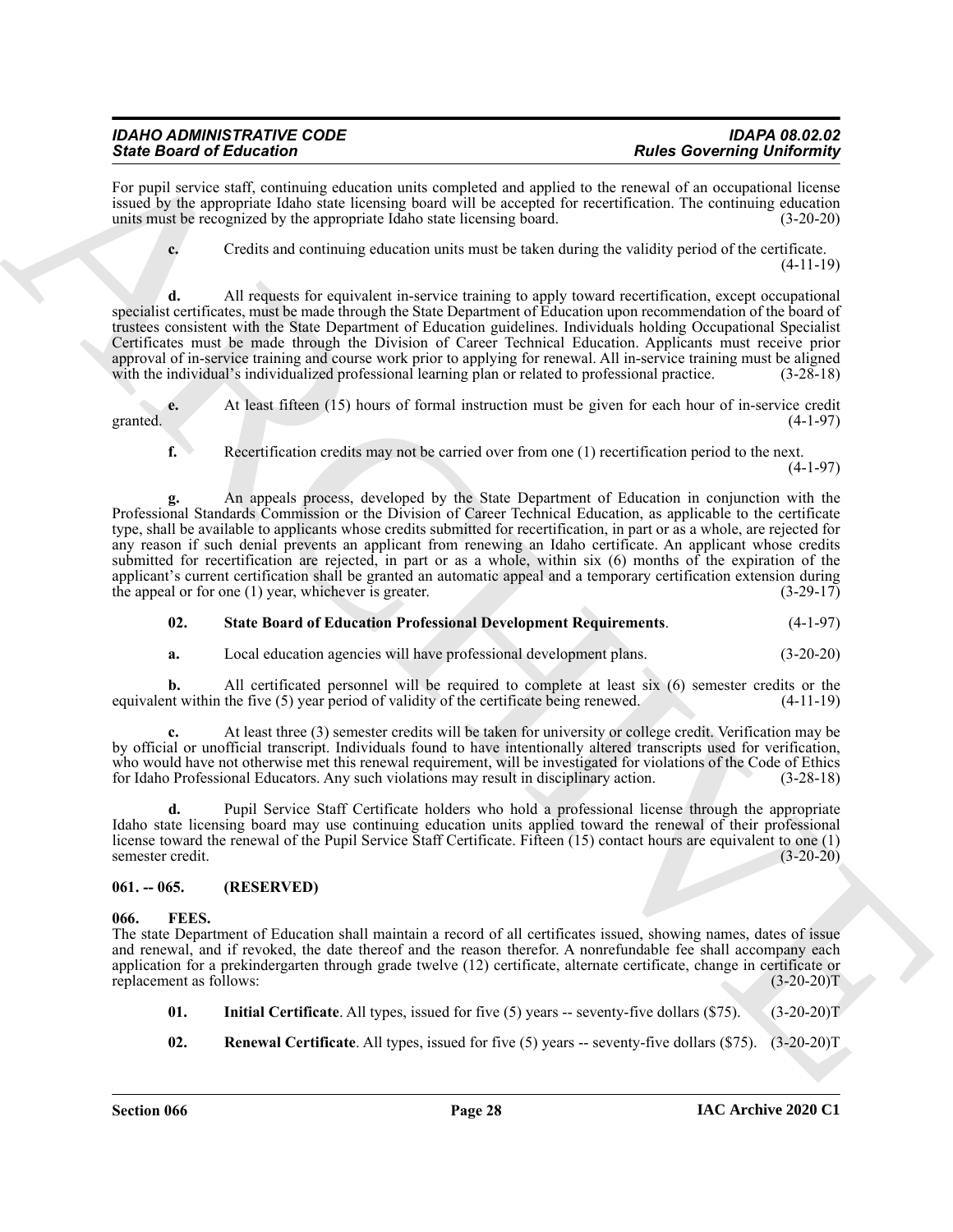For pupil service staff, continuing education units completed and applied to the renewal of an occupational license issued by the appropriate Idaho state licensing board will be accepted for recertification. The continuing education units must be recognized by the appropriate Idaho state licensing board. (3-20-20)

**c.** Credits and continuing education units must be taken during the validity period of the certificate. (4-11-19)

**d.** All requests for equivalent in-service training to apply toward recertification, except occupational specialist certificates, must be made through the State Department of Education upon recommendation of the board of trustees consistent with the State Department of Education guidelines. Individuals holding Occupational Specialist Certificates must be made through the Division of Career Technical Education. Applicants must receive prior approval of in-service training and course work prior to applying for renewal. All in-service training must be aligned with the individual's individualized professional learning plan or related to professional practice. (3-28-18)

**e.** At least fifteen (15) hours of formal instruction must be given for each hour of in-service credit granted. (4-1-97)

**f.** Recertification credits may not be carried over from one (1) recertification period to the next. (4-1-97)

**g.** An appeals process, developed by the State Department of Education in conjunction with the Professional Standards Commission or the Division of Career Technical Education, as applicable to the certificate type, shall be available to applicants whose credits submitted for recertification, in part or as a whole, are rejected for any reason if such denial prevents an applicant from renewing an Idaho certificate. An applicant whose credits submitted for recertification are rejected, in part or as a whole, within six (6) months of the expiration of the applicant's current certification shall be granted an automatic appeal and a temporary certification extension during the appeal or for one (1) year, whichever is greater. (3-29-17)

**02. State Board of Education Professional Development Requirements**. (4-1-97)

**a.** Local education agencies will have professional development plans. (3-20-20)

**b.** All certificated personnel will be required to complete at least six (6) semester credits or the equivalent within the five (5) year period of validity of the certificate being renewed. (4-11-19)

**c.** At least three (3) semester credits will be taken for university or college credit. Verification may be by official or unofficial transcript. Individuals found to have intentionally altered transcripts used for verification, who would have not otherwise met this renewal requirement, will be investigated for violations of the Code of Ethics for Idaho Professional Educators. Any such violations may result in disciplinary action. (3-28-18)

**d.** Pupil Service Staff Certificate holders who hold a professional license through the appropriate Idaho state licensing board may use continuing education units applied toward the renewal of their professional license toward the renewal of the Pupil Service Staff Certificate. Fifteen (15) contact hours are equivalent to one (1) semester credit. (3-20-20)

## 061. -- 065. (RESERVED)

## 066. FEES.

The state Department of Education shall maintain a record of all certificates issued, showing names, dates of issue and renewal, and if revoked, the date thereof and the reason therefor. A nonrefundable fee shall accompany each application for a prekindergarten through grade twelve (12) certificate, alternate certificate, change in certificate or replacement as follows: (3-20-20)T

**01. Initial Certificate**. All types, issued for five (5) years -- seventy-five dollars ($75). (3-20-20)T

**02. Renewal Certificate**. All types, issued for five (5) years -- seventy-five dollars ($75). (3-20-20)T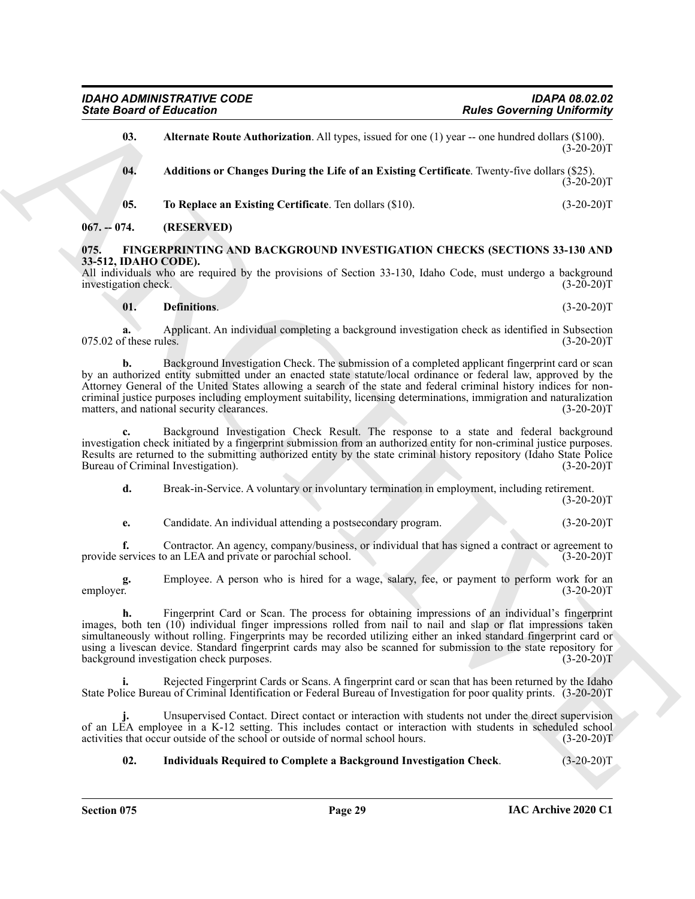**03. Alternate Route Authorization**. All types, issued for one (1) year -- one hundred dollars ($100). (3-20-20)T

**04. Additions or Changes During the Life of an Existing Certificate**. Twenty-five dollars ($25). (3-20-20)T

**05. To Replace an Existing Certificate**. Ten dollars ($10). (3-20-20)T

**067. -- 074. (RESERVED)**

**075. FINGERPRINTING AND BACKGROUND INVESTIGATION CHECKS (SECTIONS 33-130 AND 33-512, IDAHO CODE).**

All individuals who are required by the provisions of Section 33-130, Idaho Code, must undergo a background investigation check. (3-20-20)T

**01. Definitions**. (3-20-20)T

**a.** Applicant. An individual completing a background investigation check as identified in Subsection 075.02 of these rules. (3-20-20)T

**b.** Background Investigation Check. The submission of a completed applicant fingerprint card or scan by an authorized entity submitted under an enacted state statute/local ordinance or federal law, approved by the Attorney General of the United States allowing a search of the state and federal criminal history indices for non-criminal justice purposes including employment suitability, licensing determinations, immigration and naturalization matters, and national security clearances. (3-20-20)T

**c.** Background Investigation Check Result. The response to a state and federal background investigation check initiated by a fingerprint submission from an authorized entity for non-criminal justice purposes. Results are returned to the submitting authorized entity by the state criminal history repository (Idaho State Police Bureau of Criminal Investigation). (3-20-20)T

**d.** Break-in-Service. A voluntary or involuntary termination in employment, including retirement. (3-20-20)T

**e.** Candidate. An individual attending a postsecondary program. (3-20-20)T

**f.** Contractor. An agency, company/business, or individual that has signed a contract or agreement to provide services to an LEA and private or parochial school. (3-20-20)T

**g.** Employee. A person who is hired for a wage, salary, fee, or payment to perform work for an employer. (3-20-20)T

**h.** Fingerprint Card or Scan. The process for obtaining impressions of an individual's fingerprint images, both ten (10) individual finger impressions rolled from nail to nail and slap or flat impressions taken simultaneously without rolling. Fingerprints may be recorded utilizing either an inked standard fingerprint card or using a livescan device. Standard fingerprint cards may also be scanned for submission to the state repository for background investigation check purposes. (3-20-20)T

**i.** Rejected Fingerprint Cards or Scans. A fingerprint card or scan that has been returned by the Idaho State Police Bureau of Criminal Identification or Federal Bureau of Investigation for poor quality prints. (3-20-20)T

**j.** Unsupervised Contact. Direct contact or interaction with students not under the direct supervision of an LEA employee in a K-12 setting. This includes contact or interaction with students in scheduled school activities that occur outside of the school or outside of normal school hours. (3-20-20)T

**02. Individuals Required to Complete a Background Investigation Check**. (3-20-20)T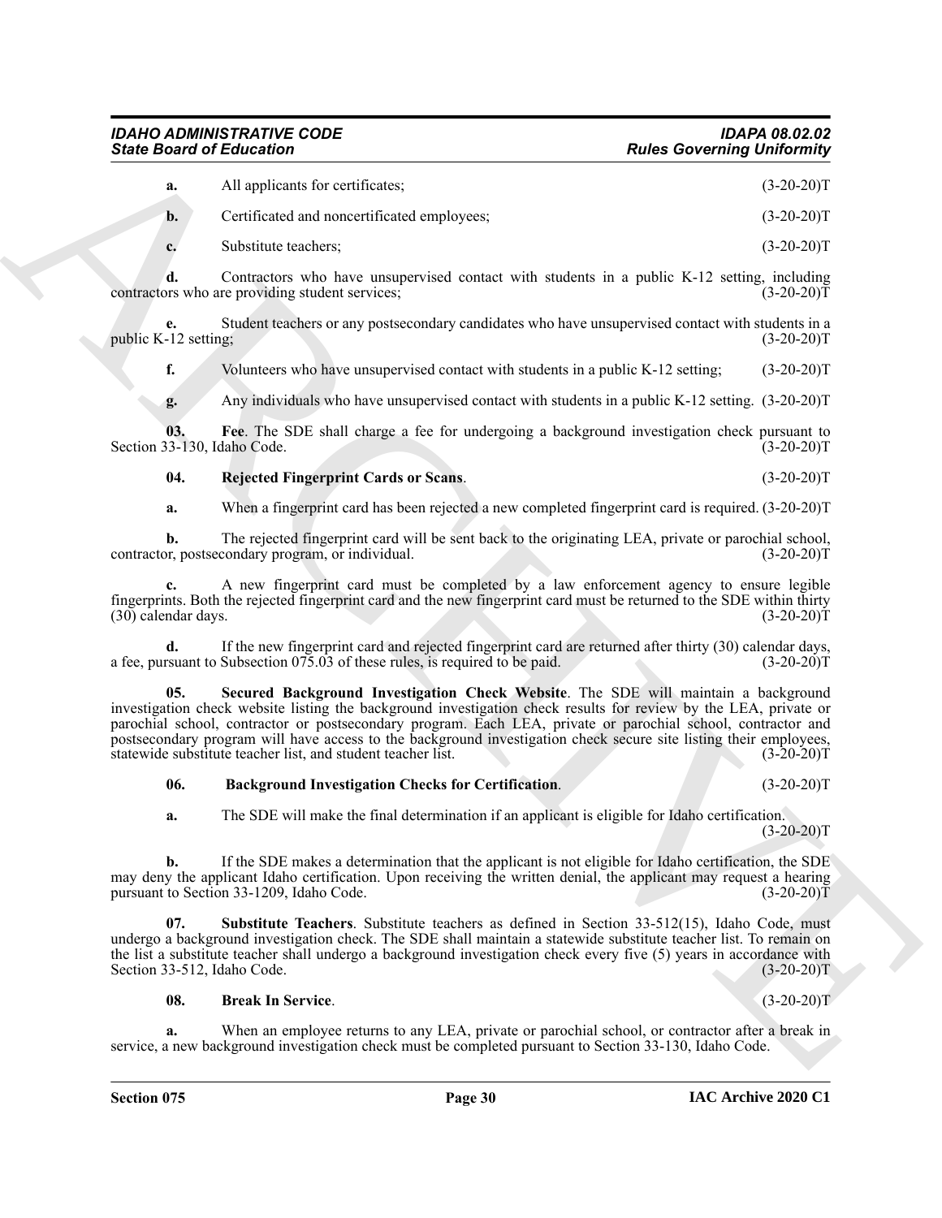**a.** All applicants for certificates; (3-20-20)T

**b.** Certificated and noncertificated employees; (3-20-20)T

**c.** Substitute teachers; (3-20-20)T

**d.** Contractors who have unsupervised contact with students in a public K-12 setting, including contractors who are providing student services; (3-20-20)T

**e.** Student teachers or any postsecondary candidates who have unsupervised contact with students in a public K-12 setting; (3-20-20)T

**f.** Volunteers who have unsupervised contact with students in a public K-12 setting; (3-20-20)T

**g.** Any individuals who have unsupervised contact with students in a public K-12 setting. (3-20-20)T

**03. Fee**. The SDE shall charge a fee for undergoing a background investigation check pursuant to Section 33-130, Idaho Code. (3-20-20)T

**04. Rejected Fingerprint Cards or Scans**. (3-20-20)T

**a.** When a fingerprint card has been rejected a new completed fingerprint card is required. (3-20-20)T

**b.** The rejected fingerprint card will be sent back to the originating LEA, private or parochial school, contractor, postsecondary program, or individual. (3-20-20)T

**c.** A new fingerprint card must be completed by a law enforcement agency to ensure legible fingerprints. Both the rejected fingerprint card and the new fingerprint card must be returned to the SDE within thirty (30) calendar days. (3-20-20)T

**d.** If the new fingerprint card and rejected fingerprint card are returned after thirty (30) calendar days, a fee, pursuant to Subsection 075.03 of these rules, is required to be paid. (3-20-20)T

**05. Secured Background Investigation Check Website**. The SDE will maintain a background investigation check website listing the background investigation check results for review by the LEA, private or parochial school, contractor or postsecondary program. Each LEA, private or parochial school, contractor and postsecondary program will have access to the background investigation check secure site listing their employees, statewide substitute teacher list, and student teacher list. (3-20-20)T

**06. Background Investigation Checks for Certification**. (3-20-20)T

**a.** The SDE will make the final determination if an applicant is eligible for Idaho certification. (3-20-20)T

**b.** If the SDE makes a determination that the applicant is not eligible for Idaho certification, the SDE may deny the applicant Idaho certification. Upon receiving the written denial, the applicant may request a hearing pursuant to Section 33-1209, Idaho Code. (3-20-20)T

**07. Substitute Teachers**. Substitute teachers as defined in Section 33-512(15), Idaho Code, must undergo a background investigation check. The SDE shall maintain a statewide substitute teacher list. To remain on the list a substitute teacher shall undergo a background investigation check every five (5) years in accordance with Section 33-512, Idaho Code. (3-20-20)T

**08. Break In Service**. (3-20-20)T

**a.** When an employee returns to any LEA, private or parochial school, or contractor after a break in service, a new background investigation check must be completed pursuant to Section 33-130, Idaho Code.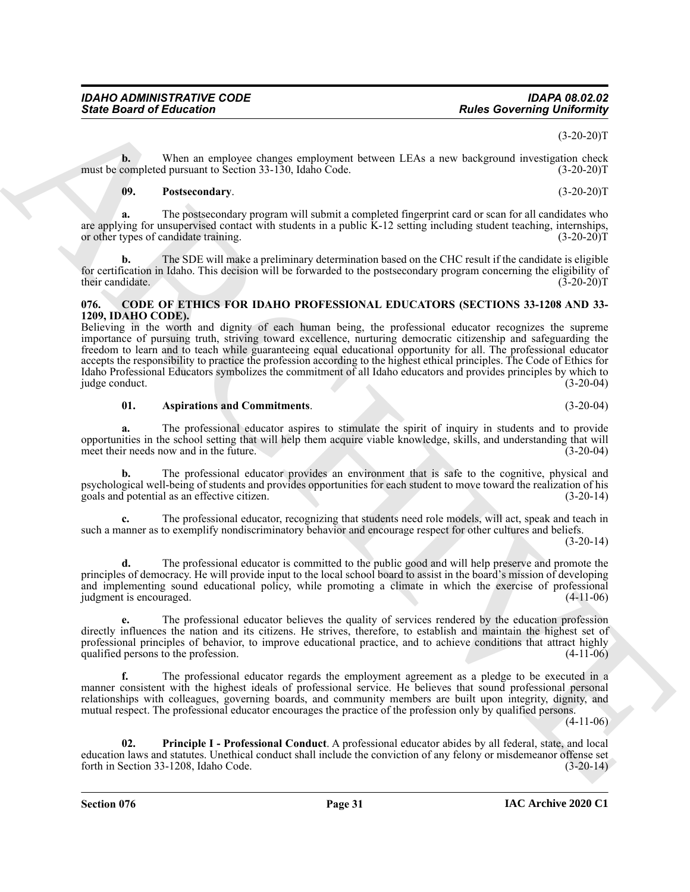(3-20-20)T

**b.** When an employee changes employment between LEAs a new background investigation check must be completed pursuant to Section 33-130, Idaho Code. (3-20-20)T

**09. Postsecondary**. (3-20-20)T

**a.** The postsecondary program will submit a completed fingerprint card or scan for all candidates who are applying for unsupervised contact with students in a public K-12 setting including student teaching, internships, or other types of candidate training. (3-20-20)T

**b.** The SDE will make a preliminary determination based on the CHC result if the candidate is eligible for certification in Idaho. This decision will be forwarded to the postsecondary program concerning the eligibility of their candidate. (3-20-20)T

## 076. CODE OF ETHICS FOR IDAHO PROFESSIONAL EDUCATORS (SECTIONS 33-1208 AND 33-1209, IDAHO CODE).

Believing in the worth and dignity of each human being, the professional educator recognizes the supreme importance of pursuing truth, striving toward excellence, nurturing democratic citizenship and safeguarding the freedom to learn and to teach while guaranteeing equal educational opportunity for all. The professional educator accepts the responsibility to practice the profession according to the highest ethical principles. The Code of Ethics for Idaho Professional Educators symbolizes the commitment of all Idaho educators and provides principles by which to judge conduct. (3-20-04)

**01. Aspirations and Commitments**. (3-20-04)

**a.** The professional educator aspires to stimulate the spirit of inquiry in students and to provide opportunities in the school setting that will help them acquire viable knowledge, skills, and understanding that will meet their needs now and in the future. (3-20-04)

**b.** The professional educator provides an environment that is safe to the cognitive, physical and psychological well-being of students and provides opportunities for each student to move toward the realization of his goals and potential as an effective citizen. (3-20-14)

**c.** The professional educator, recognizing that students need role models, will act, speak and teach in such a manner as to exemplify nondiscriminatory behavior and encourage respect for other cultures and beliefs. (3-20-14)

**d.** The professional educator is committed to the public good and will help preserve and promote the principles of democracy. He will provide input to the local school board to assist in the board's mission of developing and implementing sound educational policy, while promoting a climate in which the exercise of professional judgment is encouraged. (4-11-06)

**e.** The professional educator believes the quality of services rendered by the education profession directly influences the nation and its citizens. He strives, therefore, to establish and maintain the highest set of professional principles of behavior, to improve educational practice, and to achieve conditions that attract highly qualified persons to the profession. (4-11-06)

**f.** The professional educator regards the employment agreement as a pledge to be executed in a manner consistent with the highest ideals of professional service. He believes that sound professional personal relationships with colleagues, governing boards, and community members are built upon integrity, dignity, and mutual respect. The professional educator encourages the practice of the profession only by qualified persons. (4-11-06)

**02. Principle I - Professional Conduct**. A professional educator abides by all federal, state, and local education laws and statutes. Unethical conduct shall include the conviction of any felony or misdemeanor offense set forth in Section 33-1208, Idaho Code. (3-20-14)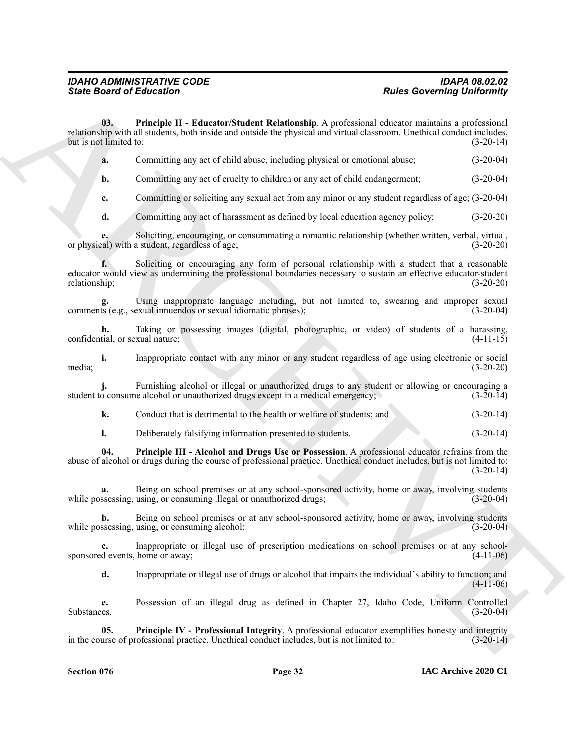**03. Principle II - Educator/Student Relationship**. A professional educator maintains a professional relationship with all students, both inside and outside the physical and virtual classroom. Unethical conduct includes, but is not limited to: (3-20-14)

**a.** Committing any act of child abuse, including physical or emotional abuse; (3-20-04)

**b.** Committing any act of cruelty to children or any act of child endangerment; (3-20-04)

**c.** Committing or soliciting any sexual act from any minor or any student regardless of age; (3-20-04)

**d.** Committing any act of harassment as defined by local education agency policy; (3-20-20)

**e.** Soliciting, encouraging, or consummating a romantic relationship (whether written, verbal, virtual, or physical) with a student, regardless of age; (3-20-20)

**f.** Soliciting or encouraging any form of personal relationship with a student that a reasonable educator would view as undermining the professional boundaries necessary to sustain an effective educator-student relationship; (3-20-20)

**g.** Using inappropriate language including, but not limited to, swearing and improper sexual comments (e.g., sexual innuendos or sexual idiomatic phrases); (3-20-04)

**h.** Taking or possessing images (digital, photographic, or video) of students of a harassing, confidential, or sexual nature; (4-11-15)

**i.** Inappropriate contact with any minor or any student regardless of age using electronic or social media; (3-20-20)

**j.** Furnishing alcohol or illegal or unauthorized drugs to any student or allowing or encouraging a student to consume alcohol or unauthorized drugs except in a medical emergency; (3-20-14)

**k.** Conduct that is detrimental to the health or welfare of students; and (3-20-14)

**l.** Deliberately falsifying information presented to students. (3-20-14)

**04. Principle III - Alcohol and Drugs Use or Possession**. A professional educator refrains from the abuse of alcohol or drugs during the course of professional practice. Unethical conduct includes, but is not limited to: (3-20-14)

**a.** Being on school premises or at any school-sponsored activity, home or away, involving students while possessing, using, or consuming illegal or unauthorized drugs; (3-20-04)

**b.** Being on school premises or at any school-sponsored activity, home or away, involving students while possessing, using, or consuming alcohol; (3-20-04)

**c.** Inappropriate or illegal use of prescription medications on school premises or at any school-sponsored events, home or away; (4-11-06)

**d.** Inappropriate or illegal use of drugs or alcohol that impairs the individual's ability to function; and (4-11-06)

**e.** Possession of an illegal drug as defined in Chapter 27, Idaho Code, Uniform Controlled Substances. (3-20-04)

**05. Principle IV - Professional Integrity**. A professional educator exemplifies honesty and integrity in the course of professional practice. Unethical conduct includes, but is not limited to: (3-20-14)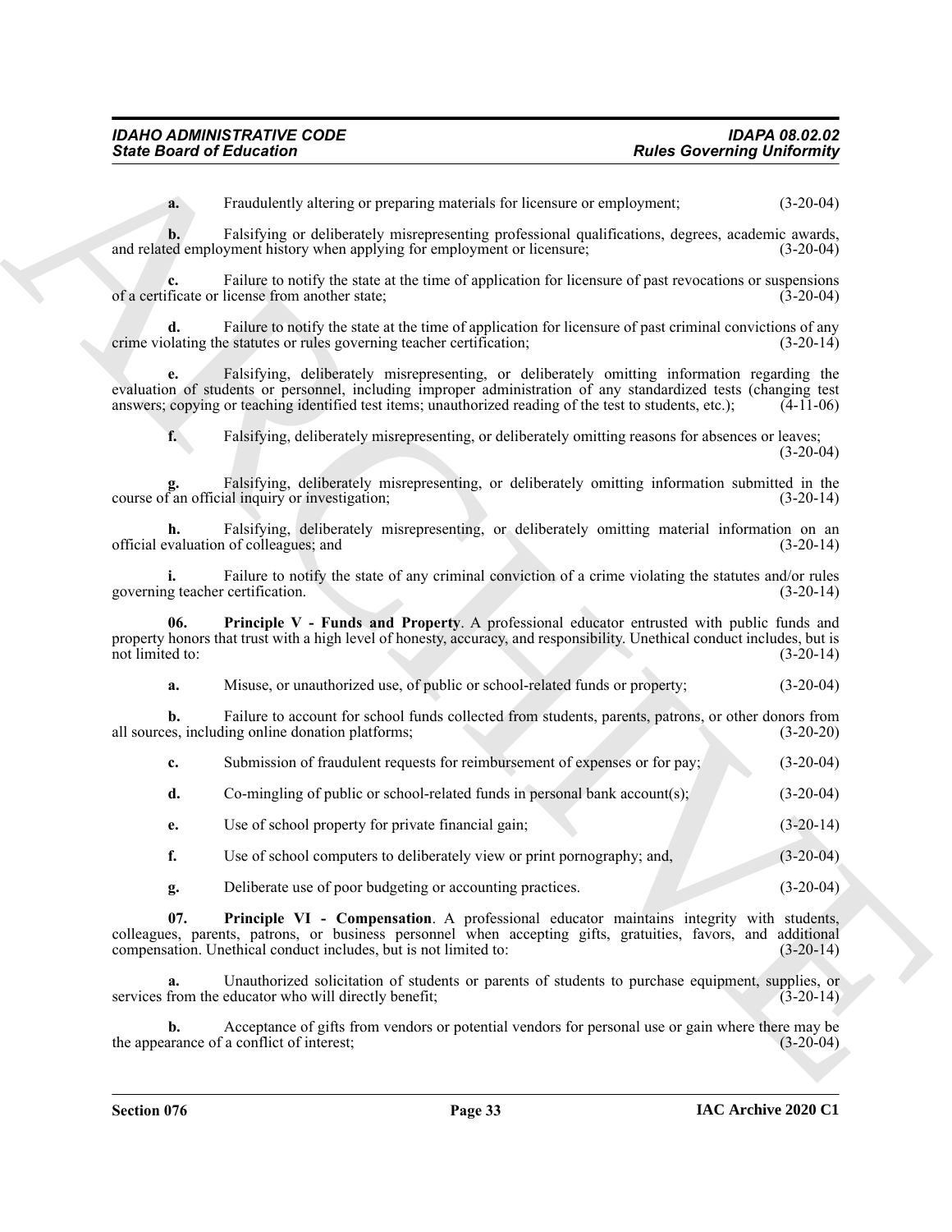**a.** Fraudulently altering or preparing materials for licensure or employment; (3-20-04)

**b.** Falsifying or deliberately misrepresenting professional qualifications, degrees, academic awards, and related employment history when applying for employment or licensure; (3-20-04)

**c.** Failure to notify the state at the time of application for licensure of past revocations or suspensions of a certificate or license from another state; (3-20-04)

**d.** Failure to notify the state at the time of application for licensure of past criminal convictions of any crime violating the statutes or rules governing teacher certification; (3-20-14)

**e.** Falsifying, deliberately misrepresenting, or deliberately omitting information regarding the evaluation of students or personnel, including improper administration of any standardized tests (changing test answers; copying or teaching identified test items; unauthorized reading of the test to students, etc.); (4-11-06)

**f.** Falsifying, deliberately misrepresenting, or deliberately omitting reasons for absences or leaves; (3-20-04)

**g.** Falsifying, deliberately misrepresenting, or deliberately omitting information submitted in the course of an official inquiry or investigation; (3-20-14)

**h.** Falsifying, deliberately misrepresenting, or deliberately omitting material information on an official evaluation of colleagues; and (3-20-14)

**i.** Failure to notify the state of any criminal conviction of a crime violating the statutes and/or rules governing teacher certification. (3-20-14)

**06. Principle V - Funds and Property**. A professional educator entrusted with public funds and property honors that trust with a high level of honesty, accuracy, and responsibility. Unethical conduct includes, but is not limited to: (3-20-14)

**a.** Misuse, or unauthorized use, of public or school-related funds or property; (3-20-04)

**b.** Failure to account for school funds collected from students, parents, patrons, or other donors from all sources, including online donation platforms; (3-20-20)

**c.** Submission of fraudulent requests for reimbursement of expenses or for pay; (3-20-04)

**d.** Co-mingling of public or school-related funds in personal bank account(s); (3-20-04)

**e.** Use of school property for private financial gain; (3-20-14)

**f.** Use of school computers to deliberately view or print pornography; and, (3-20-04)

**g.** Deliberate use of poor budgeting or accounting practices. (3-20-04)

**07. Principle VI - Compensation**. A professional educator maintains integrity with students, colleagues, parents, patrons, or business personnel when accepting gifts, gratuities, favors, and additional compensation. Unethical conduct includes, but is not limited to: (3-20-14)

**a.** Unauthorized solicitation of students or parents of students to purchase equipment, supplies, or services from the educator who will directly benefit; (3-20-14)

**b.** Acceptance of gifts from vendors or potential vendors for personal use or gain where there may be the appearance of a conflict of interest; (3-20-04)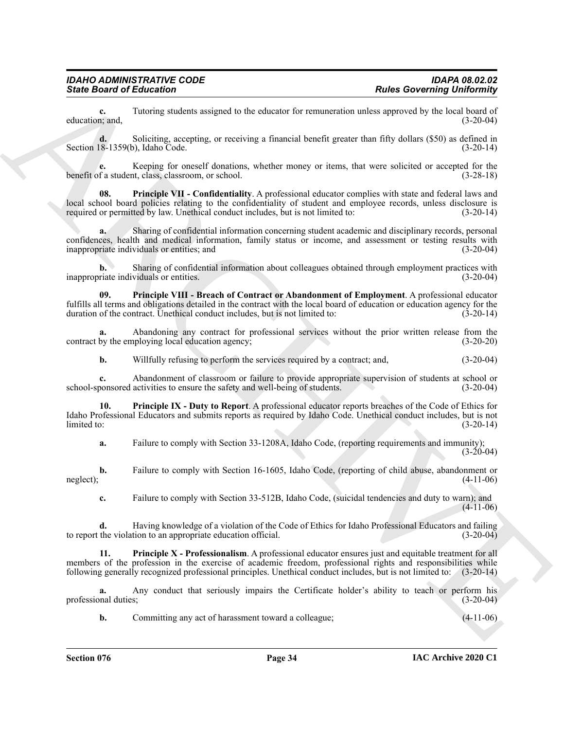**c.** Tutoring students assigned to the educator for remuneration unless approved by the local board of education; and, (3-20-04)

**d.** Soliciting, accepting, or receiving a financial benefit greater than fifty dollars ($50) as defined in Section 18-1359(b), Idaho Code. (3-20-14)

**e.** Keeping for oneself donations, whether money or items, that were solicited or accepted for the benefit of a student, class, classroom, or school. (3-28-18)

**08. Principle VII - Confidentiality**. A professional educator complies with state and federal laws and local school board policies relating to the confidentiality of student and employee records, unless disclosure is required or permitted by law. Unethical conduct includes, but is not limited to: (3-20-14)

**a.** Sharing of confidential information concerning student academic and disciplinary records, personal confidences, health and medical information, family status or income, and assessment or testing results with inappropriate individuals or entities; and (3-20-04)

**b.** Sharing of confidential information about colleagues obtained through employment practices with inappropriate individuals or entities. (3-20-04)

**09. Principle VIII - Breach of Contract or Abandonment of Employment**. A professional educator fulfills all terms and obligations detailed in the contract with the local board of education or education agency for the duration of the contract. Unethical conduct includes, but is not limited to: (3-20-14)

**a.** Abandoning any contract for professional services without the prior written release from the contract by the employing local education agency; (3-20-20)

**b.** Willfully refusing to perform the services required by a contract; and, (3-20-04)

**c.** Abandonment of classroom or failure to provide appropriate supervision of students at school or school-sponsored activities to ensure the safety and well-being of students. (3-20-04)

**10. Principle IX - Duty to Report**. A professional educator reports breaches of the Code of Ethics for Idaho Professional Educators and submits reports as required by Idaho Code. Unethical conduct includes, but is not limited to: (3-20-14)

**a.** Failure to comply with Section 33-1208A, Idaho Code, (reporting requirements and immunity); (3-20-04)

**b.** Failure to comply with Section 16-1605, Idaho Code, (reporting of child abuse, abandonment or neglect); (4-11-06)

**c.** Failure to comply with Section 33-512B, Idaho Code, (suicidal tendencies and duty to warn); and (4-11-06)

**d.** Having knowledge of a violation of the Code of Ethics for Idaho Professional Educators and failing to report the violation to an appropriate education official. (3-20-04)

**11. Principle X - Professionalism**. A professional educator ensures just and equitable treatment for all members of the profession in the exercise of academic freedom, professional rights and responsibilities while following generally recognized professional principles. Unethical conduct includes, but is not limited to: (3-20-14)

**a.** Any conduct that seriously impairs the Certificate holder's ability to teach or perform his professional duties; (3-20-04)

**b.** Committing any act of harassment toward a colleague; (4-11-06)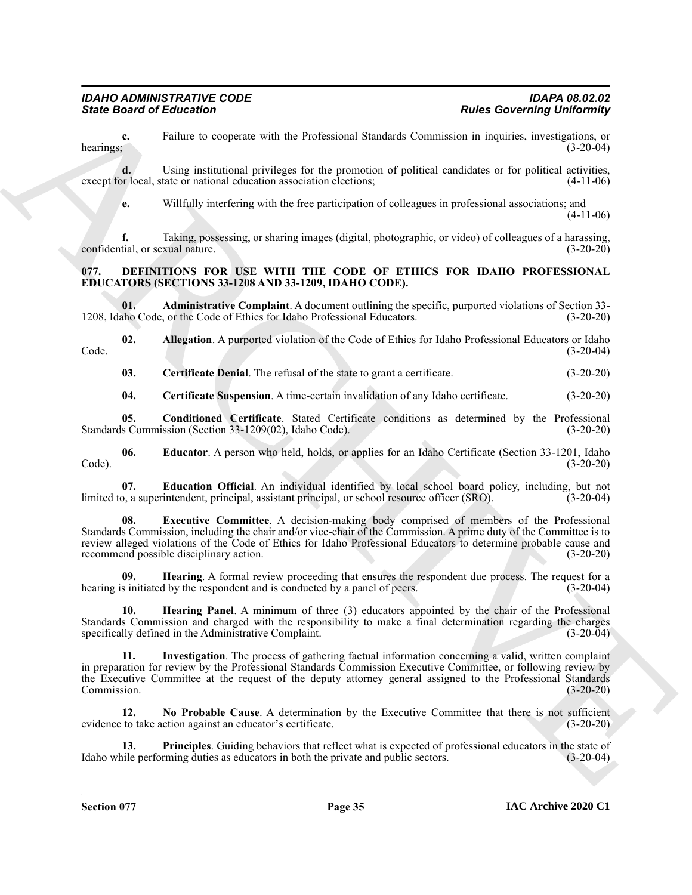**c.** Failure to cooperate with the Professional Standards Commission in inquiries, investigations, or hearings; (3-20-04)

**d.** Using institutional privileges for the promotion of political candidates or for political activities, except for local, state or national education association elections; (4-11-06)

**e.** Willfully interfering with the free participation of colleagues in professional associations; and (4-11-06)

**f.** Taking, possessing, or sharing images (digital, photographic, or video) of colleagues of a harassing, confidential, or sexual nature. (3-20-20)

## 077. DEFINITIONS FOR USE WITH THE CODE OF ETHICS FOR IDAHO PROFESSIONAL EDUCATORS (SECTIONS 33-1208 AND 33-1209, IDAHO CODE).

**01. Administrative Complaint**. A document outlining the specific, purported violations of Section 33-1208, Idaho Code, or the Code of Ethics for Idaho Professional Educators. (3-20-20)

**02. Allegation**. A purported violation of the Code of Ethics for Idaho Professional Educators or Idaho Code. (3-20-04)

**03. Certificate Denial**. The refusal of the state to grant a certificate. (3-20-20)

**04. Certificate Suspension**. A time-certain invalidation of any Idaho certificate. (3-20-20)

**05. Conditioned Certificate**. Stated Certificate conditions as determined by the Professional Standards Commission (Section 33-1209(02), Idaho Code). (3-20-20)

**06. Educator**. A person who held, holds, or applies for an Idaho Certificate (Section 33-1201, Idaho Code). (3-20-20)

**07. Education Official**. An individual identified by local school board policy, including, but not limited to, a superintendent, principal, assistant principal, or school resource officer (SRO). (3-20-04)

**08. Executive Committee**. A decision-making body comprised of members of the Professional Standards Commission, including the chair and/or vice-chair of the Commission. A prime duty of the Committee is to review alleged violations of the Code of Ethics for Idaho Professional Educators to determine probable cause and recommend possible disciplinary action. (3-20-20)

**09. Hearing**. A formal review proceeding that ensures the respondent due process. The request for a hearing is initiated by the respondent and is conducted by a panel of peers. (3-20-04)

**10. Hearing Panel**. A minimum of three (3) educators appointed by the chair of the Professional Standards Commission and charged with the responsibility to make a final determination regarding the charges specifically defined in the Administrative Complaint. (3-20-04)

**11. Investigation**. The process of gathering factual information concerning a valid, written complaint in preparation for review by the Professional Standards Commission Executive Committee, or following review by the Executive Committee at the request of the deputy attorney general assigned to the Professional Standards Commission. (3-20-20)

**12. No Probable Cause**. A determination by the Executive Committee that there is not sufficient evidence to take action against an educator's certificate. (3-20-20)

**13. Principles**. Guiding behaviors that reflect what is expected of professional educators in the state of Idaho while performing duties as educators in both the private and public sectors. (3-20-04)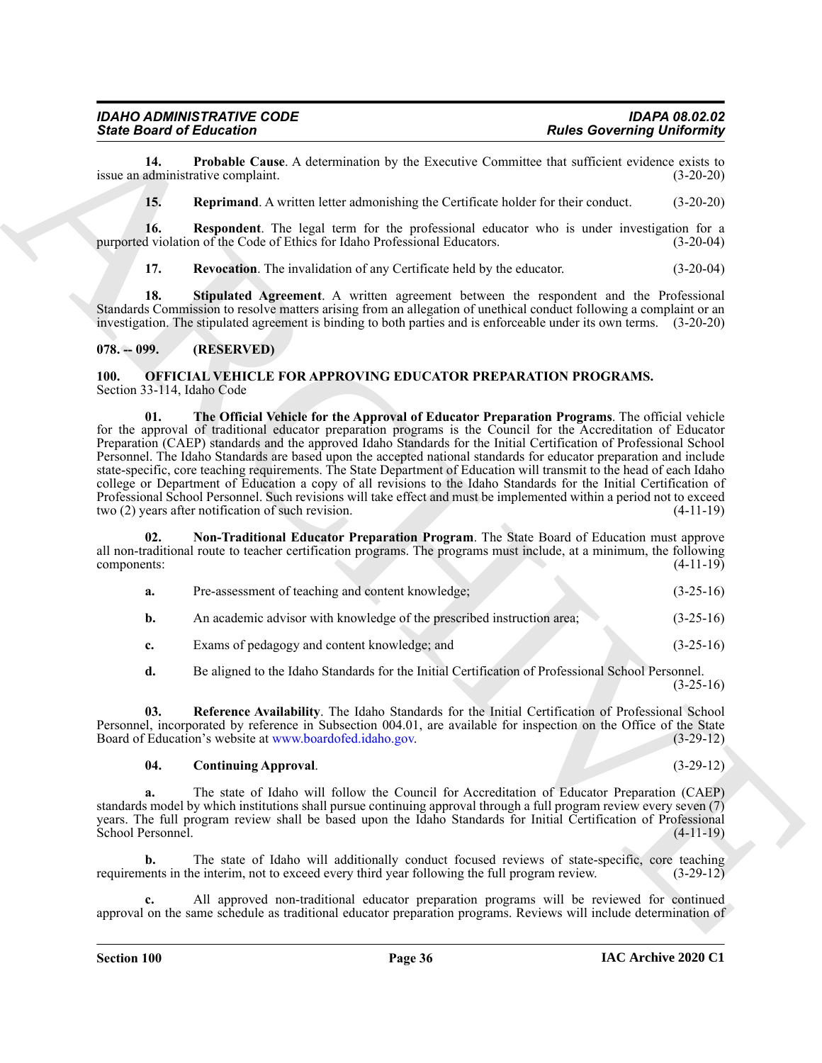**14. Probable Cause**. A determination by the Executive Committee that sufficient evidence exists to issue an administrative complaint. (3-20-20)

**15. Reprimand**. A written letter admonishing the Certificate holder for their conduct. (3-20-20)

**16. Respondent**. The legal term for the professional educator who is under investigation for a purported violation of the Code of Ethics for Idaho Professional Educators. (3-20-04)

**17. Revocation**. The invalidation of any Certificate held by the educator. (3-20-04)

**18. Stipulated Agreement**. A written agreement between the respondent and the Professional Standards Commission to resolve matters arising from an allegation of unethical conduct following a complaint or an investigation. The stipulated agreement is binding to both parties and is enforceable under its own terms. (3-20-20)

## 078. -- 099. (RESERVED)

## 100. OFFICIAL VEHICLE FOR APPROVING EDUCATOR PREPARATION PROGRAMS.

Section 33-114, Idaho Code

**01. The Official Vehicle for the Approval of Educator Preparation Programs**. The official vehicle for the approval of traditional educator preparation programs is the Council for the Accreditation of Educator Preparation (CAEP) standards and the approved Idaho Standards for the Initial Certification of Professional School Personnel. The Idaho Standards are based upon the accepted national standards for educator preparation and include state-specific, core teaching requirements. The State Department of Education will transmit to the head of each Idaho college or Department of Education a copy of all revisions to the Idaho Standards for the Initial Certification of Professional School Personnel. Such revisions will take effect and must be implemented within a period not to exceed two (2) years after notification of such revision. (4-11-19)

**02. Non-Traditional Educator Preparation Program**. The State Board of Education must approve all non-traditional route to teacher certification programs. The programs must include, at a minimum, the following components: (4-11-19)

**a.** Pre-assessment of teaching and content knowledge; (3-25-16)

**b.** An academic advisor with knowledge of the prescribed instruction area; (3-25-16)

**c.** Exams of pedagogy and content knowledge; and (3-25-16)

**d.** Be aligned to the Idaho Standards for the Initial Certification of Professional School Personnel. (3-25-16)

**03. Reference Availability**. The Idaho Standards for the Initial Certification of Professional School Personnel, incorporated by reference in Subsection 004.01, are available for inspection on the Office of the State Board of Education's website at www.boardofed.idaho.gov. (3-29-12)

**04. Continuing Approval**. (3-29-12)

**a.** The state of Idaho will follow the Council for Accreditation of Educator Preparation (CAEP) standards model by which institutions shall pursue continuing approval through a full program review every seven (7) years. The full program review shall be based upon the Idaho Standards for Initial Certification of Professional School Personnel. (4-11-19)

**b.** The state of Idaho will additionally conduct focused reviews of state-specific, core teaching requirements in the interim, not to exceed every third year following the full program review. (3-29-12)

**c.** All approved non-traditional educator preparation programs will be reviewed for continued approval on the same schedule as traditional educator preparation programs. Reviews will include determination of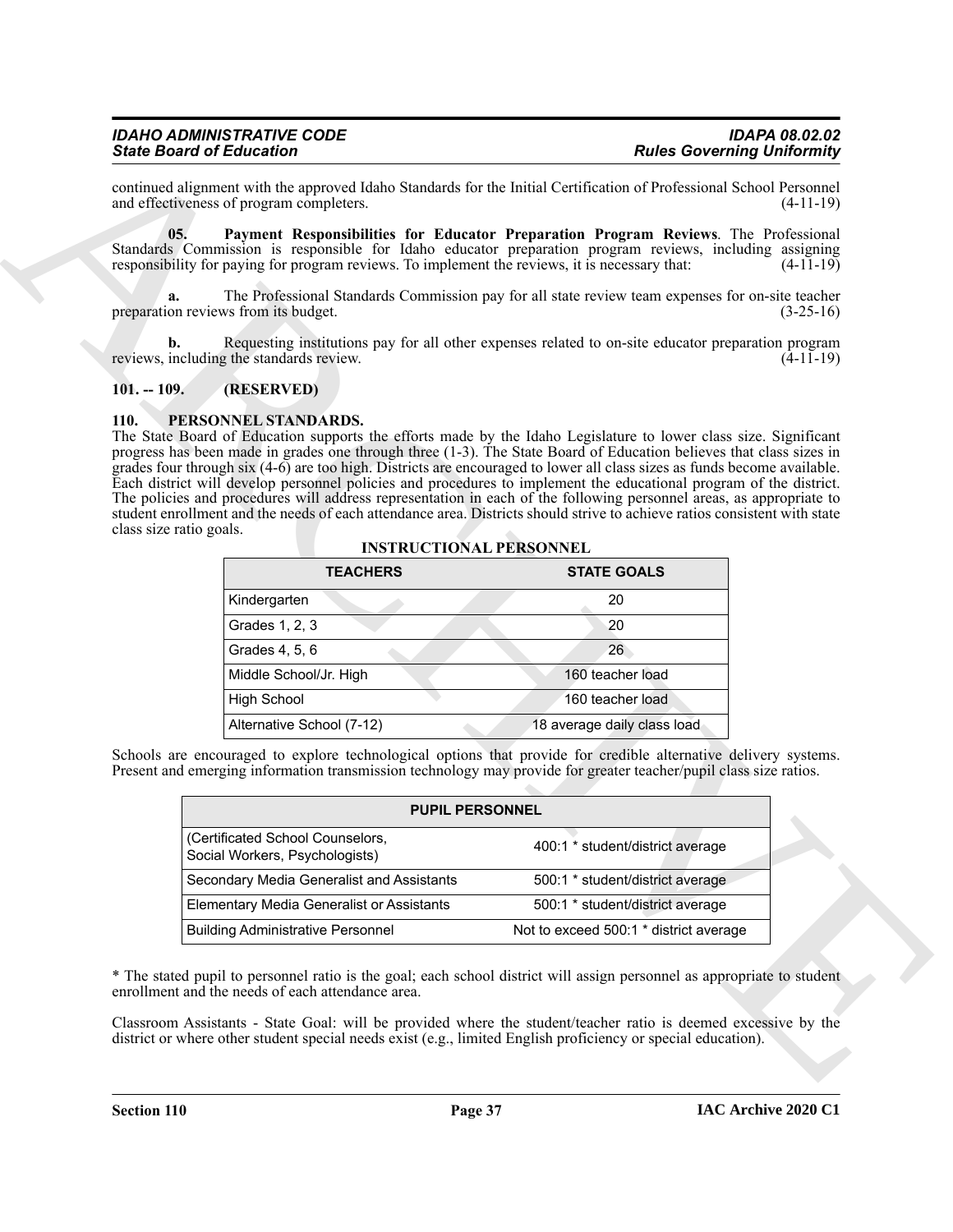continued alignment with the approved Idaho Standards for the Initial Certification of Professional School Personnel and effectiveness of program completers. (4-11-19)

**05. Payment Responsibilities for Educator Preparation Program Reviews**. The Professional Standards Commission is responsible for Idaho educator preparation program reviews, including assigning responsibility for paying for program reviews. To implement the reviews, it is necessary that: (4-11-19)

**a.** The Professional Standards Commission pay for all state review team expenses for on-site teacher preparation reviews from its budget. (3-25-16)

**b.** Requesting institutions pay for all other expenses related to on-site educator preparation program reviews, including the standards review. (4-11-19)

## 101. -- 109. (RESERVED)

## 110. PERSONNEL STANDARDS.

The State Board of Education supports the efforts made by the Idaho Legislature to lower class size. Significant progress has been made in grades one through three (1-3). The State Board of Education believes that class sizes in grades four through six (4-6) are too high. Districts are encouraged to lower all class sizes as funds become available. Each district will develop personnel policies and procedures to implement the educational program of the district. The policies and procedures will address representation in each of the following personnel areas, as appropriate to student enrollment and the needs of each attendance area. Districts should strive to achieve ratios consistent with state class size ratio goals.

**INSTRUCTIONAL PERSONNEL**

| TEACHERS | STATE GOALS |
|---|---|
| Kindergarten | 20 |
| Grades 1, 2, 3 | 20 |
| Grades 4, 5, 6 | 26 |
| Middle School/Jr. High | 160 teacher load |
| High School | 160 teacher load |
| Alternative School (7-12) | 18 average daily class load |

Schools are encouraged to explore technological options that provide for credible alternative delivery systems. Present and emerging information transmission technology may provide for greater teacher/pupil class size ratios.

| PUPIL PERSONNEL | |
|---|---|
| (Certificated School Counselors, Social Workers, Psychologists) | 400:1 * student/district average |
| Secondary Media Generalist and Assistants | 500:1 * student/district average |
| Elementary Media Generalist or Assistants | 500:1 * student/district average |
| Building Administrative Personnel | Not to exceed 500:1 * district average |

* The stated pupil to personnel ratio is the goal; each school district will assign personnel as appropriate to student enrollment and the needs of each attendance area.

Classroom Assistants - State Goal: will be provided where the student/teacher ratio is deemed excessive by the district or where other student special needs exist (e.g., limited English proficiency or special education).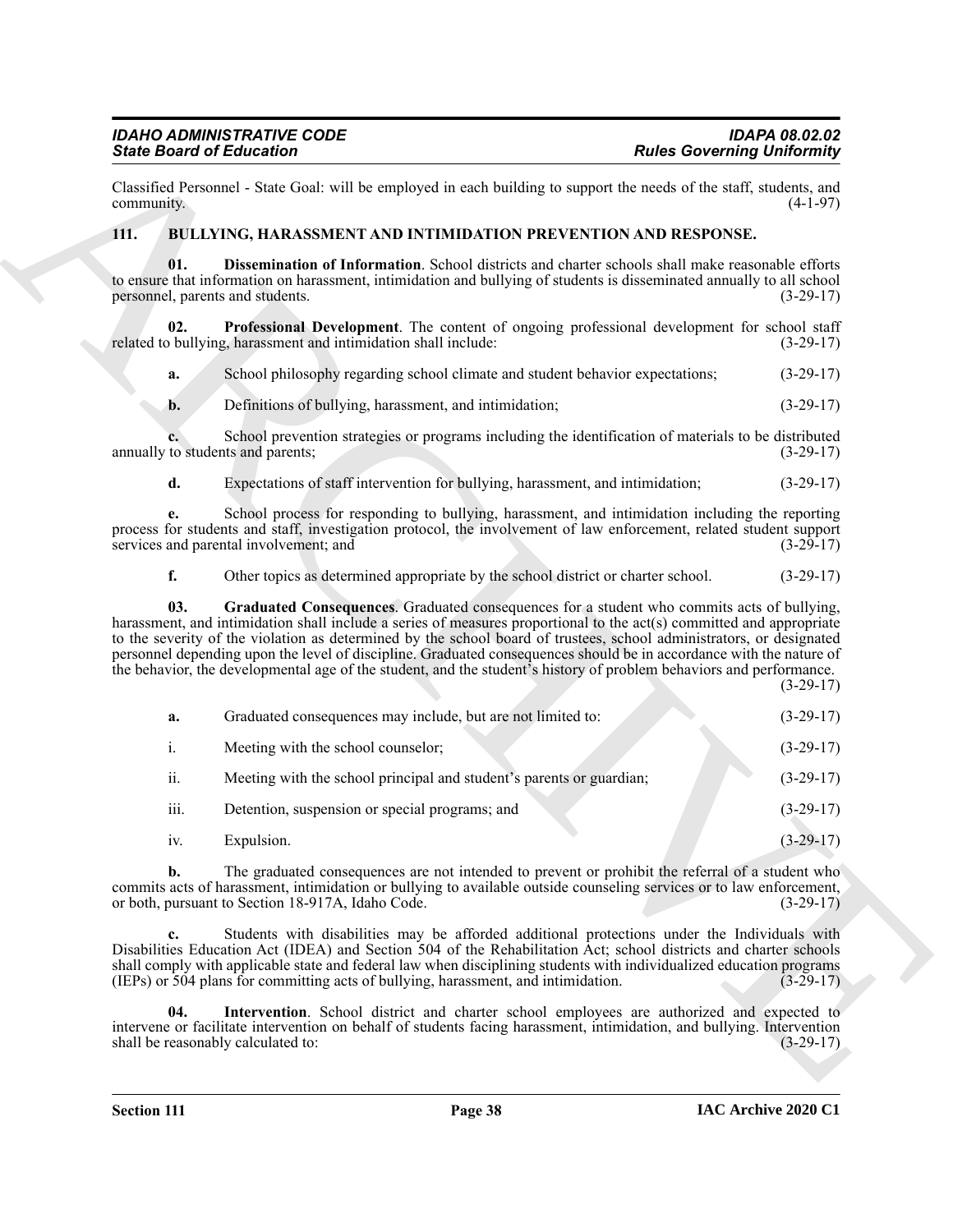Classified Personnel - State Goal: will be employed in each building to support the needs of the staff, students, and community. (4-1-97)

## 111. BULLYING, HARASSMENT AND INTIMIDATION PREVENTION AND RESPONSE.

**01. Dissemination of Information**. School districts and charter schools shall make reasonable efforts to ensure that information on harassment, intimidation and bullying of students is disseminated annually to all school personnel, parents and students. (3-29-17)

**02. Professional Development**. The content of ongoing professional development for school staff related to bullying, harassment and intimidation shall include: (3-29-17)

**a.** School philosophy regarding school climate and student behavior expectations; (3-29-17)

**b.** Definitions of bullying, harassment, and intimidation; (3-29-17)

**c.** School prevention strategies or programs including the identification of materials to be distributed annually to students and parents; (3-29-17)

**d.** Expectations of staff intervention for bullying, harassment, and intimidation; (3-29-17)

**e.** School process for responding to bullying, harassment, and intimidation including the reporting process for students and staff, investigation protocol, the involvement of law enforcement, related student support services and parental involvement; and (3-29-17)

**f.** Other topics as determined appropriate by the school district or charter school. (3-29-17)

**03. Graduated Consequences**. Graduated consequences for a student who commits acts of bullying, harassment, and intimidation shall include a series of measures proportional to the act(s) committed and appropriate to the severity of the violation as determined by the school board of trustees, school administrators, or designated personnel depending upon the level of discipline. Graduated consequences should be in accordance with the nature of the behavior, the developmental age of the student, and the student's history of problem behaviors and performance. (3-29-17)

**a.** Graduated consequences may include, but are not limited to: (3-29-17)

i. Meeting with the school counselor; (3-29-17)

ii. Meeting with the school principal and student's parents or guardian; (3-29-17)

iii. Detention, suspension or special programs; and (3-29-17)

iv. Expulsion. (3-29-17)

**b.** The graduated consequences are not intended to prevent or prohibit the referral of a student who commits acts of harassment, intimidation or bullying to available outside counseling services or to law enforcement, or both, pursuant to Section 18-917A, Idaho Code. (3-29-17)

**c.** Students with disabilities may be afforded additional protections under the Individuals with Disabilities Education Act (IDEA) and Section 504 of the Rehabilitation Act; school districts and charter schools shall comply with applicable state and federal law when disciplining students with individualized education programs (IEPs) or 504 plans for committing acts of bullying, harassment, and intimidation. (3-29-17)

**04. Intervention**. School district and charter school employees are authorized and expected to intervene or facilitate intervention on behalf of students facing harassment, intimidation, and bullying. Intervention shall be reasonably calculated to: (3-29-17)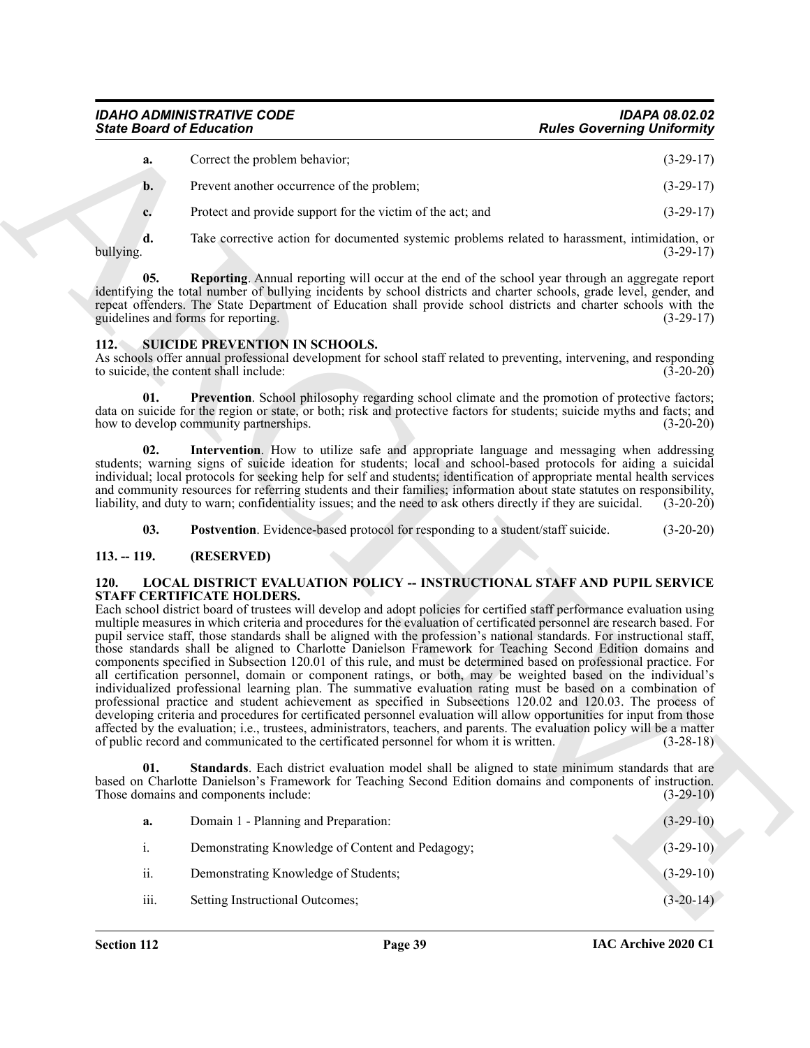**a.** Correct the problem behavior; (3-29-17)

**b.** Prevent another occurrence of the problem; (3-29-17)

**c.** Protect and provide support for the victim of the act; and (3-29-17)

**d.** Take corrective action for documented systemic problems related to harassment, intimidation, or bullying. (3-29-17)

**05. Reporting**. Annual reporting will occur at the end of the school year through an aggregate report identifying the total number of bullying incidents by school districts and charter schools, grade level, gender, and repeat offenders. The State Department of Education shall provide school districts and charter schools with the guidelines and forms for reporting. (3-29-17)

## 112. SUICIDE PREVENTION IN SCHOOLS.

As schools offer annual professional development for school staff related to preventing, intervening, and responding to suicide, the content shall include: (3-20-20)

**01. Prevention**. School philosophy regarding school climate and the promotion of protective factors; data on suicide for the region or state, or both; risk and protective factors for students; suicide myths and facts; and how to develop community partnerships. (3-20-20)

**02. Intervention**. How to utilize safe and appropriate language and messaging when addressing students; warning signs of suicide ideation for students; local and school-based protocols for aiding a suicidal individual; local protocols for seeking help for self and students; identification of appropriate mental health services and community resources for referring students and their families; information about state statutes on responsibility, liability, and duty to warn; confidentiality issues; and the need to ask others directly if they are suicidal. (3-20-20)

**03. Postvention**. Evidence-based protocol for responding to a student/staff suicide. (3-20-20)

## 113. -- 119. (RESERVED)

## 120. LOCAL DISTRICT EVALUATION POLICY -- INSTRUCTIONAL STAFF AND PUPIL SERVICE STAFF CERTIFICATE HOLDERS.

Each school district board of trustees will develop and adopt policies for certified staff performance evaluation using multiple measures in which criteria and procedures for the evaluation of certificated personnel are research based. For pupil service staff, those standards shall be aligned with the profession's national standards. For instructional staff, those standards shall be aligned to Charlotte Danielson Framework for Teaching Second Edition domains and components specified in Subsection 120.01 of this rule, and must be determined based on professional practice. For all certification personnel, domain or component ratings, or both, may be weighted based on the individual's individualized professional learning plan. The summative evaluation rating must be based on a combination of professional practice and student achievement as specified in Subsections 120.02 and 120.03. The process of developing criteria and procedures for certificated personnel evaluation will allow opportunities for input from those affected by the evaluation; i.e., trustees, administrators, teachers, and parents. The evaluation policy will be a matter of public record and communicated to the certificated personnel for whom it is written. (3-28-18)

**01. Standards**. Each district evaluation model shall be aligned to state minimum standards that are based on Charlotte Danielson's Framework for Teaching Second Edition domains and components of instruction. Those domains and components include: (3-29-10)

**a.** Domain 1 - Planning and Preparation: (3-29-10)

i. Demonstrating Knowledge of Content and Pedagogy; (3-29-10)

ii. Demonstrating Knowledge of Students; (3-29-10)

iii. Setting Instructional Outcomes; (3-20-14)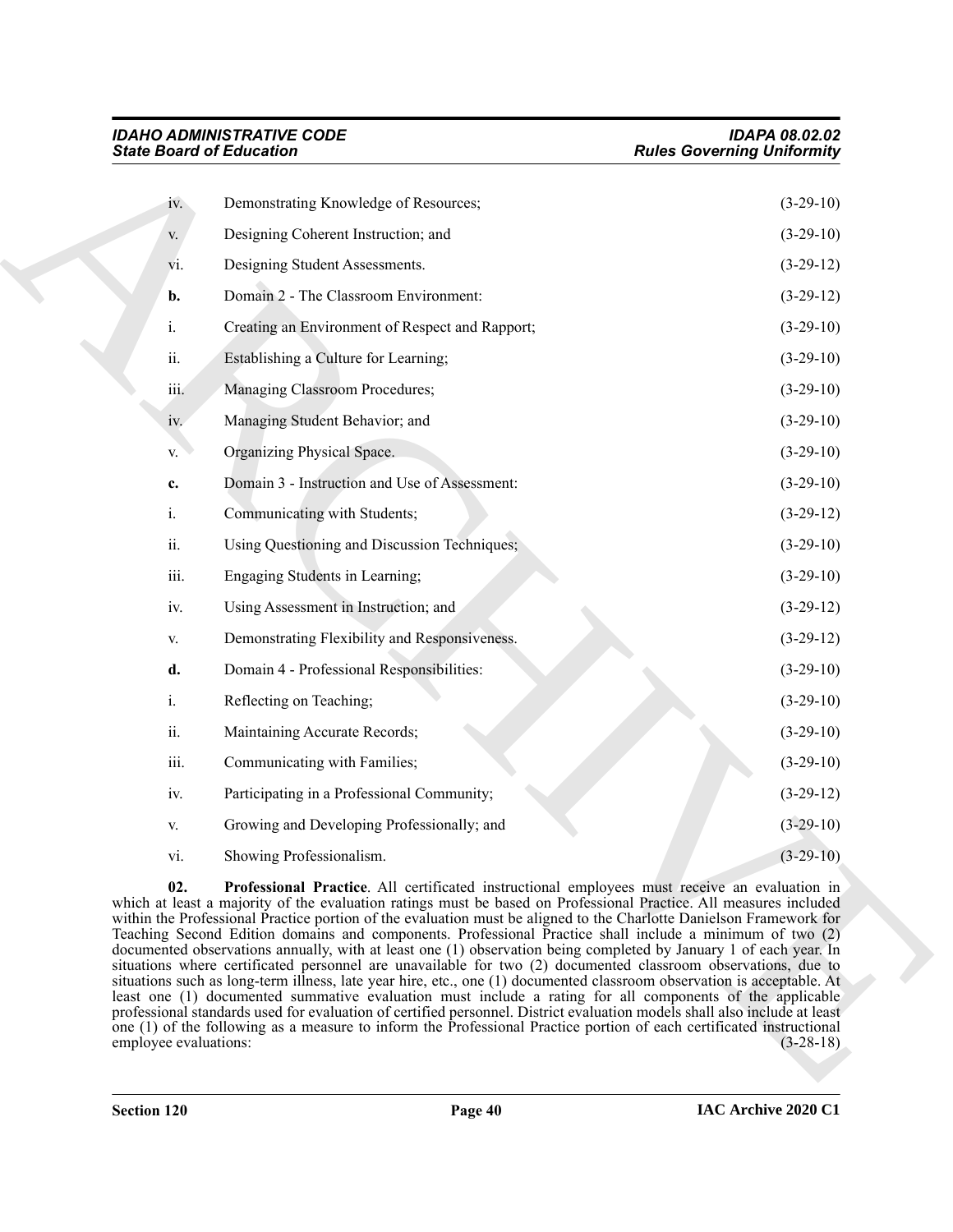iv. Demonstrating Knowledge of Resources; (3-29-10)

v. Designing Coherent Instruction; and (3-29-10)

vi. Designing Student Assessments. (3-29-12)

**b.** Domain 2 - The Classroom Environment: (3-29-12)

i. Creating an Environment of Respect and Rapport; (3-29-10)

ii. Establishing a Culture for Learning; (3-29-10)

iii. Managing Classroom Procedures; (3-29-10)

iv. Managing Student Behavior; and (3-29-10)

v. Organizing Physical Space. (3-29-10)

**c.** Domain 3 - Instruction and Use of Assessment: (3-29-10)

i. Communicating with Students; (3-29-12)

ii. Using Questioning and Discussion Techniques; (3-29-10)

iii. Engaging Students in Learning; (3-29-10)

iv. Using Assessment in Instruction; and (3-29-12)

v. Demonstrating Flexibility and Responsiveness. (3-29-12)

**d.** Domain 4 - Professional Responsibilities: (3-29-10)

i. Reflecting on Teaching; (3-29-10)

ii. Maintaining Accurate Records; (3-29-10)

iii. Communicating with Families; (3-29-10)

iv. Participating in a Professional Community; (3-29-12)

v. Growing and Developing Professionally; and (3-29-10)

vi. Showing Professionalism. (3-29-10)

**02. Professional Practice**. All certificated instructional employees must receive an evaluation in which at least a majority of the evaluation ratings must be based on Professional Practice. All measures included within the Professional Practice portion of the evaluation must be aligned to the Charlotte Danielson Framework for Teaching Second Edition domains and components. Professional Practice shall include a minimum of two (2) documented observations annually, with at least one (1) observation being completed by January 1 of each year. In situations where certificated personnel are unavailable for two (2) documented classroom observations, due to situations such as long-term illness, late year hire, etc., one (1) documented classroom observation is acceptable. At least one (1) documented summative evaluation must include a rating for all components of the applicable professional standards used for evaluation of certified personnel. District evaluation models shall also include at least one (1) of the following as a measure to inform the Professional Practice portion of each certificated instructional employee evaluations: (3-28-18)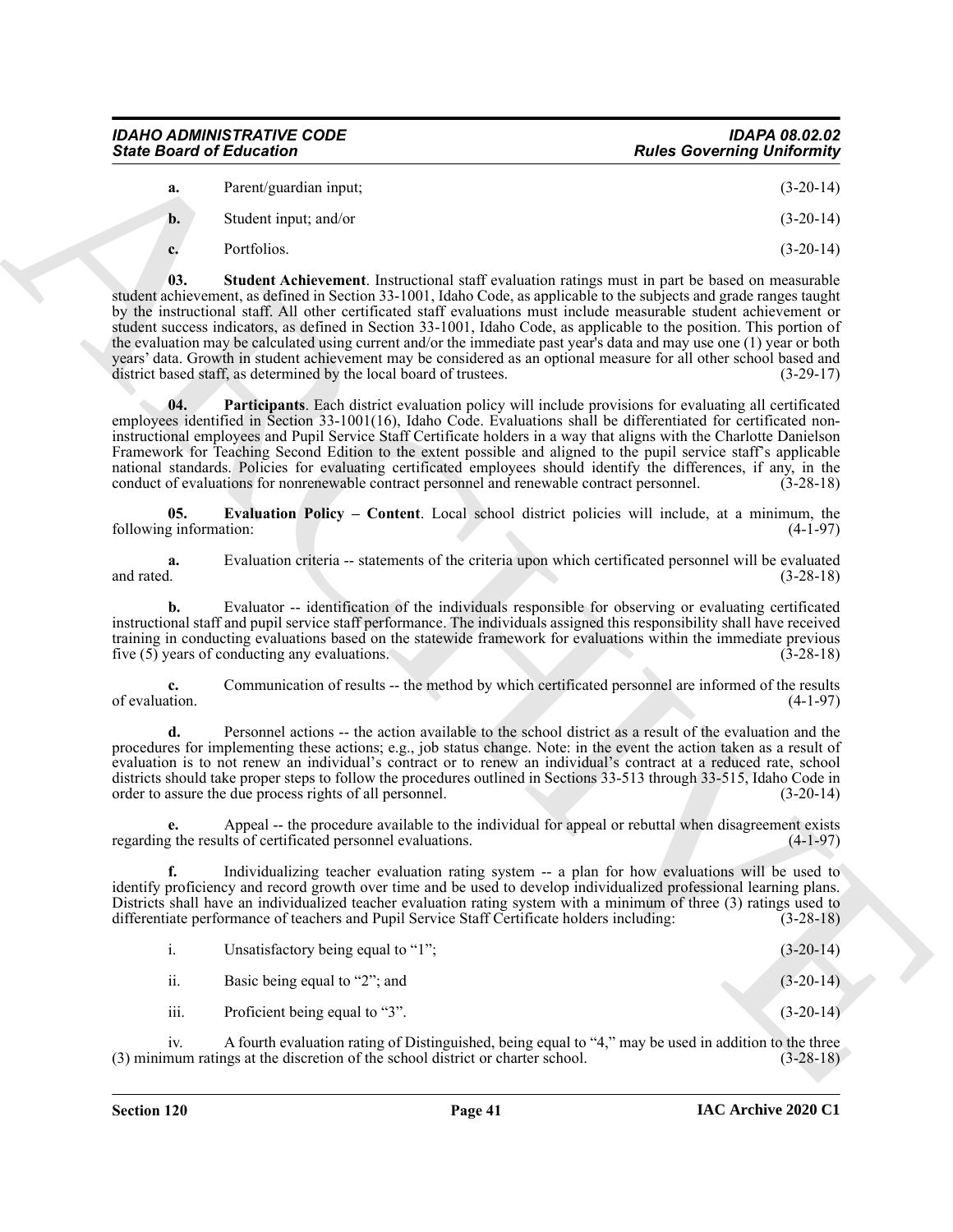**a.** Parent/guardian input; (3-20-14)

**b.** Student input; and/or (3-20-14)

**c.** Portfolios. (3-20-14)

**03. Student Achievement**. Instructional staff evaluation ratings must in part be based on measurable student achievement, as defined in Section 33-1001, Idaho Code, as applicable to the subjects and grade ranges taught by the instructional staff. All other certificated staff evaluations must include measurable student achievement or student success indicators, as defined in Section 33-1001, Idaho Code, as applicable to the position. This portion of the evaluation may be calculated using current and/or the immediate past year's data and may use one (1) year or both years' data. Growth in student achievement may be considered as an optional measure for all other school based and district based staff, as determined by the local board of trustees. (3-29-17)

**04. Participants**. Each district evaluation policy will include provisions for evaluating all certificated employees identified in Section 33-1001(16), Idaho Code. Evaluations shall be differentiated for certificated non-instructional employees and Pupil Service Staff Certificate holders in a way that aligns with the Charlotte Danielson Framework for Teaching Second Edition to the extent possible and aligned to the pupil service staff's applicable national standards. Policies for evaluating certificated employees should identify the differences, if any, in the conduct of evaluations for nonrenewable contract personnel and renewable contract personnel. (3-28-18)

**05. Evaluation Policy – Content**. Local school district policies will include, at a minimum, the following information: (4-1-97)

**a.** Evaluation criteria -- statements of the criteria upon which certificated personnel will be evaluated and rated. (3-28-18)

**b.** Evaluator -- identification of the individuals responsible for observing or evaluating certificated instructional staff and pupil service staff performance. The individuals assigned this responsibility shall have received training in conducting evaluations based on the statewide framework for evaluations within the immediate previous five (5) years of conducting any evaluations. (3-28-18)

**c.** Communication of results -- the method by which certificated personnel are informed of the results of evaluation. (4-1-97)

**d.** Personnel actions -- the action available to the school district as a result of the evaluation and the procedures for implementing these actions; e.g., job status change. Note: in the event the action taken as a result of evaluation is to not renew an individual's contract or to renew an individual's contract at a reduced rate, school districts should take proper steps to follow the procedures outlined in Sections 33-513 through 33-515, Idaho Code in order to assure the due process rights of all personnel. (3-20-14)

**e.** Appeal -- the procedure available to the individual for appeal or rebuttal when disagreement exists regarding the results of certificated personnel evaluations. (4-1-97)

**f.** Individualizing teacher evaluation rating system -- a plan for how evaluations will be used to identify proficiency and record growth over time and be used to develop individualized professional learning plans. Districts shall have an individualized teacher evaluation rating system with a minimum of three (3) ratings used to differentiate performance of teachers and Pupil Service Staff Certificate holders including: (3-28-18)

i. Unsatisfactory being equal to "1"; (3-20-14)

ii. Basic being equal to "2"; and (3-20-14)

iii. Proficient being equal to "3". (3-20-14)

iv. A fourth evaluation rating of Distinguished, being equal to "4," may be used in addition to the three (3) minimum ratings at the discretion of the school district or charter school. (3-28-18)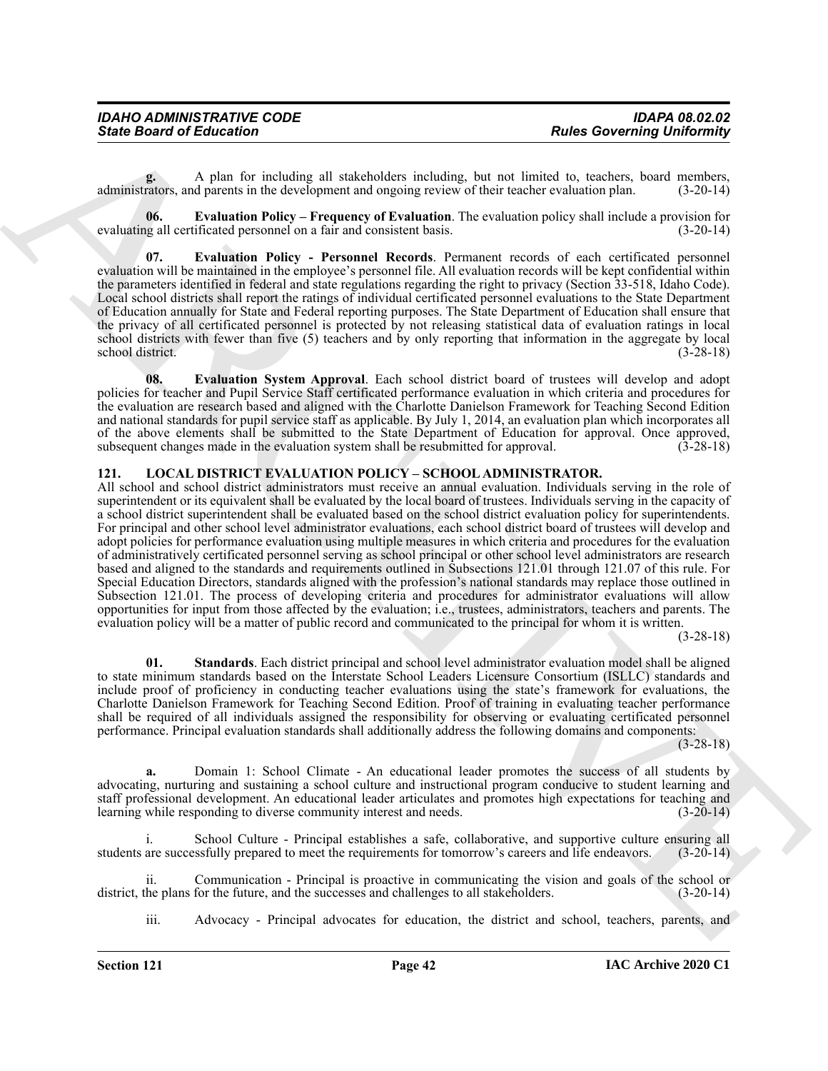**g.** A plan for including all stakeholders including, but not limited to, teachers, board members, administrators, and parents in the development and ongoing review of their teacher evaluation plan. (3-20-14)

**06. Evaluation Policy – Frequency of Evaluation**. The evaluation policy shall include a provision for evaluating all certificated personnel on a fair and consistent basis. (3-20-14)

**07. Evaluation Policy - Personnel Records**. Permanent records of each certificated personnel evaluation will be maintained in the employee's personnel file. All evaluation records will be kept confidential within the parameters identified in federal and state regulations regarding the right to privacy (Section 33-518, Idaho Code). Local school districts shall report the ratings of individual certificated personnel evaluations to the State Department of Education annually for State and Federal reporting purposes. The State Department of Education shall ensure that the privacy of all certificated personnel is protected by not releasing statistical data of evaluation ratings in local school districts with fewer than five (5) teachers and by only reporting that information in the aggregate by local school district. (3-28-18)

**08. Evaluation System Approval**. Each school district board of trustees will develop and adopt policies for teacher and Pupil Service Staff certificated performance evaluation in which criteria and procedures for the evaluation are research based and aligned with the Charlotte Danielson Framework for Teaching Second Edition and national standards for pupil service staff as applicable. By July 1, 2014, an evaluation plan which incorporates all of the above elements shall be submitted to the State Department of Education for approval. Once approved, subsequent changes made in the evaluation system shall be resubmitted for approval. (3-28-18)

## 121. LOCAL DISTRICT EVALUATION POLICY – SCHOOL ADMINISTRATOR.

All school and school district administrators must receive an annual evaluation. Individuals serving in the role of superintendent or its equivalent shall be evaluated by the local board of trustees. Individuals serving in the capacity of a school district superintendent shall be evaluated based on the school district evaluation policy for superintendents. For principal and other school level administrator evaluations, each school district board of trustees will develop and adopt policies for performance evaluation using multiple measures in which criteria and procedures for the evaluation of administratively certificated personnel serving as school principal or other school level administrators are research based and aligned to the standards and requirements outlined in Subsections 121.01 through 121.07 of this rule. For Special Education Directors, standards aligned with the profession's national standards may replace those outlined in Subsection 121.01. The process of developing criteria and procedures for administrator evaluations will allow opportunities for input from those affected by the evaluation; i.e., trustees, administrators, teachers and parents. The evaluation policy will be a matter of public record and communicated to the principal for whom it is written. (3-28-18)

**01. Standards**. Each district principal and school level administrator evaluation model shall be aligned to state minimum standards based on the Interstate School Leaders Licensure Consortium (ISLLC) standards and include proof of proficiency in conducting teacher evaluations using the state's framework for evaluations, the Charlotte Danielson Framework for Teaching Second Edition. Proof of training in evaluating teacher performance shall be required of all individuals assigned the responsibility for observing or evaluating certificated personnel performance. Principal evaluation standards shall additionally address the following domains and components: (3-28-18)

**a.** Domain 1: School Climate - An educational leader promotes the success of all students by advocating, nurturing and sustaining a school culture and instructional program conducive to student learning and staff professional development. An educational leader articulates and promotes high expectations for teaching and learning while responding to diverse community interest and needs. (3-20-14)

i. School Culture - Principal establishes a safe, collaborative, and supportive culture ensuring all students are successfully prepared to meet the requirements for tomorrow's careers and life endeavors. (3-20-14)

ii. Communication - Principal is proactive in communicating the vision and goals of the school or district, the plans for the future, and the successes and challenges to all stakeholders. (3-20-14)

iii. Advocacy - Principal advocates for education, the district and school, teachers, parents, and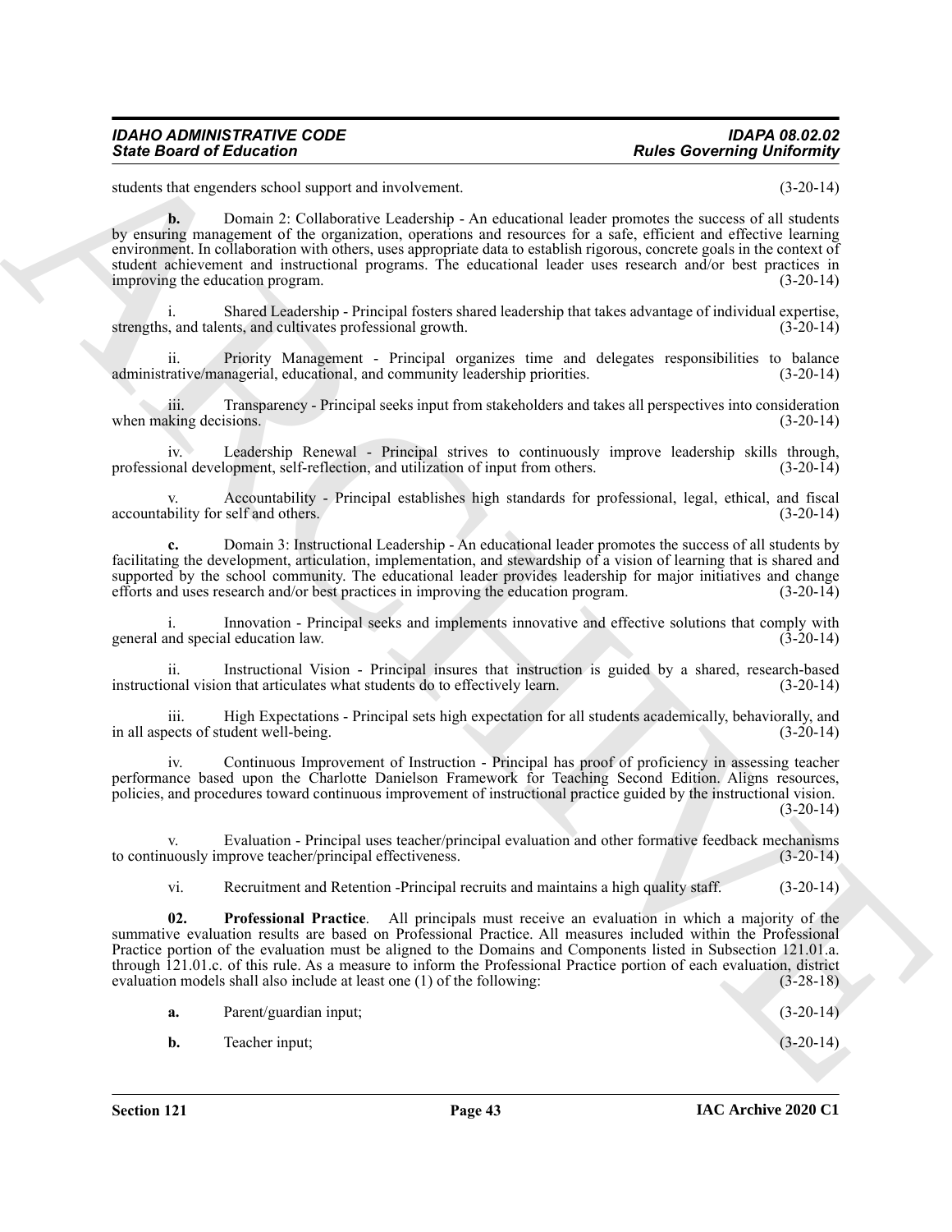students that engenders school support and involvement. (3-20-14)

**b.** Domain 2: Collaborative Leadership - An educational leader promotes the success of all students by ensuring management of the organization, operations and resources for a safe, efficient and effective learning environment. In collaboration with others, uses appropriate data to establish rigorous, concrete goals in the context of student achievement and instructional programs. The educational leader uses research and/or best practices in improving the education program. (3-20-14)

i. Shared Leadership - Principal fosters shared leadership that takes advantage of individual expertise, strengths, and talents, and cultivates professional growth. (3-20-14)

ii. Priority Management - Principal organizes time and delegates responsibilities to balance administrative/managerial, educational, and community leadership priorities. (3-20-14)

iii. Transparency - Principal seeks input from stakeholders and takes all perspectives into consideration when making decisions. (3-20-14)

iv. Leadership Renewal - Principal strives to continuously improve leadership skills through, professional development, self-reflection, and utilization of input from others. (3-20-14)

v. Accountability - Principal establishes high standards for professional, legal, ethical, and fiscal accountability for self and others. (3-20-14)

**c.** Domain 3: Instructional Leadership - An educational leader promotes the success of all students by facilitating the development, articulation, implementation, and stewardship of a vision of learning that is shared and supported by the school community. The educational leader provides leadership for major initiatives and change efforts and uses research and/or best practices in improving the education program. (3-20-14)

i. Innovation - Principal seeks and implements innovative and effective solutions that comply with general and special education law. (3-20-14)

ii. Instructional Vision - Principal insures that instruction is guided by a shared, research-based instructional vision that articulates what students do to effectively learn. (3-20-14)

iii. High Expectations - Principal sets high expectation for all students academically, behaviorally, and in all aspects of student well-being. (3-20-14)

iv. Continuous Improvement of Instruction - Principal has proof of proficiency in assessing teacher performance based upon the Charlotte Danielson Framework for Teaching Second Edition. Aligns resources, policies, and procedures toward continuous improvement of instructional practice guided by the instructional vision. (3-20-14)

v. Evaluation - Principal uses teacher/principal evaluation and other formative feedback mechanisms to continuously improve teacher/principal effectiveness. (3-20-14)

vi. Recruitment and Retention -Principal recruits and maintains a high quality staff. (3-20-14)

**02. Professional Practice**. All principals must receive an evaluation in which a majority of the summative evaluation results are based on Professional Practice. All measures included within the Professional Practice portion of the evaluation must be aligned to the Domains and Components listed in Subsection 121.01.a. through 121.01.c. of this rule. As a measure to inform the Professional Practice portion of each evaluation, district evaluation models shall also include at least one (1) of the following: (3-28-18)

**a.** Parent/guardian input; (3-20-14)

**b.** Teacher input; (3-20-14)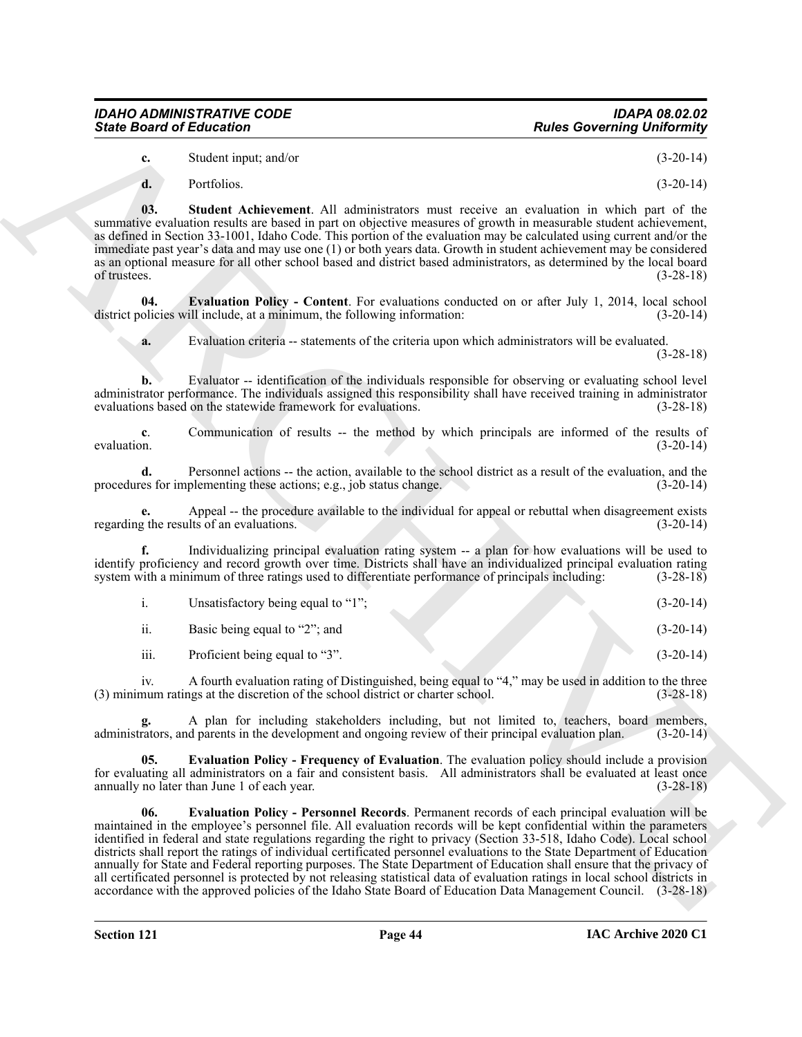**c.** Student input; and/or (3-20-14)

**d.** Portfolios. (3-20-14)

**03. Student Achievement**. All administrators must receive an evaluation in which part of the summative evaluation results are based in part on objective measures of growth in measurable student achievement, as defined in Section 33-1001, Idaho Code. This portion of the evaluation may be calculated using current and/or the immediate past year's data and may use one (1) or both years data. Growth in student achievement may be considered as an optional measure for all other school based and district based administrators, as determined by the local board of trustees. (3-28-18)

**04. Evaluation Policy - Content**. For evaluations conducted on or after July 1, 2014, local school district policies will include, at a minimum, the following information: (3-20-14)

**a.** Evaluation criteria -- statements of the criteria upon which administrators will be evaluated. (3-28-18)

**b.** Evaluator -- identification of the individuals responsible for observing or evaluating school level administrator performance. The individuals assigned this responsibility shall have received training in administrator evaluations based on the statewide framework for evaluations. (3-28-18)

**c**. Communication of results -- the method by which principals are informed of the results of evaluation. (3-20-14)

**d.** Personnel actions -- the action, available to the school district as a result of the evaluation, and the procedures for implementing these actions; e.g., job status change. (3-20-14)

**e.** Appeal -- the procedure available to the individual for appeal or rebuttal when disagreement exists regarding the results of an evaluations. (3-20-14)

**f.** Individualizing principal evaluation rating system -- a plan for how evaluations will be used to identify proficiency and record growth over time. Districts shall have an individualized principal evaluation rating system with a minimum of three ratings used to differentiate performance of principals including: (3-28-18)

i. Unsatisfactory being equal to "1"; (3-20-14)

ii. Basic being equal to "2"; and (3-20-14)

iii. Proficient being equal to "3". (3-20-14)

iv. A fourth evaluation rating of Distinguished, being equal to "4," may be used in addition to the three (3) minimum ratings at the discretion of the school district or charter school. (3-28-18)

**g.** A plan for including stakeholders including, but not limited to, teachers, board members, administrators, and parents in the development and ongoing review of their principal evaluation plan. (3-20-14)

**05. Evaluation Policy - Frequency of Evaluation**. The evaluation policy should include a provision for evaluating all administrators on a fair and consistent basis. All administrators shall be evaluated at least once annually no later than June 1 of each year. (3-28-18)

**06. Evaluation Policy - Personnel Records**. Permanent records of each principal evaluation will be maintained in the employee's personnel file. All evaluation records will be kept confidential within the parameters identified in federal and state regulations regarding the right to privacy (Section 33-518, Idaho Code). Local school districts shall report the ratings of individual certificated personnel evaluations to the State Department of Education annually for State and Federal reporting purposes. The State Department of Education shall ensure that the privacy of all certificated personnel is protected by not releasing statistical data of evaluation ratings in local school districts in accordance with the approved policies of the Idaho State Board of Education Data Management Council. (3-28-18)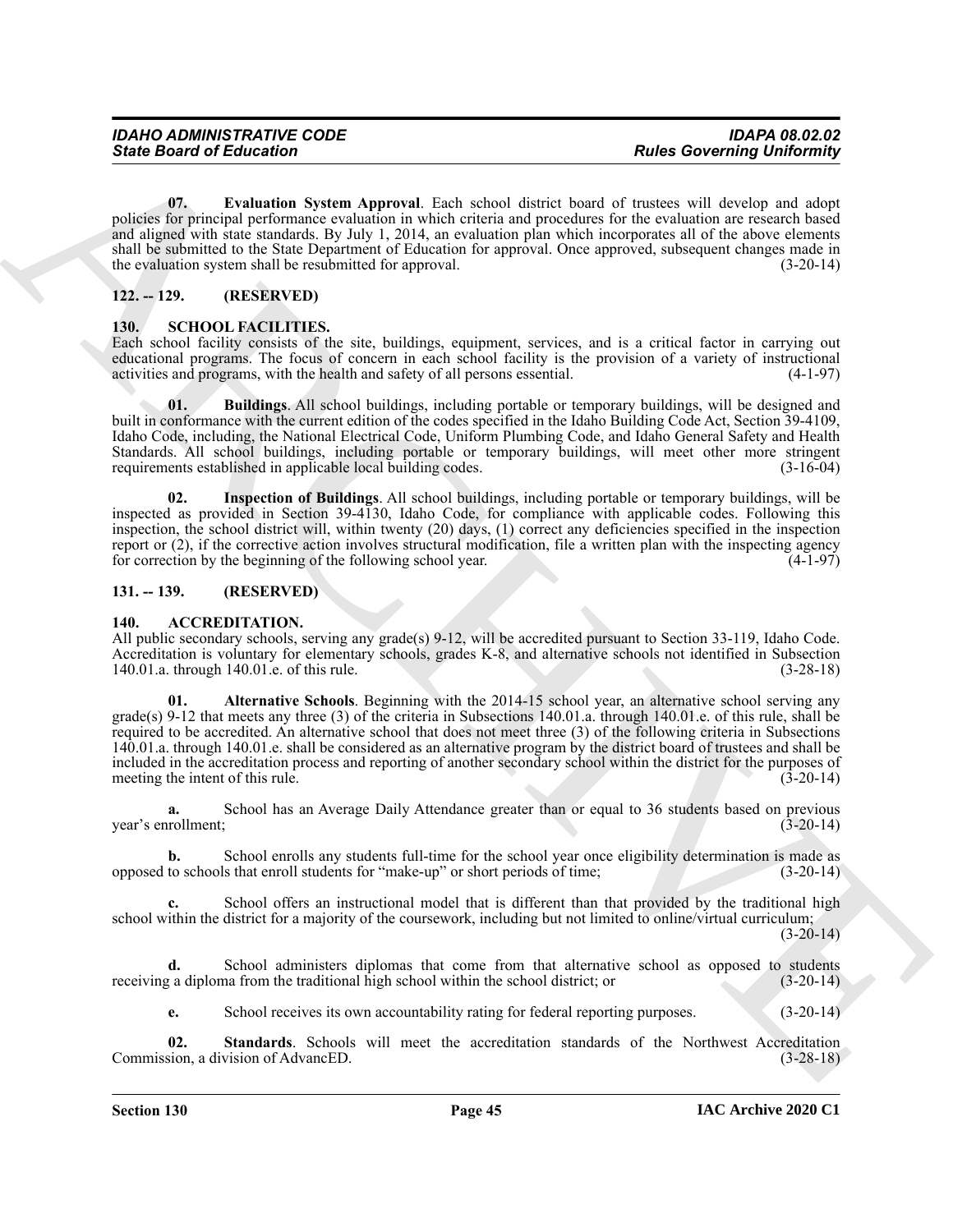**07. Evaluation System Approval**. Each school district board of trustees will develop and adopt policies for principal performance evaluation in which criteria and procedures for the evaluation are research based and aligned with state standards. By July 1, 2014, an evaluation plan which incorporates all of the above elements shall be submitted to the State Department of Education for approval. Once approved, subsequent changes made in the evaluation system shall be resubmitted for approval. (3-20-14)

## 122. -- 129. (RESERVED)

## 130. SCHOOL FACILITIES.

Each school facility consists of the site, buildings, equipment, services, and is a critical factor in carrying out educational programs. The focus of concern in each school facility is the provision of a variety of instructional activities and programs, with the health and safety of all persons essential. (4-1-97)

**01. Buildings**. All school buildings, including portable or temporary buildings, will be designed and built in conformance with the current edition of the codes specified in the Idaho Building Code Act, Section 39-4109, Idaho Code, including, the National Electrical Code, Uniform Plumbing Code, and Idaho General Safety and Health Standards. All school buildings, including portable or temporary buildings, will meet other more stringent requirements established in applicable local building codes. (3-16-04)

**02. Inspection of Buildings**. All school buildings, including portable or temporary buildings, will be inspected as provided in Section 39-4130, Idaho Code, for compliance with applicable codes. Following this inspection, the school district will, within twenty (20) days, (1) correct any deficiencies specified in the inspection report or (2), if the corrective action involves structural modification, file a written plan with the inspecting agency for correction by the beginning of the following school year. (4-1-97)

## 131. -- 139. (RESERVED)

## 140. ACCREDITATION.

All public secondary schools, serving any grade(s) 9-12, will be accredited pursuant to Section 33-119, Idaho Code. Accreditation is voluntary for elementary schools, grades K-8, and alternative schools not identified in Subsection 140.01.a. through 140.01.e. of this rule. (3-28-18)

**01. Alternative Schools**. Beginning with the 2014-15 school year, an alternative school serving any grade(s) 9-12 that meets any three (3) of the criteria in Subsections 140.01.a. through 140.01.e. of this rule, shall be required to be accredited. An alternative school that does not meet three (3) of the following criteria in Subsections 140.01.a. through 140.01.e. shall be considered as an alternative program by the district board of trustees and shall be included in the accreditation process and reporting of another secondary school within the district for the purposes of meeting the intent of this rule. (3-20-14)

**a.** School has an Average Daily Attendance greater than or equal to 36 students based on previous year's enrollment; (3-20-14)

**b.** School enrolls any students full-time for the school year once eligibility determination is made as opposed to schools that enroll students for "make-up" or short periods of time; (3-20-14)

**c.** School offers an instructional model that is different than that provided by the traditional high school within the district for a majority of the coursework, including but not limited to online/virtual curriculum; (3-20-14)

**d.** School administers diplomas that come from that alternative school as opposed to students receiving a diploma from the traditional high school within the school district; or (3-20-14)

**e.** School receives its own accountability rating for federal reporting purposes. (3-20-14)

**02. Standards**. Schools will meet the accreditation standards of the Northwest Accreditation Commission, a division of AdvancED. (3-28-18)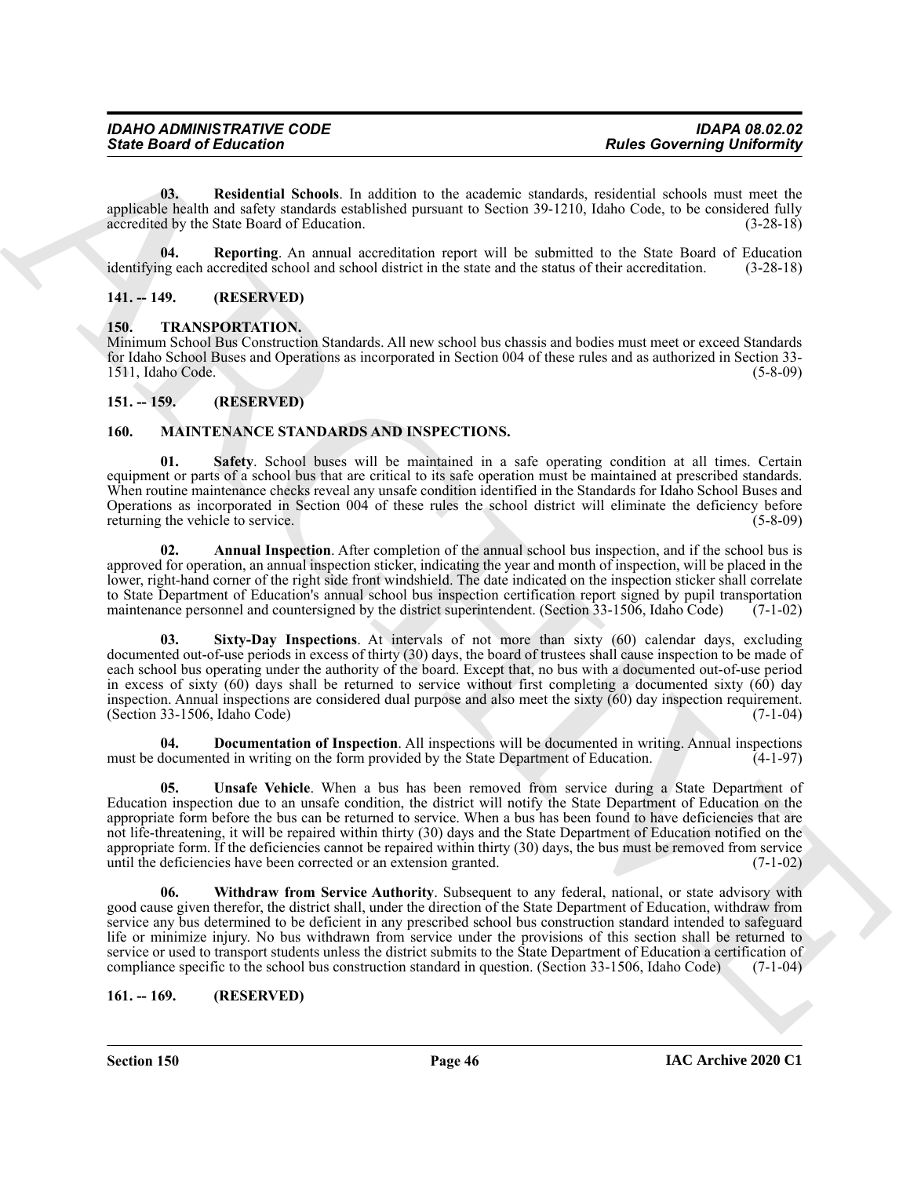**03. Residential Schools**. In addition to the academic standards, residential schools must meet the applicable health and safety standards established pursuant to Section 39-1210, Idaho Code, to be considered fully accredited by the State Board of Education. (3-28-18)

**04. Reporting**. An annual accreditation report will be submitted to the State Board of Education identifying each accredited school and school district in the state and the status of their accreditation. (3-28-18)

## 141. -- 149. (RESERVED)

## 150. TRANSPORTATION.

Minimum School Bus Construction Standards. All new school bus chassis and bodies must meet or exceed Standards for Idaho School Buses and Operations as incorporated in Section 004 of these rules and as authorized in Section 33-1511, Idaho Code. (5-8-09)

## 151. -- 159. (RESERVED)

## 160. MAINTENANCE STANDARDS AND INSPECTIONS.

**01. Safety**. School buses will be maintained in a safe operating condition at all times. Certain equipment or parts of a school bus that are critical to its safe operation must be maintained at prescribed standards. When routine maintenance checks reveal any unsafe condition identified in the Standards for Idaho School Buses and Operations as incorporated in Section 004 of these rules the school district will eliminate the deficiency before returning the vehicle to service. (5-8-09)

**02. Annual Inspection**. After completion of the annual school bus inspection, and if the school bus is approved for operation, an annual inspection sticker, indicating the year and month of inspection, will be placed in the lower, right-hand corner of the right side front windshield. The date indicated on the inspection sticker shall correlate to State Department of Education's annual school bus inspection certification report signed by pupil transportation maintenance personnel and countersigned by the district superintendent. (Section 33-1506, Idaho Code) (7-1-02)

**03. Sixty-Day Inspections**. At intervals of not more than sixty (60) calendar days, excluding documented out-of-use periods in excess of thirty (30) days, the board of trustees shall cause inspection to be made of each school bus operating under the authority of the board. Except that, no bus with a documented out-of-use period in excess of sixty (60) days shall be returned to service without first completing a documented sixty (60) day inspection. Annual inspections are considered dual purpose and also meet the sixty (60) day inspection requirement. (Section 33-1506, Idaho Code) (7-1-04)

**04. Documentation of Inspection**. All inspections will be documented in writing. Annual inspections must be documented in writing on the form provided by the State Department of Education. (4-1-97)

**05. Unsafe Vehicle**. When a bus has been removed from service during a State Department of Education inspection due to an unsafe condition, the district will notify the State Department of Education on the appropriate form before the bus can be returned to service. When a bus has been found to have deficiencies that are not life-threatening, it will be repaired within thirty (30) days and the State Department of Education notified on the appropriate form. If the deficiencies cannot be repaired within thirty (30) days, the bus must be removed from service until the deficiencies have been corrected or an extension granted. (7-1-02)

**06. Withdraw from Service Authority**. Subsequent to any federal, national, or state advisory with good cause given therefor, the district shall, under the direction of the State Department of Education, withdraw from service any bus determined to be deficient in any prescribed school bus construction standard intended to safeguard life or minimize injury. No bus withdrawn from service under the provisions of this section shall be returned to service or used to transport students unless the district submits to the State Department of Education a certification of compliance specific to the school bus construction standard in question. (Section 33-1506, Idaho Code) (7-1-04)

## 161. -- 169. (RESERVED)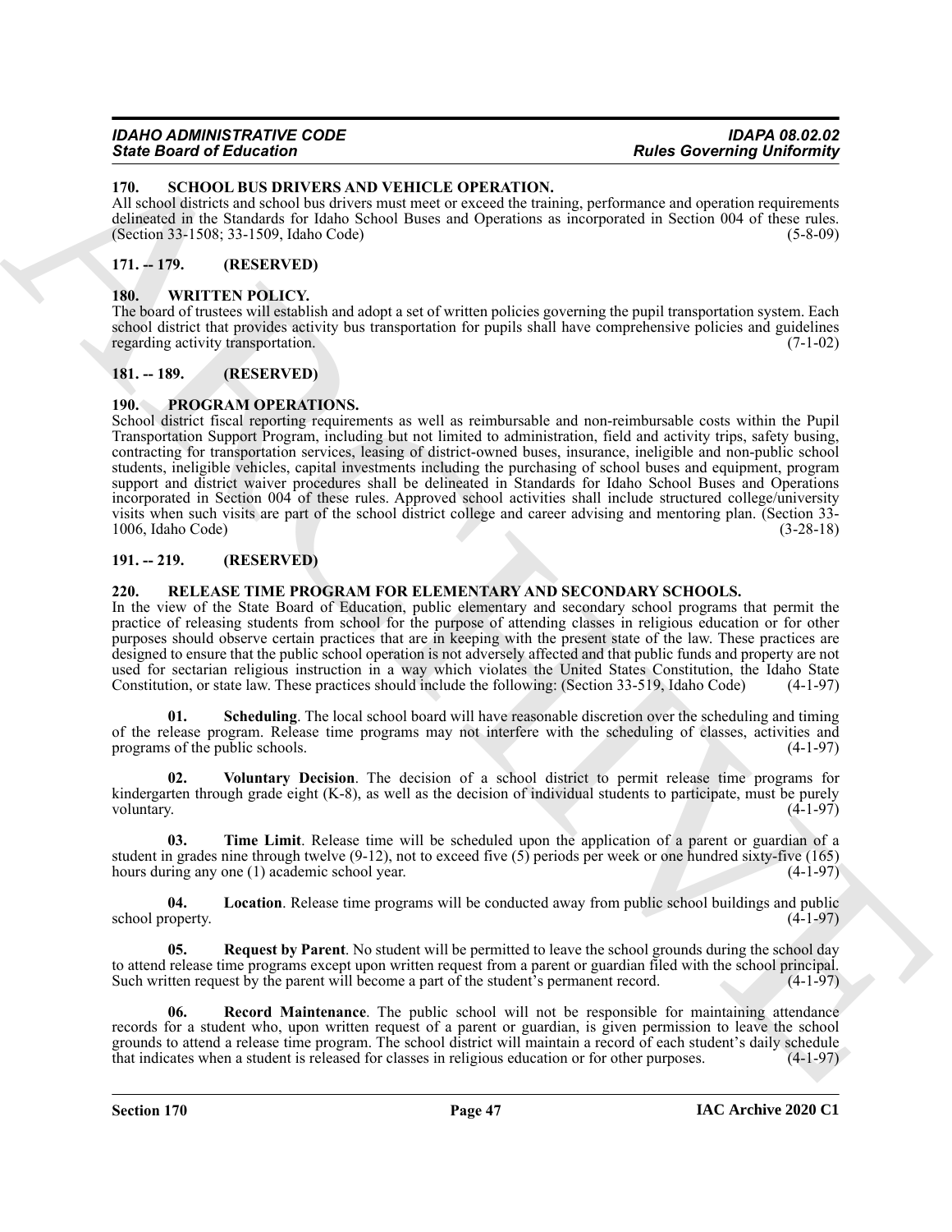## 170. SCHOOL BUS DRIVERS AND VEHICLE OPERATION.

All school districts and school bus drivers must meet or exceed the training, performance and operation requirements delineated in the Standards for Idaho School Buses and Operations as incorporated in Section 004 of these rules. (Section 33-1508; 33-1509, Idaho Code) (5-8-09)

## 171. -- 179. (RESERVED)

## 180. WRITTEN POLICY.

The board of trustees will establish and adopt a set of written policies governing the pupil transportation system. Each school district that provides activity bus transportation for pupils shall have comprehensive policies and guidelines regarding activity transportation. (7-1-02)

## 181. -- 189. (RESERVED)

## 190. PROGRAM OPERATIONS.

School district fiscal reporting requirements as well as reimbursable and non-reimbursable costs within the Pupil Transportation Support Program, including but not limited to administration, field and activity trips, safety busing, contracting for transportation services, leasing of district-owned buses, insurance, ineligible and non-public school students, ineligible vehicles, capital investments including the purchasing of school buses and equipment, program support and district waiver procedures shall be delineated in Standards for Idaho School Buses and Operations incorporated in Section 004 of these rules. Approved school activities shall include structured college/university visits when such visits are part of the school district college and career advising and mentoring plan. (Section 33-1006, Idaho Code) (3-28-18)

## 191. -- 219. (RESERVED)

## 220. RELEASE TIME PROGRAM FOR ELEMENTARY AND SECONDARY SCHOOLS.

In the view of the State Board of Education, public elementary and secondary school programs that permit the practice of releasing students from school for the purpose of attending classes in religious education or for other purposes should observe certain practices that are in keeping with the present state of the law. These practices are designed to ensure that the public school operation is not adversely affected and that public funds and property are not used for sectarian religious instruction in a way which violates the United States Constitution, the Idaho State Constitution, or state law. These practices should include the following: (Section 33-519, Idaho Code) (4-1-97)

**01. Scheduling**. The local school board will have reasonable discretion over the scheduling and timing of the release program. Release time programs may not interfere with the scheduling of classes, activities and programs of the public schools. (4-1-97)

**02. Voluntary Decision**. The decision of a school district to permit release time programs for kindergarten through grade eight (K-8), as well as the decision of individual students to participate, must be purely voluntary. (4-1-97)

**03. Time Limit**. Release time will be scheduled upon the application of a parent or guardian of a student in grades nine through twelve (9-12), not to exceed five (5) periods per week or one hundred sixty-five (165) hours during any one (1) academic school year. (4-1-97)

**04. Location**. Release time programs will be conducted away from public school buildings and public school property. (4-1-97)

**05. Request by Parent**. No student will be permitted to leave the school grounds during the school day to attend release time programs except upon written request from a parent or guardian filed with the school principal. Such written request by the parent will become a part of the student's permanent record. (4-1-97)

**06. Record Maintenance**. The public school will not be responsible for maintaining attendance records for a student who, upon written request of a parent or guardian, is given permission to leave the school grounds to attend a release time program. The school district will maintain a record of each student's daily schedule that indicates when a student is released for classes in religious education or for other purposes. (4-1-97)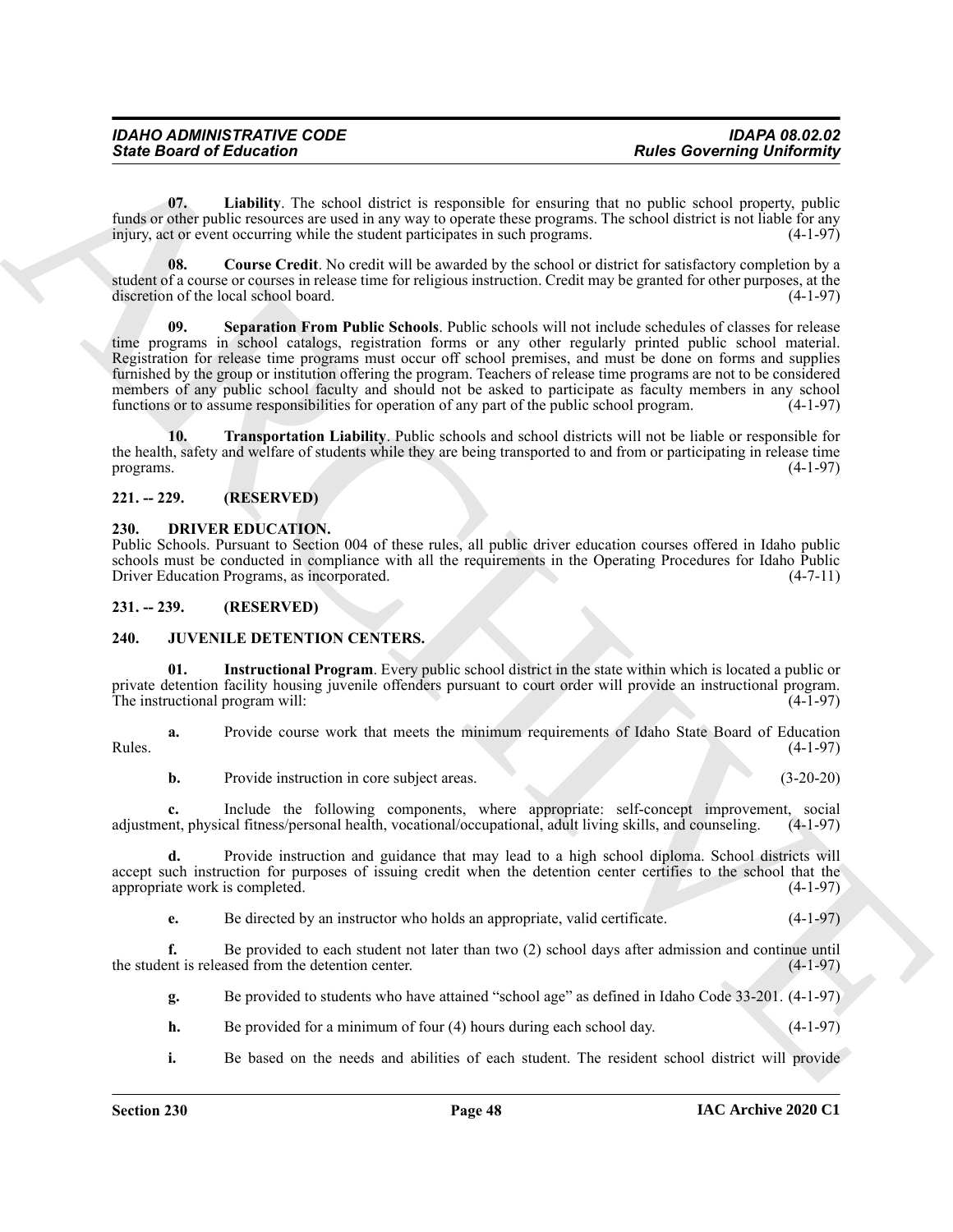**07. Liability**. The school district is responsible for ensuring that no public school property, public funds or other public resources are used in any way to operate these programs. The school district is not liable for any injury, act or event occurring while the student participates in such programs. (4-1-97)

**08. Course Credit**. No credit will be awarded by the school or district for satisfactory completion by a student of a course or courses in release time for religious instruction. Credit may be granted for other purposes, at the discretion of the local school board. (4-1-97)

**09. Separation From Public Schools**. Public schools will not include schedules of classes for release time programs in school catalogs, registration forms or any other regularly printed public school material. Registration for release time programs must occur off school premises, and must be done on forms and supplies furnished by the group or institution offering the program. Teachers of release time programs are not to be considered members of any public school faculty and should not be asked to participate as faculty members in any school functions or to assume responsibilities for operation of any part of the public school program. (4-1-97)

**10. Transportation Liability**. Public schools and school districts will not be liable or responsible for the health, safety and welfare of students while they are being transported to and from or participating in release time programs. (4-1-97)

## 221. -- 229. (RESERVED)

## 230. DRIVER EDUCATION.

Public Schools. Pursuant to Section 004 of these rules, all public driver education courses offered in Idaho public schools must be conducted in compliance with all the requirements in the Operating Procedures for Idaho Public Driver Education Programs, as incorporated. (4-7-11)

## 231. -- 239. (RESERVED)

## 240. JUVENILE DETENTION CENTERS.

**01. Instructional Program**. Every public school district in the state within which is located a public or private detention facility housing juvenile offenders pursuant to court order will provide an instructional program. The instructional program will: (4-1-97)

**a.** Provide course work that meets the minimum requirements of Idaho State Board of Education Rules. (4-1-97)

**b.** Provide instruction in core subject areas. (3-20-20)

**c.** Include the following components, where appropriate: self-concept improvement, social adjustment, physical fitness/personal health, vocational/occupational, adult living skills, and counseling. (4-1-97)

**d.** Provide instruction and guidance that may lead to a high school diploma. School districts will accept such instruction for purposes of issuing credit when the detention center certifies to the school that the appropriate work is completed. (4-1-97)

**e.** Be directed by an instructor who holds an appropriate, valid certificate. (4-1-97)

**f.** Be provided to each student not later than two (2) school days after admission and continue until the student is released from the detention center. (4-1-97)

**g.** Be provided to students who have attained "school age" as defined in Idaho Code 33-201. (4-1-97)

**h.** Be provided for a minimum of four (4) hours during each school day. (4-1-97)

**i.** Be based on the needs and abilities of each student. The resident school district will provide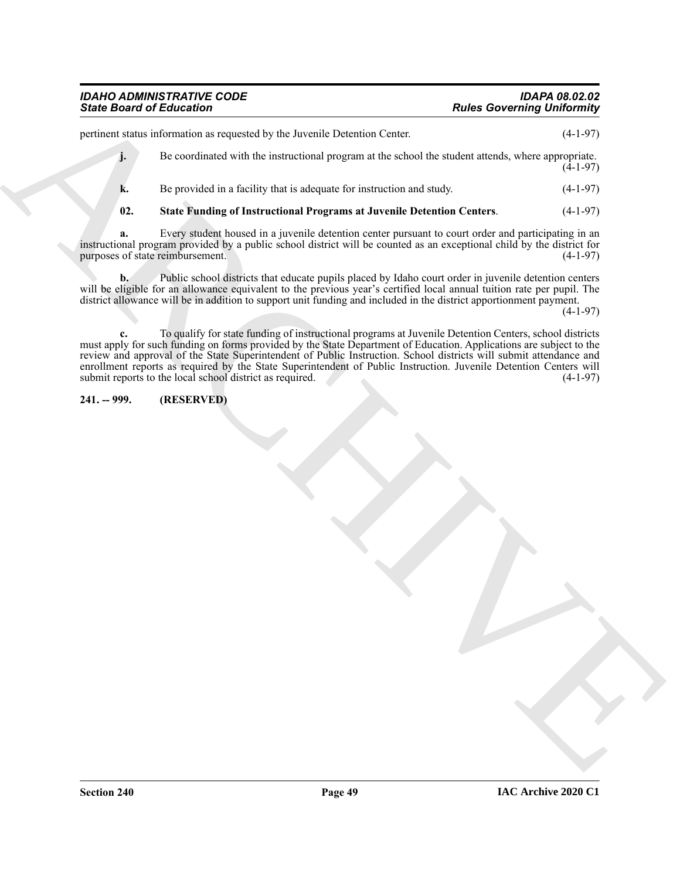pertinent status information as requested by the Juvenile Detention Center. (4-1-97)

**j.** Be coordinated with the instructional program at the school the student attends, where appropriate. (4-1-97)

**k.** Be provided in a facility that is adequate for instruction and study. (4-1-97)

**02. State Funding of Instructional Programs at Juvenile Detention Centers**. (4-1-97)

**a.** Every student housed in a juvenile detention center pursuant to court order and participating in an instructional program provided by a public school district will be counted as an exceptional child by the district for purposes of state reimbursement. (4-1-97)

**b.** Public school districts that educate pupils placed by Idaho court order in juvenile detention centers will be eligible for an allowance equivalent to the previous year's certified local annual tuition rate per pupil. The district allowance will be in addition to support unit funding and included in the district apportionment payment. (4-1-97)

**c.** To qualify for state funding of instructional programs at Juvenile Detention Centers, school districts must apply for such funding on forms provided by the State Department of Education. Applications are subject to the review and approval of the State Superintendent of Public Instruction. School districts will submit attendance and enrollment reports as required by the State Superintendent of Public Instruction. Juvenile Detention Centers will submit reports to the local school district as required. (4-1-97)

**241. -- 999. (RESERVED)**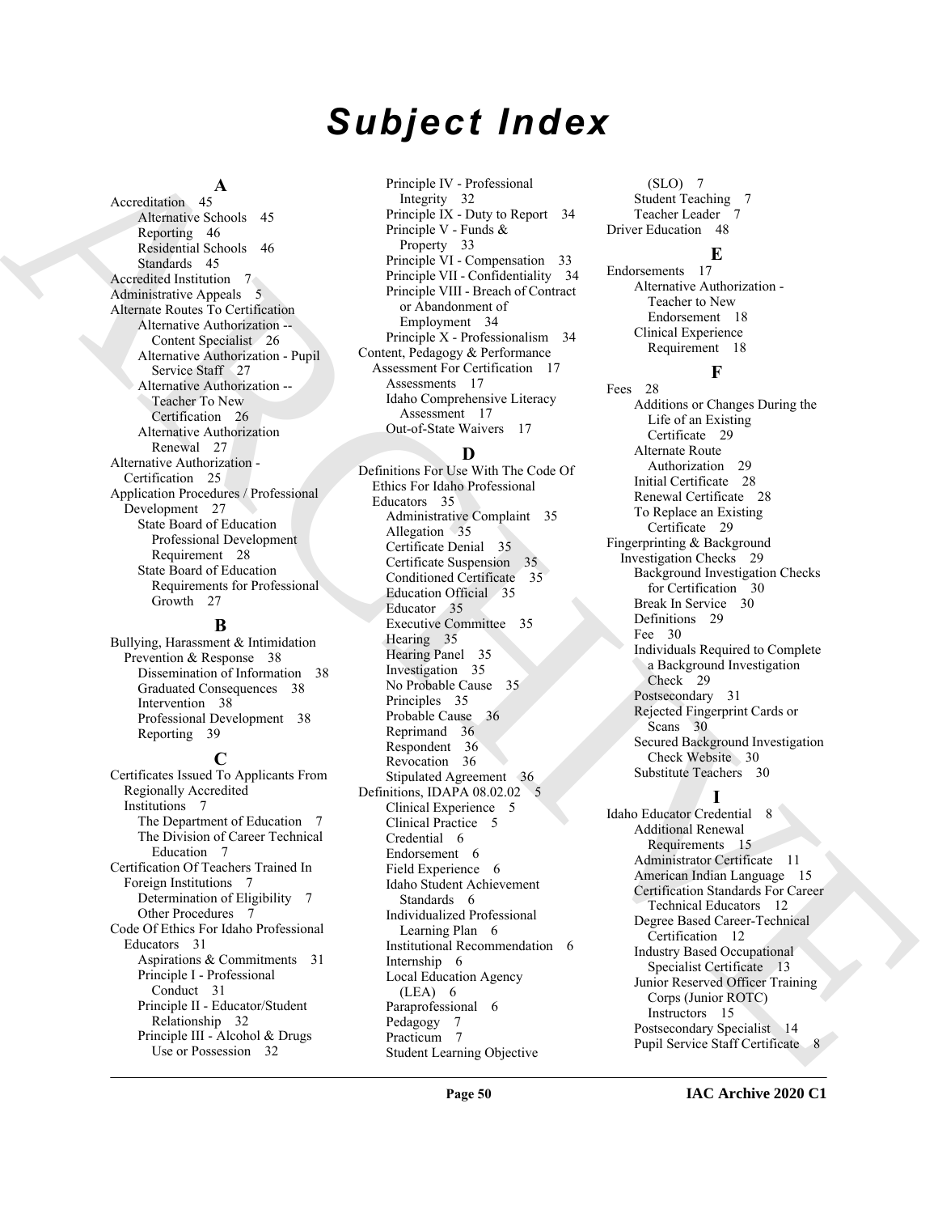# Subject Index

**A**

Accreditation 45
- Alternative Schools 45
- Reporting 46
- Residential Schools 46
- Standards 45

Accredited Institution 7

Administrative Appeals 5

Alternate Routes To Certification
- Alternative Authorization -- Content Specialist 26
- Alternative Authorization - Pupil Service Staff 27
- Alternative Authorization -- Teacher To New Certification 26
- Alternative Authorization Renewal 27

Alternative Authorization - Certification 25

Application Procedures / Professional Development 27
- State Board of Education Professional Development Requirement 28
- State Board of Education Requirements for Professional Growth 27

**B**

Bullying, Harassment & Intimidation Prevention & Response 38
- Dissemination of Information 38
- Graduated Consequences 38
- Intervention 38
- Professional Development 38
- Reporting 39

**C**

Certificates Issued To Applicants From Regionally Accredited Institutions 7
- The Department of Education 7
- The Division of Career Technical Education 7

Certification Of Teachers Trained In Foreign Institutions 7
- Determination of Eligibility 7
- Other Procedures 7

Code Of Ethics For Idaho Professional Educators 31
- Aspirations & Commitments 31
- Principle I - Professional Conduct 31
- Principle II - Educator/Student Relationship 32
- Principle III - Alcohol & Drugs Use or Possession 32
- Principle IV - Professional Integrity 32
- Principle IX - Duty to Report 34
- Principle V - Funds & Property 33
- Principle VI - Compensation 33
- Principle VII - Confidentiality 34
- Principle VIII - Breach of Contract or Abandonment of Employment 34
- Principle X - Professionalism 34

Content, Pedagogy & Performance Assessment For Certification 17
- Assessments 17
- Idaho Comprehensive Literacy Assessment 17
- Out-of-State Waivers 17

**D**

Definitions For Use With The Code Of Ethics For Idaho Professional Educators 35
- Administrative Complaint 35
- Allegation 35
- Certificate Denial 35
- Certificate Suspension 35
- Conditioned Certificate 35
- Education Official 35
- Educator 35
- Executive Committee 35
- Hearing 35
- Hearing Panel 35
- Investigation 35
- No Probable Cause 35
- Principles 35
- Probable Cause 36
- Reprimand 36
- Respondent 36
- Revocation 36
- Stipulated Agreement 36

Definitions, IDAPA 08.02.02 5
- Clinical Experience 5
- Clinical Practice 5
- Credential 6
- Endorsement 6
- Field Experience 6
- Idaho Student Achievement Standards 6
- Individualized Professional Learning Plan 6
- Institutional Recommendation 6
- Internship 6
- Local Education Agency (LEA) 6
- Paraprofessional 6
- Pedagogy 7
- Practicum 7
- Student Learning Objective (SLO) 7
- Student Teaching 7
- Teacher Leader 7

Driver Education 48

**E**

Endorsements 17
- Alternative Authorization - Teacher to New Endorsement 18
- Clinical Experience Requirement 18

**F**

Fees 28
- Additions or Changes During the Life of an Existing Certificate 29
- Alternate Route Authorization 29
- Initial Certificate 28
- Renewal Certificate 28
- To Replace an Existing Certificate 29

Fingerprinting & Background Investigation Checks 29
- Background Investigation Checks for Certification 30
- Break In Service 30
- Definitions 29
- Fee 30
- Individuals Required to Complete a Background Investigation Check 29
- Postsecondary 31
- Rejected Fingerprint Cards or Scans 30
- Secured Background Investigation Check Website 30
- Substitute Teachers 30

**I**

Idaho Educator Credential 8
- Additional Renewal Requirements 15
- Administrator Certificate 11
- American Indian Language 15
- Certification Standards For Career Technical Educators 12
- Degree Based Career-Technical Certification 12
- Industry Based Occupational Specialist Certificate 13
- Junior Reserved Officer Training Corps (Junior ROTC) Instructors 15
- Postsecondary Specialist 14
- Pupil Service Staff Certificate 8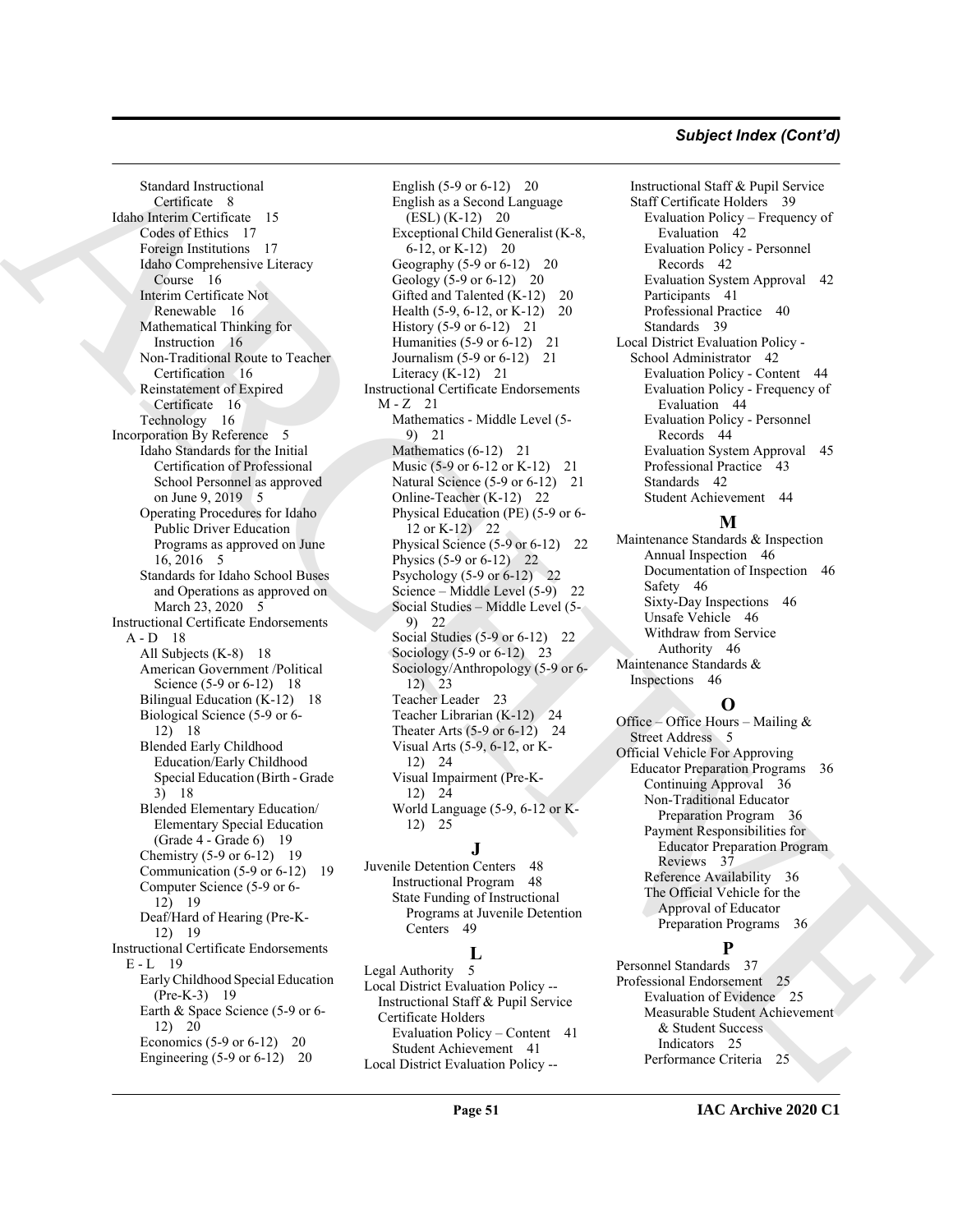## Subject Index (Cont'd)

Standard Instructional Certificate 8
Idaho Interim Certificate 15
- Codes of Ethics 17
- Foreign Institutions 17
- Idaho Comprehensive Literacy Course 16
- Interim Certificate Not Renewable 16
- Mathematical Thinking for Instruction 16
- Non-Traditional Route to Teacher Certification 16
- Reinstatement of Expired Certificate 16
- Technology 16

Incorporation By Reference 5
- Idaho Standards for the Initial Certification of Professional School Personnel as approved on June 9, 2019 5
- Operating Procedures for Idaho Public Driver Education Programs as approved on June 16, 2016 5
- Standards for Idaho School Buses and Operations as approved on March 23, 2020 5

Instructional Certificate Endorsements A - D 18
- All Subjects (K-8) 18
- American Government /Political Science (5-9 or 6-12) 18
- Bilingual Education (K-12) 18
- Biological Science (5-9 or 6-12) 18
- Blended Early Childhood Education/Early Childhood Special Education (Birth - Grade 3) 18
- Blended Elementary Education/ Elementary Special Education (Grade 4 - Grade 6) 19
- Chemistry (5-9 or 6-12) 19
- Communication (5-9 or 6-12) 19
- Computer Science (5-9 or 6-12) 19
- Deaf/Hard of Hearing (Pre-K-12) 19

Instructional Certificate Endorsements E - L 19
- Early Childhood Special Education (Pre-K-3) 19
- Earth & Space Science (5-9 or 6-12) 20
- Economics (5-9 or 6-12) 20
- Engineering (5-9 or 6-12) 20
- English (5-9 or 6-12) 20
- English as a Second Language (ESL) (K-12) 20
- Exceptional Child Generalist (K-8, 6-12, or K-12) 20
- Geography (5-9 or 6-12) 20
- Geology (5-9 or 6-12) 20
- Gifted and Talented (K-12) 20
- Health (5-9, 6-12, or K-12) 20
- History (5-9 or 6-12) 21
- Humanities (5-9 or 6-12) 21
- Journalism (5-9 or 6-12) 21
- Literacy (K-12) 21

Instructional Certificate Endorsements M - Z 21
- Mathematics - Middle Level (5-9) 21
- Mathematics (6-12) 21
- Music (5-9 or 6-12 or K-12) 21
- Natural Science (5-9 or 6-12) 21
- Online-Teacher (K-12) 22
- Physical Education (PE) (5-9 or 6-12 or K-12) 22
- Physical Science (5-9 or 6-12) 22
- Physics (5-9 or 6-12) 22
- Psychology (5-9 or 6-12) 22
- Science – Middle Level (5-9) 22
- Social Studies – Middle Level (5-9) 22
- Social Studies (5-9 or 6-12) 22
- Sociology (5-9 or 6-12) 23
- Sociology/Anthropology (5-9 or 6-12) 23
- Teacher Leader 23
- Teacher Librarian (K-12) 24
- Theater Arts (5-9 or 6-12) 24
- Visual Arts (5-9, 6-12, or K-12) 24
- Visual Impairment (Pre-K-12) 24
- World Language (5-9, 6-12 or K-12) 25

### J

Juvenile Detention Centers 48
- Instructional Program 48
- State Funding of Instructional Programs at Juvenile Detention Centers 49

### L

Legal Authority 5
Local District Evaluation Policy -- Instructional Staff & Pupil Service Certificate Holders
- Evaluation Policy – Content 41
- Student Achievement 41

Local District Evaluation Policy -- Instructional Staff & Pupil Service Staff Certificate Holders 39
- Evaluation Policy – Frequency of Evaluation 42
- Evaluation Policy - Personnel Records 42
- Evaluation System Approval 42
- Participants 41
- Professional Practice 40
- Standards 39

Local District Evaluation Policy - School Administrator 42
- Evaluation Policy - Content 44
- Evaluation Policy - Frequency of Evaluation 44
- Evaluation Policy - Personnel Records 44
- Evaluation System Approval 45
- Professional Practice 43
- Standards 42
- Student Achievement 44

### M

Maintenance Standards & Inspection
- Annual Inspection 46
- Documentation of Inspection 46
- Safety 46
- Sixty-Day Inspections 46
- Unsafe Vehicle 46
- Withdraw from Service Authority 46

Maintenance Standards & Inspections 46

### O

Office – Office Hours – Mailing & Street Address 5
Official Vehicle For Approving Educator Preparation Programs 36
- Continuing Approval 36
- Non-Traditional Educator Preparation Program 36
- Payment Responsibilities for Educator Preparation Program Reviews 37
- Reference Availability 36
- The Official Vehicle for the Approval of Educator Preparation Programs 36

### P

Personnel Standards 37
Professional Endorsement 25
- Evaluation of Evidence 25
- Measurable Student Achievement & Student Success Indicators 25
- Performance Criteria 25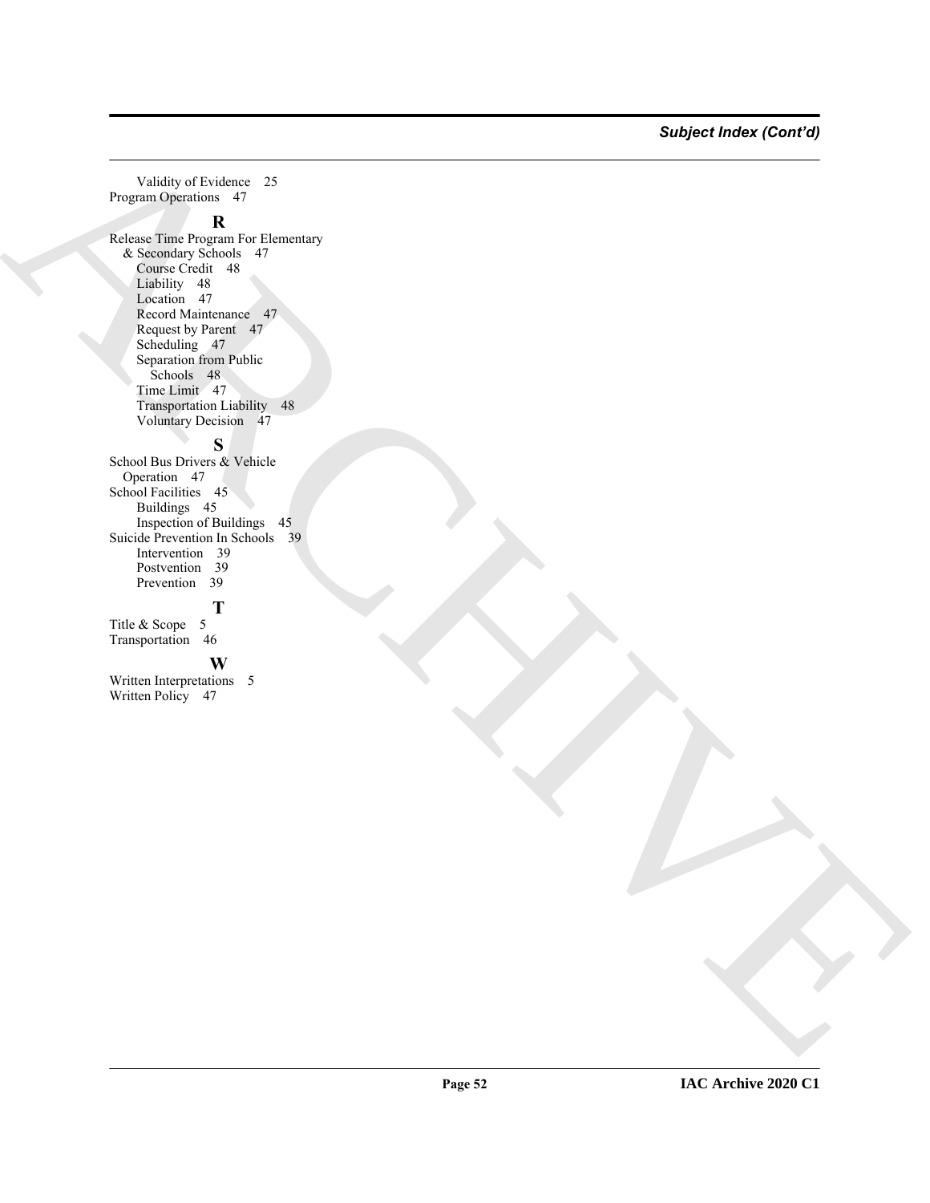Validity of Evidence 25
Program Operations 47

**R**

Release Time Program For Elementary & Secondary Schools 47
Course Credit 48
Liability 48
Location 47
Record Maintenance 47
Request by Parent 47
Scheduling 47
Separation from Public Schools 48
Time Limit 47
Transportation Liability 48
Voluntary Decision 47

**S**

School Bus Drivers & Vehicle Operation 47
School Facilities 45
Buildings 45
Inspection of Buildings 45
Suicide Prevention In Schools 39
Intervention 39
Postvention 39
Prevention 39

**T**

Title & Scope 5
Transportation 46

**W**

Written Interpretations 5
Written Policy 47